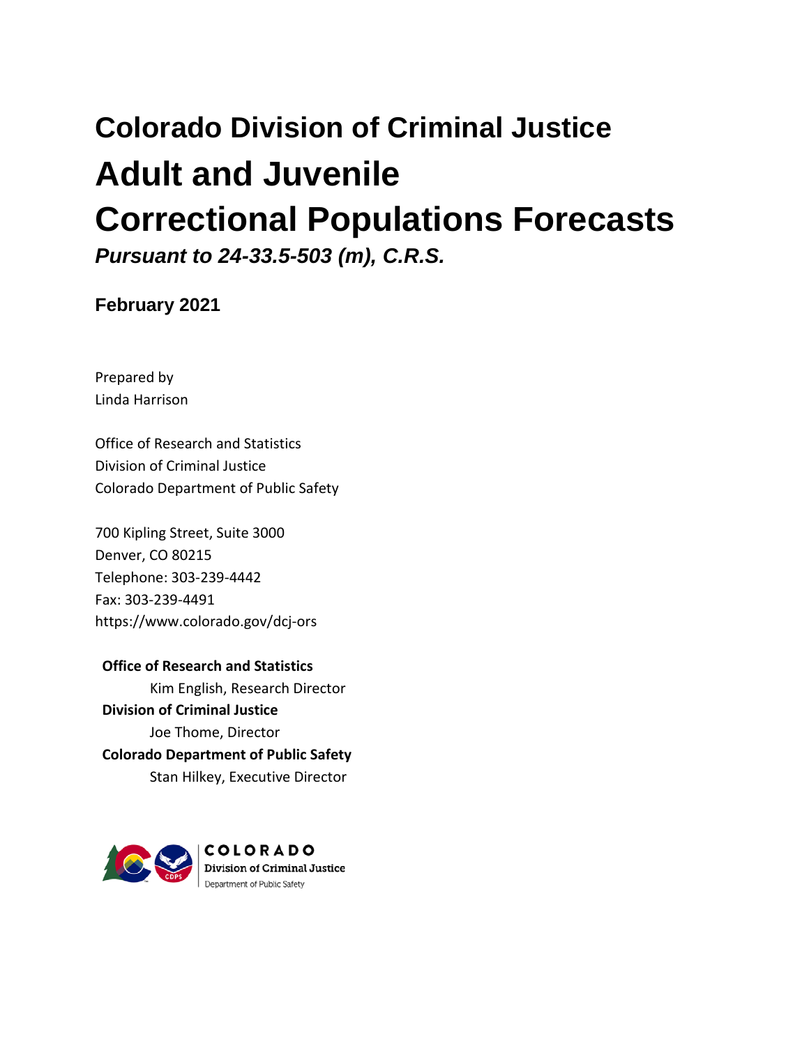# Colorado Division of Criminal Justice

# Adult and Juvenile Correctional Populations Forecasts

***Pursuant to 24-33.5-503 (m), C.R.S.***

**February 2021**

Prepared by
Linda Harrison

Office of Research and Statistics
Division of Criminal Justice
Colorado Department of Public Safety

700 Kipling Street, Suite 3000
Denver, CO 80215
Telephone: 303-239-4442
Fax: 303-239-4491
https://www.colorado.gov/dcj-ors

**Office of Research and Statistics**
Kim English, Research Director
**Division of Criminal Justice**
Joe Thome, Director
**Colorado Department of Public Safety**
Stan Hilkey, Executive Director

COLORADO
Division of Criminal Justice
Department of Public Safety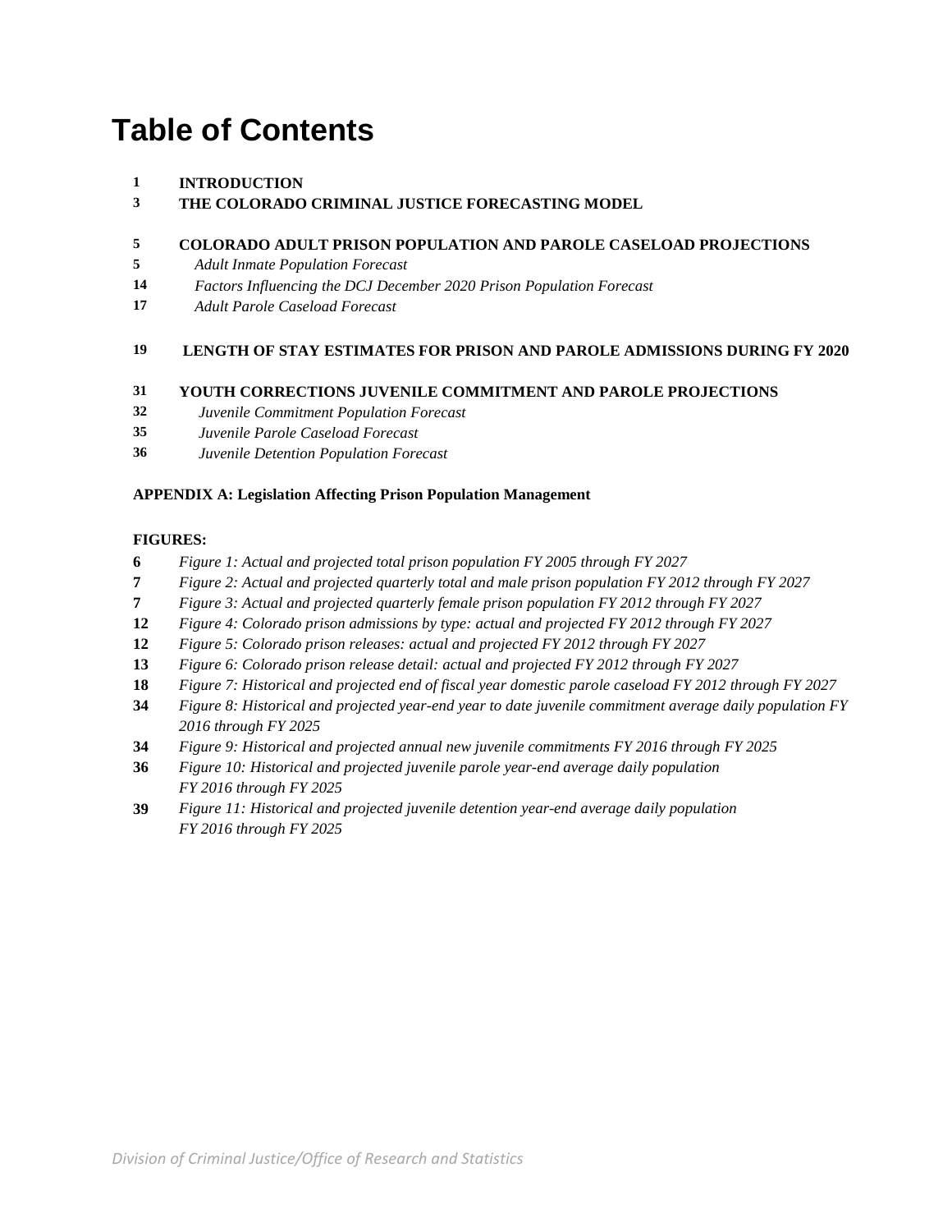# Table of Contents

**1** **INTRODUCTION**

**3** **THE COLORADO CRIMINAL JUSTICE FORECASTING MODEL**

**5** **COLORADO ADULT PRISON POPULATION AND PAROLE CASELOAD PROJECTIONS**

**5** *Adult Inmate Population Forecast*

**14** *Factors Influencing the DCJ December 2020 Prison Population Forecast*

**17** *Adult Parole Caseload Forecast*

**19** **LENGTH OF STAY ESTIMATES FOR PRISON AND PAROLE ADMISSIONS DURING FY 2020**

**31** **YOUTH CORRECTIONS JUVENILE COMMITMENT AND PAROLE PROJECTIONS**

**32** *Juvenile Commitment Population Forecast*

**35** *Juvenile Parole Caseload Forecast*

**36** *Juvenile Detention Population Forecast*

**APPENDIX A: Legislation Affecting Prison Population Management**

**FIGURES:**

**6** *Figure 1: Actual and projected total prison population FY 2005 through FY 2027*

**7** *Figure 2: Actual and projected quarterly total and male prison population FY 2012 through FY 2027*

**7** *Figure 3: Actual and projected quarterly female prison population FY 2012 through FY 2027*

**12** *Figure 4: Colorado prison admissions by type: actual and projected FY 2012 through FY 2027*

**12** *Figure 5: Colorado prison releases: actual and projected FY 2012 through FY 2027*

**13** *Figure 6: Colorado prison release detail: actual and projected FY 2012 through FY 2027*

**18** *Figure 7: Historical and projected end of fiscal year domestic parole caseload FY 2012 through FY 2027*

**34** *Figure 8: Historical and projected year-end year to date juvenile commitment average daily population FY 2016 through FY 2025*

**34** *Figure 9: Historical and projected annual new juvenile commitments FY 2016 through FY 2025*

**36** *Figure 10: Historical and projected juvenile parole year-end average daily population FY 2016 through FY 2025*

**39** *Figure 11: Historical and projected juvenile detention year-end average daily population FY 2016 through FY 2025*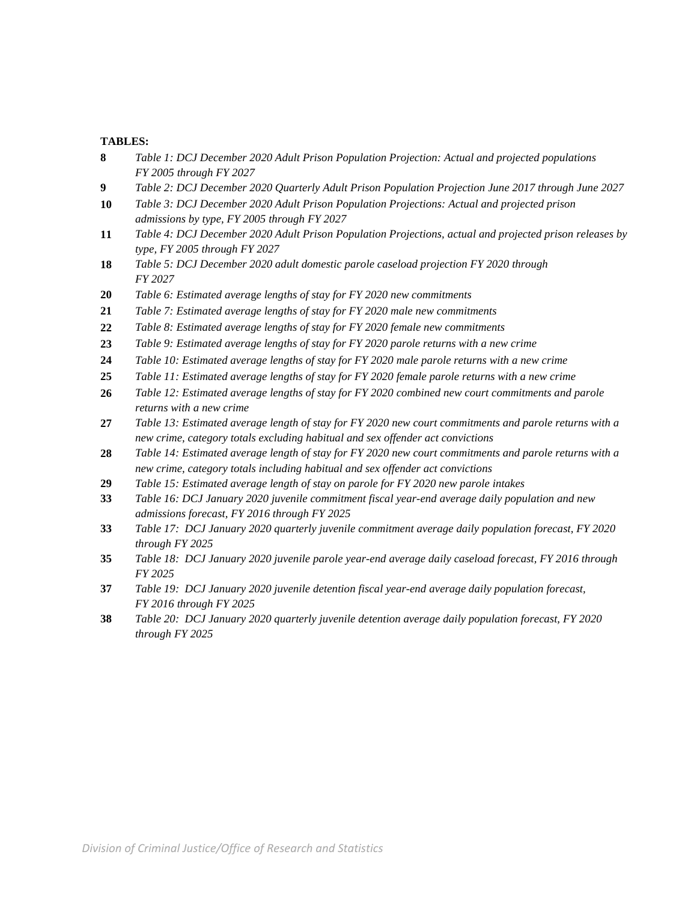**TABLES:**

**8** *Table 1: DCJ December 2020 Adult Prison Population Projection: Actual and projected populations FY 2005 through FY 2027*

**9** *Table 2: DCJ December 2020 Quarterly Adult Prison Population Projection June 2017 through June 2027*

**10** *Table 3: DCJ December 2020 Adult Prison Population Projections: Actual and projected prison admissions by type, FY 2005 through FY 2027*

**11** *Table 4: DCJ December 2020 Adult Prison Population Projections, actual and projected prison releases by type, FY 2005 through FY 2027*

**18** *Table 5: DCJ December 2020 adult domestic parole caseload projection FY 2020 through FY 2027*

**20** *Table 6: Estimated average lengths of stay for FY 2020 new commitments*

**21** *Table 7: Estimated average lengths of stay for FY 2020 male new commitments*

**22** *Table 8: Estimated average lengths of stay for FY 2020 female new commitments*

**23** *Table 9: Estimated average lengths of stay for FY 2020 parole returns with a new crime*

**24** *Table 10: Estimated average lengths of stay for FY 2020 male parole returns with a new crime*

**25** *Table 11: Estimated average lengths of stay for FY 2020 female parole returns with a new crime*

**26** *Table 12: Estimated average lengths of stay for FY 2020 combined new court commitments and parole returns with a new crime*

**27** *Table 13: Estimated average length of stay for FY 2020 new court commitments and parole returns with a new crime, category totals excluding habitual and sex offender act convictions*

**28** *Table 14: Estimated average length of stay for FY 2020 new court commitments and parole returns with a new crime, category totals including habitual and sex offender act convictions*

**29** *Table 15: Estimated average length of stay on parole for FY 2020 new parole intakes*

**33** *Table 16: DCJ January 2020 juvenile commitment fiscal year-end average daily population and new admissions forecast, FY 2016 through FY 2025*

**33** *Table 17: DCJ January 2020 quarterly juvenile commitment average daily population forecast, FY 2020 through FY 2025*

**35** *Table 18: DCJ January 2020 juvenile parole year-end average daily caseload forecast, FY 2016 through FY 2025*

**37** *Table 19: DCJ January 2020 juvenile detention fiscal year-end average daily population forecast, FY 2016 through FY 2025*

**38** *Table 20: DCJ January 2020 quarterly juvenile detention average daily population forecast, FY 2020 through FY 2025*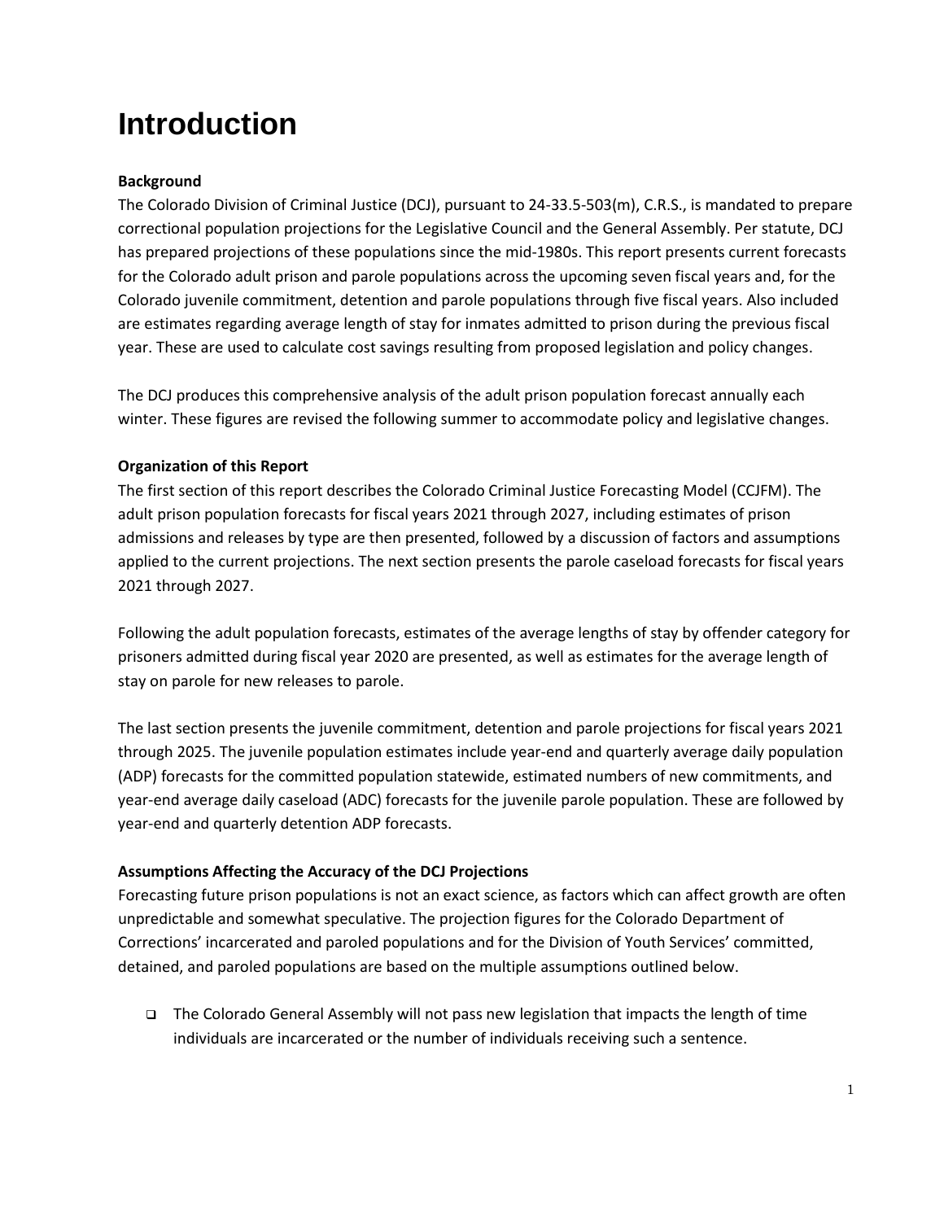# Introduction

**Background**

The Colorado Division of Criminal Justice (DCJ), pursuant to 24-33.5-503(m), C.R.S., is mandated to prepare correctional population projections for the Legislative Council and the General Assembly. Per statute, DCJ has prepared projections of these populations since the mid-1980s. This report presents current forecasts for the Colorado adult prison and parole populations across the upcoming seven fiscal years and, for the Colorado juvenile commitment, detention and parole populations through five fiscal years. Also included are estimates regarding average length of stay for inmates admitted to prison during the previous fiscal year. These are used to calculate cost savings resulting from proposed legislation and policy changes.

The DCJ produces this comprehensive analysis of the adult prison population forecast annually each winter. These figures are revised the following summer to accommodate policy and legislative changes.

**Organization of this Report**

The first section of this report describes the Colorado Criminal Justice Forecasting Model (CCJFM). The adult prison population forecasts for fiscal years 2021 through 2027, including estimates of prison admissions and releases by type are then presented, followed by a discussion of factors and assumptions applied to the current projections. The next section presents the parole caseload forecasts for fiscal years 2021 through 2027.

Following the adult population forecasts, estimates of the average lengths of stay by offender category for prisoners admitted during fiscal year 2020 are presented, as well as estimates for the average length of stay on parole for new releases to parole.

The last section presents the juvenile commitment, detention and parole projections for fiscal years 2021 through 2025. The juvenile population estimates include year-end and quarterly average daily population (ADP) forecasts for the committed population statewide, estimated numbers of new commitments, and year-end average daily caseload (ADC) forecasts for the juvenile parole population. These are followed by year-end and quarterly detention ADP forecasts.

**Assumptions Affecting the Accuracy of the DCJ Projections**

Forecasting future prison populations is not an exact science, as factors which can affect growth are often unpredictable and somewhat speculative. The projection figures for the Colorado Department of Corrections' incarcerated and paroled populations and for the Division of Youth Services' committed, detained, and paroled populations are based on the multiple assumptions outlined below.

- The Colorado General Assembly will not pass new legislation that impacts the length of time individuals are incarcerated or the number of individuals receiving such a sentence.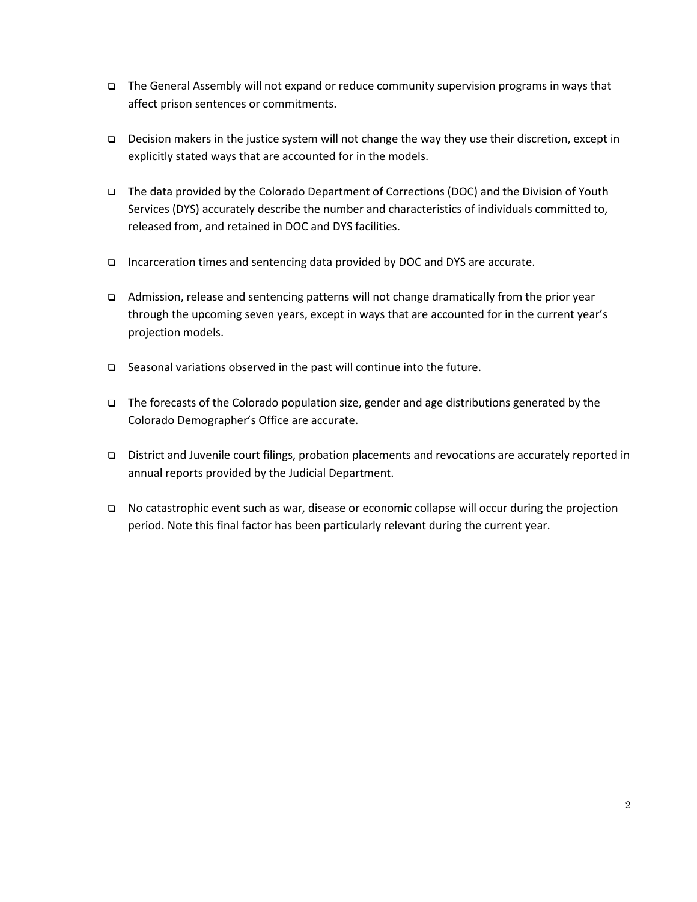- The General Assembly will not expand or reduce community supervision programs in ways that affect prison sentences or commitments.

- Decision makers in the justice system will not change the way they use their discretion, except in explicitly stated ways that are accounted for in the models.

- The data provided by the Colorado Department of Corrections (DOC) and the Division of Youth Services (DYS) accurately describe the number and characteristics of individuals committed to, released from, and retained in DOC and DYS facilities.

- Incarceration times and sentencing data provided by DOC and DYS are accurate.

- Admission, release and sentencing patterns will not change dramatically from the prior year through the upcoming seven years, except in ways that are accounted for in the current year's projection models.

- Seasonal variations observed in the past will continue into the future.

- The forecasts of the Colorado population size, gender and age distributions generated by the Colorado Demographer's Office are accurate.

- District and Juvenile court filings, probation placements and revocations are accurately reported in annual reports provided by the Judicial Department.

- No catastrophic event such as war, disease or economic collapse will occur during the projection period. Note this final factor has been particularly relevant during the current year.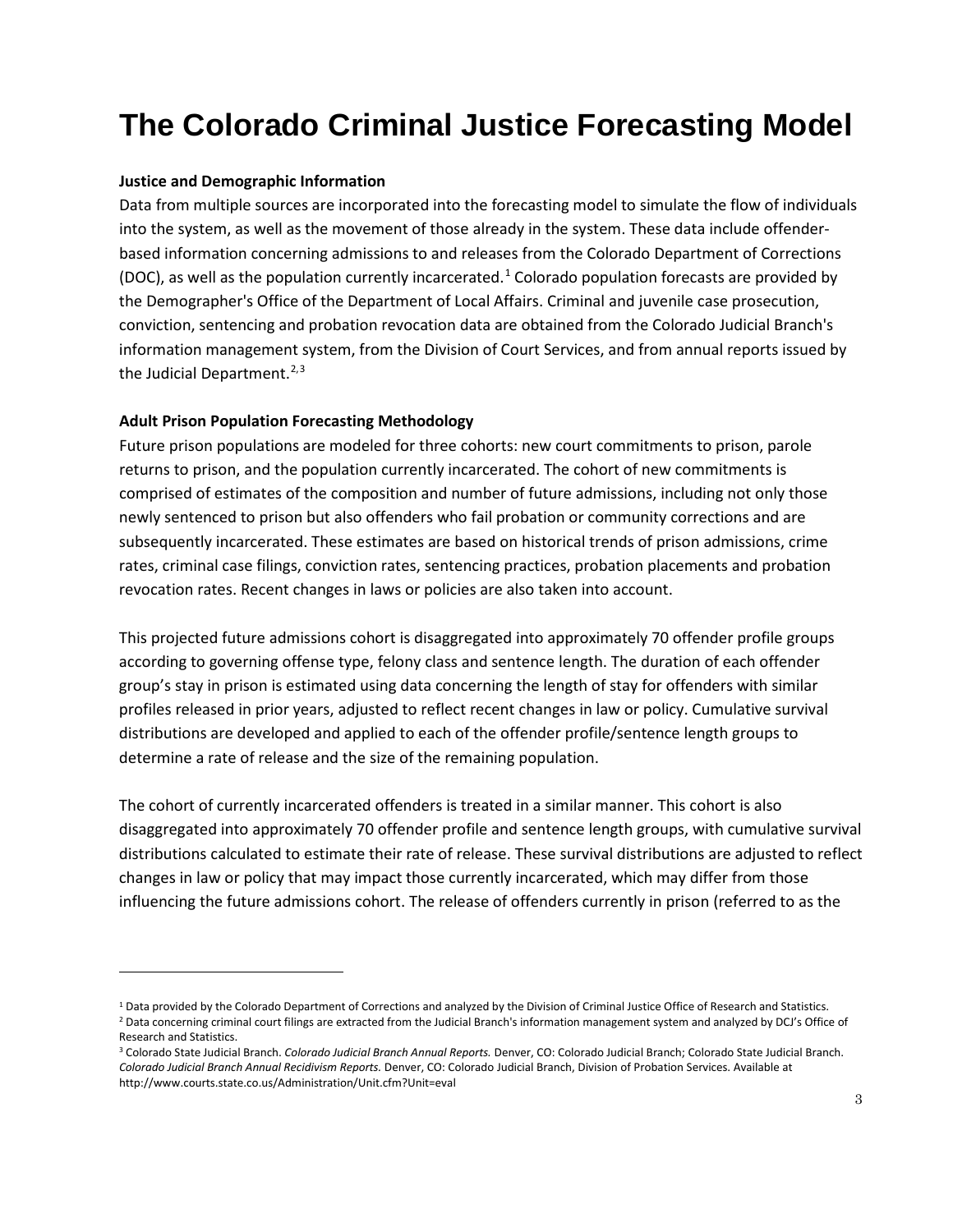# The Colorado Criminal Justice Forecasting Model

**Justice and Demographic Information**

Data from multiple sources are incorporated into the forecasting model to simulate the flow of individuals into the system, as well as the movement of those already in the system. These data include offender-based information concerning admissions to and releases from the Colorado Department of Corrections (DOC), as well as the population currently incarcerated.[1] Colorado population forecasts are provided by the Demographer's Office of the Department of Local Affairs. Criminal and juvenile case prosecution, conviction, sentencing and probation revocation data are obtained from the Colorado Judicial Branch's information management system, from the Division of Court Services, and from annual reports issued by the Judicial Department.[2,3]

**Adult Prison Population Forecasting Methodology**

Future prison populations are modeled for three cohorts: new court commitments to prison, parole returns to prison, and the population currently incarcerated. The cohort of new commitments is comprised of estimates of the composition and number of future admissions, including not only those newly sentenced to prison but also offenders who fail probation or community corrections and are subsequently incarcerated. These estimates are based on historical trends of prison admissions, crime rates, criminal case filings, conviction rates, sentencing practices, probation placements and probation revocation rates. Recent changes in laws or policies are also taken into account.

This projected future admissions cohort is disaggregated into approximately 70 offender profile groups according to governing offense type, felony class and sentence length. The duration of each offender group's stay in prison is estimated using data concerning the length of stay for offenders with similar profiles released in prior years, adjusted to reflect recent changes in law or policy. Cumulative survival distributions are developed and applied to each of the offender profile/sentence length groups to determine a rate of release and the size of the remaining population.

The cohort of currently incarcerated offenders is treated in a similar manner. This cohort is also disaggregated into approximately 70 offender profile and sentence length groups, with cumulative survival distributions calculated to estimate their rate of release. These survival distributions are adjusted to reflect changes in law or policy that may impact those currently incarcerated, which may differ from those influencing the future admissions cohort. The release of offenders currently in prison (referred to as the

---

[1] Data provided by the Colorado Department of Corrections and analyzed by the Division of Criminal Justice Office of Research and Statistics.

[2] Data concerning criminal court filings are extracted from the Judicial Branch's information management system and analyzed by DCJ's Office of Research and Statistics.

[3] Colorado State Judicial Branch. *Colorado Judicial Branch Annual Reports.* Denver, CO: Colorado Judicial Branch; Colorado State Judicial Branch. *Colorado Judicial Branch Annual Recidivism Reports.* Denver, CO: Colorado Judicial Branch, Division of Probation Services. Available at http://www.courts.state.co.us/Administration/Unit.cfm?Unit=eval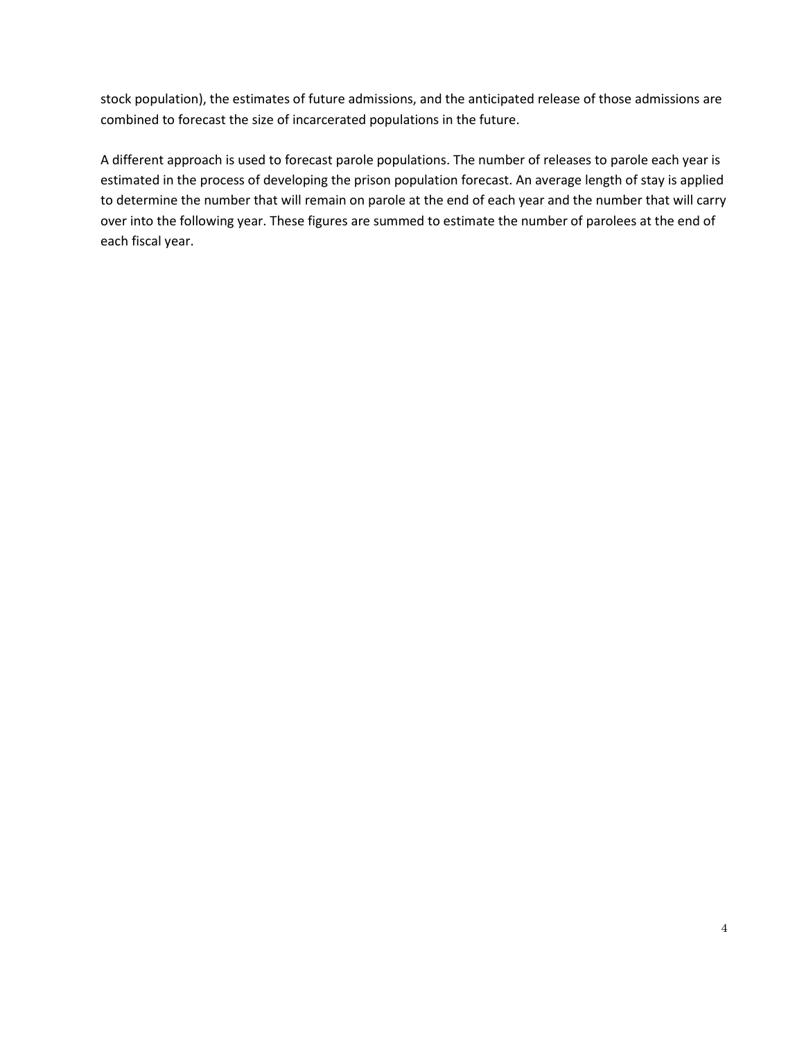stock population), the estimates of future admissions, and the anticipated release of those admissions are combined to forecast the size of incarcerated populations in the future.

A different approach is used to forecast parole populations. The number of releases to parole each year is estimated in the process of developing the prison population forecast. An average length of stay is applied to determine the number that will remain on parole at the end of each year and the number that will carry over into the following year. These figures are summed to estimate the number of parolees at the end of each fiscal year.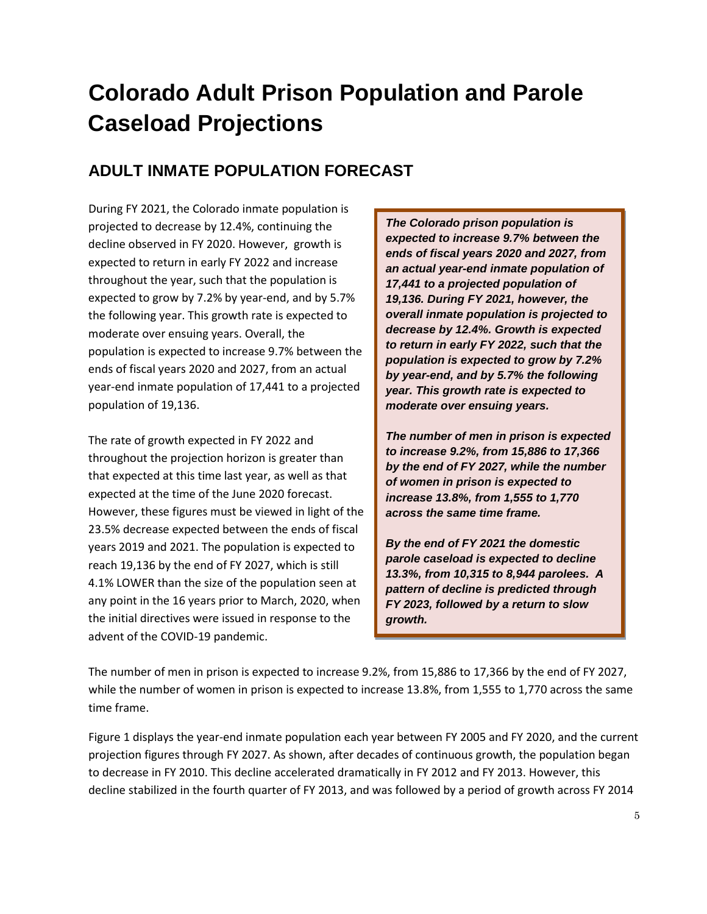# Colorado Adult Prison Population and Parole Caseload Projections

## ADULT INMATE POPULATION FORECAST

During FY 2021, the Colorado inmate population is projected to decrease by 12.4%, continuing the decline observed in FY 2020. However, growth is expected to return in early FY 2022 and increase throughout the year, such that the population is expected to grow by 7.2% by year-end, and by 5.7% the following year. This growth rate is expected to moderate over ensuing years. Overall, the population is expected to increase 9.7% between the ends of fiscal years 2020 and 2027, from an actual year-end inmate population of 17,441 to a projected population of 19,136.

***The Colorado prison population is expected to increase 9.7% between the ends of fiscal years 2020 and 2027, from an actual year-end inmate population of 17,441 to a projected population of 19,136. During FY 2021, however, the overall inmate population is projected to decrease by 12.4%. Growth is expected to return in early FY 2022, such that the population is expected to grow by 7.2% by year-end, and by 5.7% the following year. This growth rate is expected to moderate over ensuing years.***

***The number of men in prison is expected to increase 9.2%, from 15,886 to 17,366 by the end of FY 2027, while the number of women in prison is expected to increase 13.8%, from 1,555 to 1,770 across the same time frame.***

***By the end of FY 2021 the domestic parole caseload is expected to decline 13.3%, from 10,315 to 8,944 parolees. A pattern of decline is predicted through FY 2023, followed by a return to slow growth.***

The rate of growth expected in FY 2022 and throughout the projection horizon is greater than that expected at this time last year, as well as that expected at the time of the June 2020 forecast. However, these figures must be viewed in light of the 23.5% decrease expected between the ends of fiscal years 2019 and 2021. The population is expected to reach 19,136 by the end of FY 2027, which is still 4.1% LOWER than the size of the population seen at any point in the 16 years prior to March, 2020, when the initial directives were issued in response to the advent of the COVID-19 pandemic.

The number of men in prison is expected to increase 9.2%, from 15,886 to 17,366 by the end of FY 2027, while the number of women in prison is expected to increase 13.8%, from 1,555 to 1,770 across the same time frame.

Figure 1 displays the year-end inmate population each year between FY 2005 and FY 2020, and the current projection figures through FY 2027. As shown, after decades of continuous growth, the population began to decrease in FY 2010. This decline accelerated dramatically in FY 2012 and FY 2013. However, this decline stabilized in the fourth quarter of FY 2013, and was followed by a period of growth across FY 2014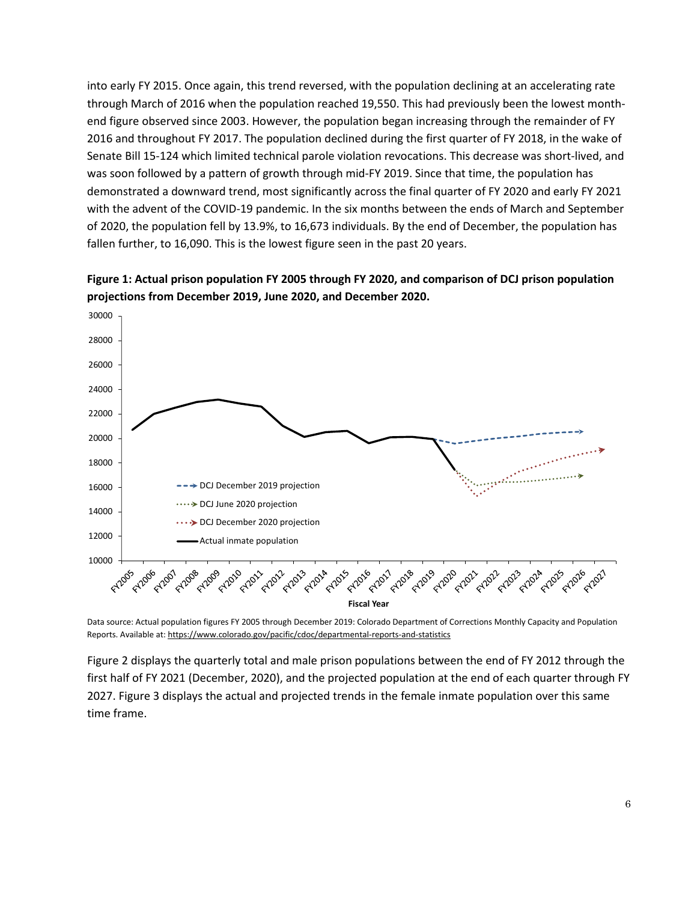into early FY 2015. Once again, this trend reversed, with the population declining at an accelerating rate through March of 2016 when the population reached 19,550. This had previously been the lowest month-end figure observed since 2003. However, the population began increasing through the remainder of FY 2016 and throughout FY 2017. The population declined during the first quarter of FY 2018, in the wake of Senate Bill 15-124 which limited technical parole violation revocations. This decrease was short-lived, and was soon followed by a pattern of growth through mid-FY 2019. Since that time, the population has demonstrated a downward trend, most significantly across the final quarter of FY 2020 and early FY 2021 with the advent of the COVID-19 pandemic. In the six months between the ends of March and September of 2020, the population fell by 13.9%, to 16,673 individuals. By the end of December, the population has fallen further, to 16,090. This is the lowest figure seen in the past 20 years.

**Figure 1: Actual prison population FY 2005 through FY 2020, and comparison of DCJ prison population projections from December 2019, June 2020, and December 2020.**

Data source: Actual population figures FY 2005 through December 2019: Colorado Department of Corrections Monthly Capacity and Population Reports. Available at: https://www.colorado.gov/pacific/cdoc/departmental-reports-and-statistics

Figure 2 displays the quarterly total and male prison populations between the end of FY 2012 through the first half of FY 2021 (December, 2020), and the projected population at the end of each quarter through FY 2027. Figure 3 displays the actual and projected trends in the female inmate population over this same time frame.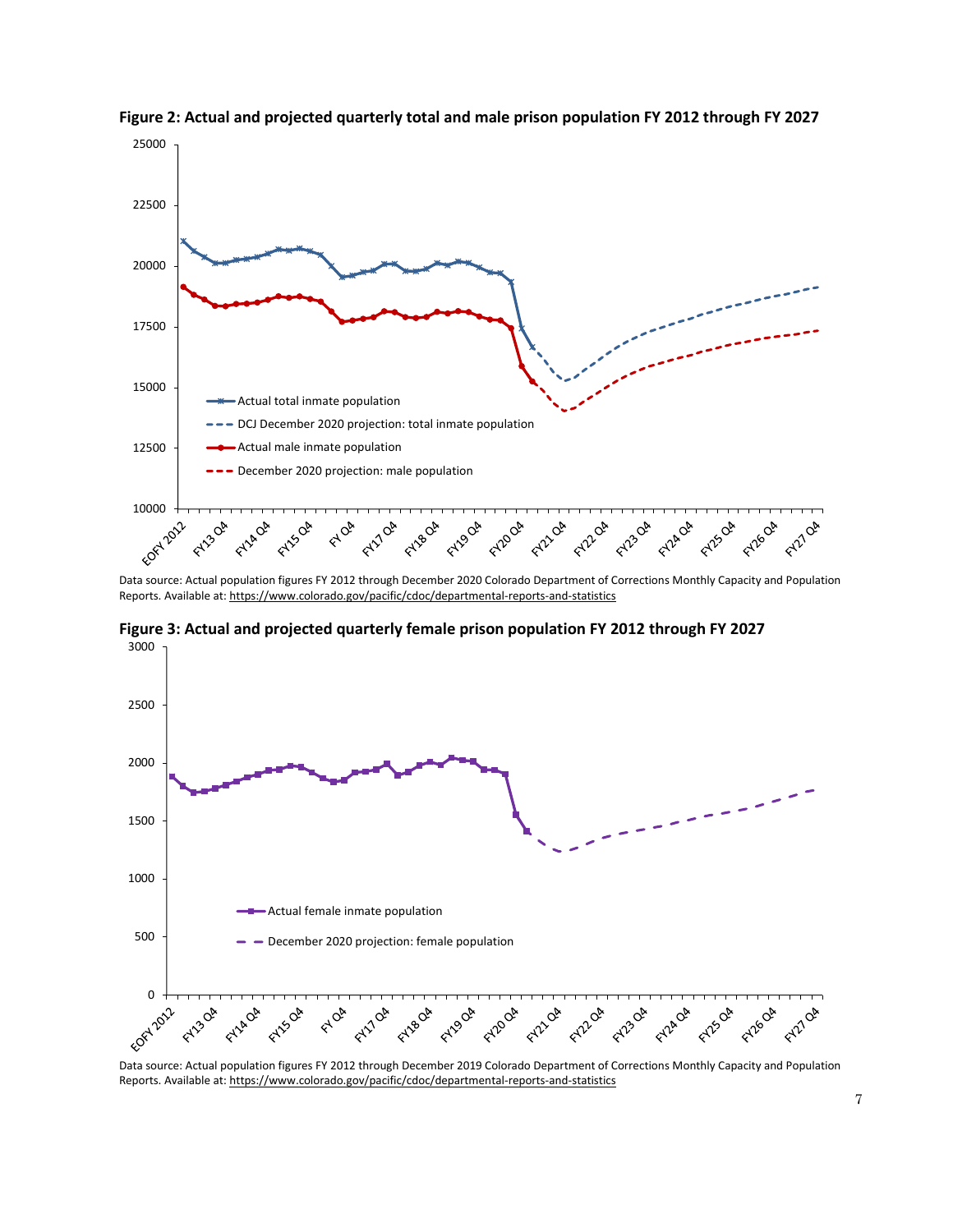**Figure 2: Actual and projected quarterly total and male prison population FY 2012 through FY 2027**

Data source: Actual population figures FY 2012 through December 2020 Colorado Department of Corrections Monthly Capacity and Population Reports. Available at: https://www.colorado.gov/pacific/cdoc/departmental-reports-and-statistics

**Figure 3: Actual and projected quarterly female prison population FY 2012 through FY 2027**

Data source: Actual population figures FY 2012 through December 2019 Colorado Department of Corrections Monthly Capacity and Population Reports. Available at: https://www.colorado.gov/pacific/cdoc/departmental-reports-and-statistics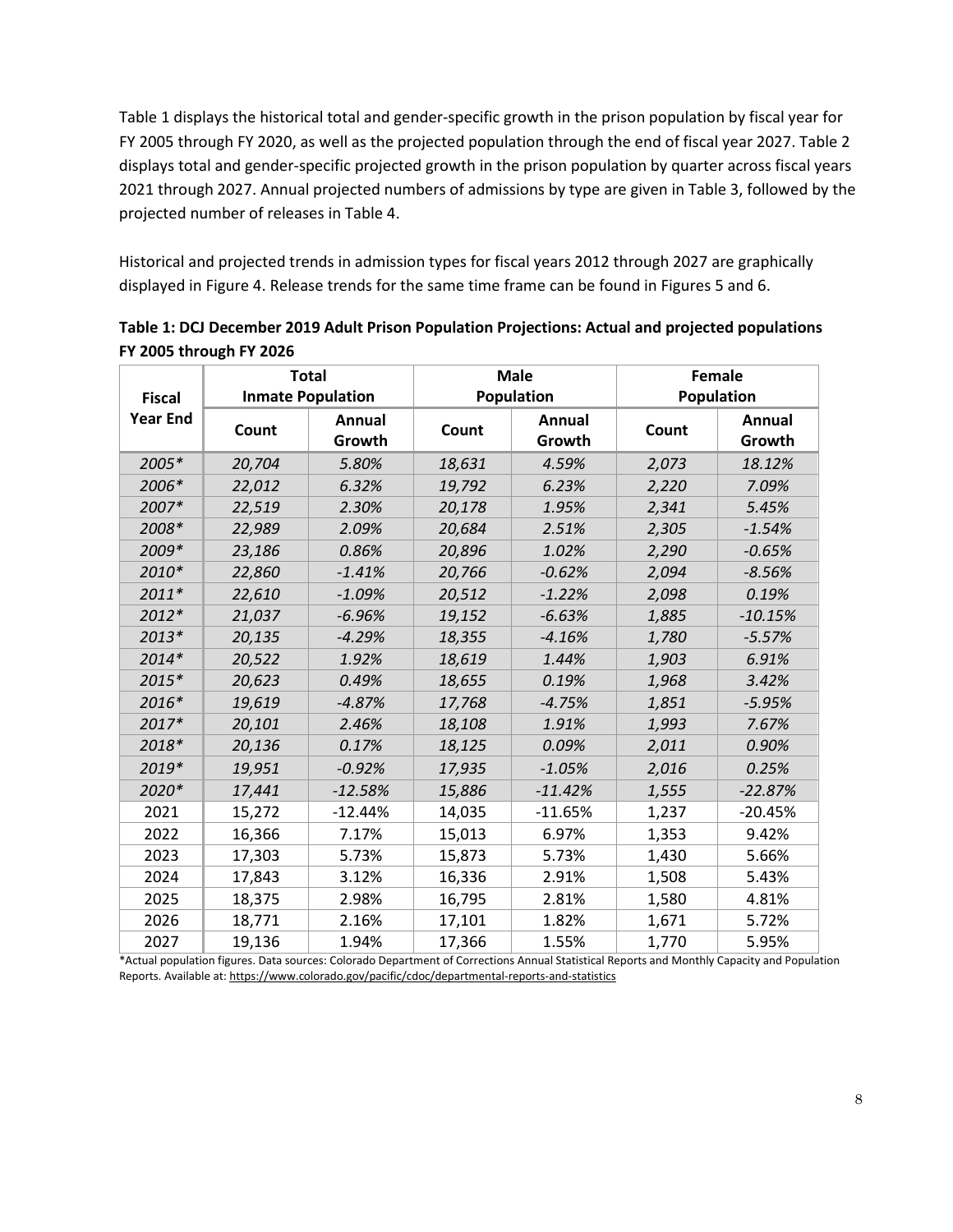Table 1 displays the historical total and gender-specific growth in the prison population by fiscal year for FY 2005 through FY 2020, as well as the projected population through the end of fiscal year 2027. Table 2 displays total and gender-specific projected growth in the prison population by quarter across fiscal years 2021 through 2027. Annual projected numbers of admissions by type are given in Table 3, followed by the projected number of releases in Table 4.

Historical and projected trends in admission types for fiscal years 2012 through 2027 are graphically displayed in Figure 4. Release trends for the same time frame can be found in Figures 5 and 6.

**Table 1: DCJ December 2019 Adult Prison Population Projections: Actual and projected populations FY 2005 through FY 2026**

| Fiscal Year End | Total Inmate Population | | Male Population | | Female Population | |
|---|---|---|---|---|---|---|
| | Count | Annual Growth | Count | Annual Growth | Count | Annual Growth |
| *2005** | *20,704* | *5.80%* | *18,631* | *4.59%* | *2,073* | *18.12%* |
| *2006** | *22,012* | *6.32%* | *19,792* | *6.23%* | *2,220* | *7.09%* |
| *2007** | *22,519* | *2.30%* | *20,178* | *1.95%* | *2,341* | *5.45%* |
| *2008** | *22,989* | *2.09%* | *20,684* | *2.51%* | *2,305* | *-1.54%* |
| *2009** | *23,186* | *0.86%* | *20,896* | *1.02%* | *2,290* | *-0.65%* |
| *2010** | *22,860* | *-1.41%* | *20,766* | *-0.62%* | *2,094* | *-8.56%* |
| *2011** | *22,610* | *-1.09%* | *20,512* | *-1.22%* | *2,098* | *0.19%* |
| *2012** | *21,037* | *-6.96%* | *19,152* | *-6.63%* | *1,885* | *-10.15%* |
| *2013** | *20,135* | *-4.29%* | *18,355* | *-4.16%* | *1,780* | *-5.57%* |
| *2014** | *20,522* | *1.92%* | *18,619* | *1.44%* | *1,903* | *6.91%* |
| *2015** | *20,623* | *0.49%* | *18,655* | *0.19%* | *1,968* | *3.42%* |
| *2016** | *19,619* | *-4.87%* | *17,768* | *-4.75%* | *1,851* | *-5.95%* |
| *2017** | *20,101* | *2.46%* | *18,108* | *1.91%* | *1,993* | *7.67%* |
| *2018** | *20,136* | *0.17%* | *18,125* | *0.09%* | *2,011* | *0.90%* |
| *2019** | *19,951* | *-0.92%* | *17,935* | *-1.05%* | *2,016* | *0.25%* |
| *2020** | *17,441* | *-12.58%* | *15,886* | *-11.42%* | *1,555* | *-22.87%* |
| 2021 | 15,272 | -12.44% | 14,035 | -11.65% | 1,237 | -20.45% |
| 2022 | 16,366 | 7.17% | 15,013 | 6.97% | 1,353 | 9.42% |
| 2023 | 17,303 | 5.73% | 15,873 | 5.73% | 1,430 | 5.66% |
| 2024 | 17,843 | 3.12% | 16,336 | 2.91% | 1,508 | 5.43% |
| 2025 | 18,375 | 2.98% | 16,795 | 2.81% | 1,580 | 4.81% |
| 2026 | 18,771 | 2.16% | 17,101 | 1.82% | 1,671 | 5.72% |
| 2027 | 19,136 | 1.94% | 17,366 | 1.55% | 1,770 | 5.95% |

*Actual population figures. Data sources: Colorado Department of Corrections Annual Statistical Reports and Monthly Capacity and Population Reports. Available at: https://www.colorado.gov/pacific/cdoc/departmental-reports-and-statistics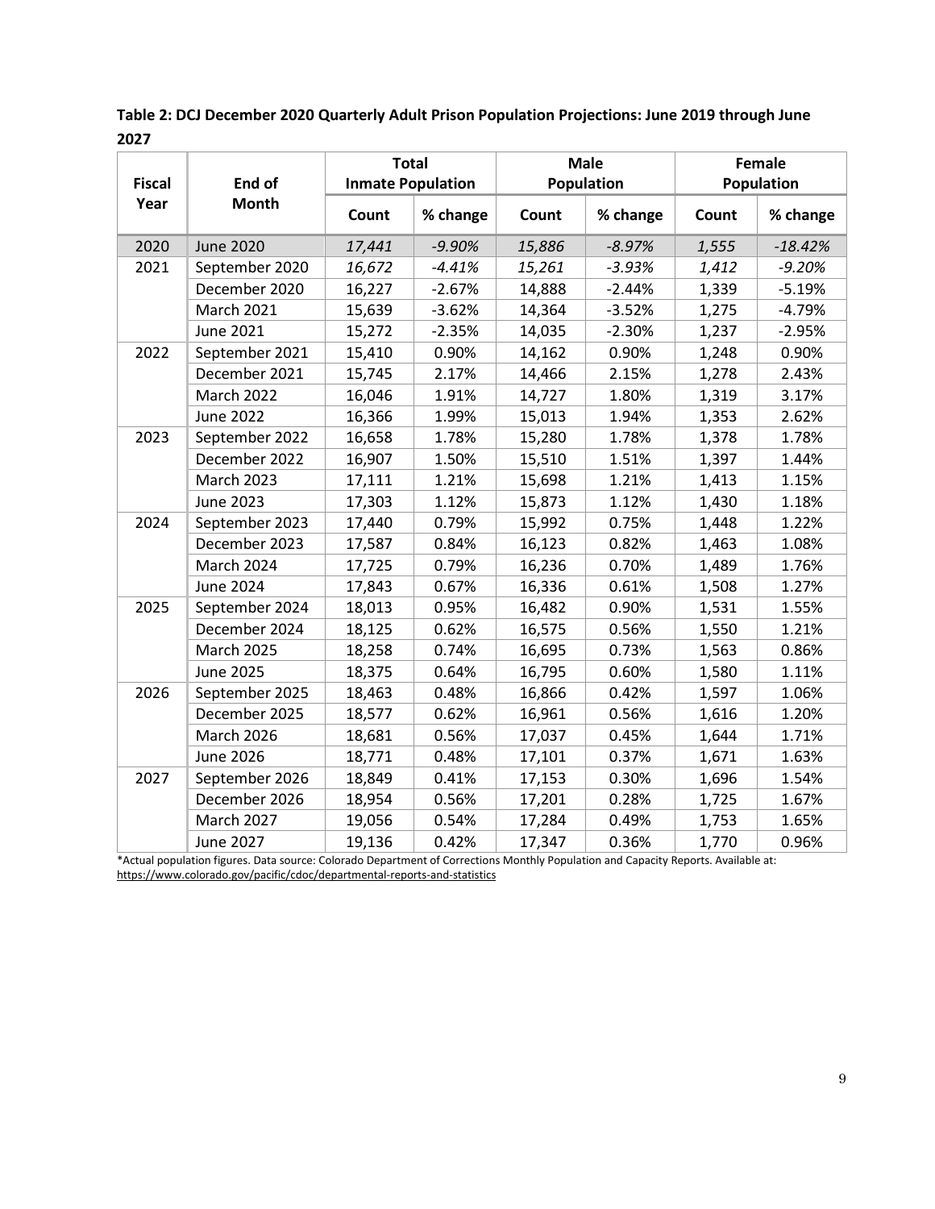**Table 2: DCJ December 2020 Quarterly Adult Prison Population Projections: June 2019 through June 2027**

| Fiscal Year | End of Month | Total Inmate Population | | Male Population | | Female Population | |
|---|---|---|---|---|---|---|---|
| | | Count | % change | Count | % change | Count | % change |
| 2020 | June 2020 | *17,441* | *-9.90%* | *15,886* | *-8.97%* | *1,555* | *-18.42%* |
| 2021 | September 2020 | *16,672* | *-4.41%* | *15,261* | *-3.93%* | *1,412* | *-9.20%* |
| | December 2020 | 16,227 | -2.67% | 14,888 | -2.44% | 1,339 | -5.19% |
| | March 2021 | 15,639 | -3.62% | 14,364 | -3.52% | 1,275 | -4.79% |
| | June 2021 | 15,272 | -2.35% | 14,035 | -2.30% | 1,237 | -2.95% |
| 2022 | September 2021 | 15,410 | 0.90% | 14,162 | 0.90% | 1,248 | 0.90% |
| | December 2021 | 15,745 | 2.17% | 14,466 | 2.15% | 1,278 | 2.43% |
| | March 2022 | 16,046 | 1.91% | 14,727 | 1.80% | 1,319 | 3.17% |
| | June 2022 | 16,366 | 1.99% | 15,013 | 1.94% | 1,353 | 2.62% |
| 2023 | September 2022 | 16,658 | 1.78% | 15,280 | 1.78% | 1,378 | 1.78% |
| | December 2022 | 16,907 | 1.50% | 15,510 | 1.51% | 1,397 | 1.44% |
| | March 2023 | 17,111 | 1.21% | 15,698 | 1.21% | 1,413 | 1.15% |
| | June 2023 | 17,303 | 1.12% | 15,873 | 1.12% | 1,430 | 1.18% |
| 2024 | September 2023 | 17,440 | 0.79% | 15,992 | 0.75% | 1,448 | 1.22% |
| | December 2023 | 17,587 | 0.84% | 16,123 | 0.82% | 1,463 | 1.08% |
| | March 2024 | 17,725 | 0.79% | 16,236 | 0.70% | 1,489 | 1.76% |
| | June 2024 | 17,843 | 0.67% | 16,336 | 0.61% | 1,508 | 1.27% |
| 2025 | September 2024 | 18,013 | 0.95% | 16,482 | 0.90% | 1,531 | 1.55% |
| | December 2024 | 18,125 | 0.62% | 16,575 | 0.56% | 1,550 | 1.21% |
| | March 2025 | 18,258 | 0.74% | 16,695 | 0.73% | 1,563 | 0.86% |
| | June 2025 | 18,375 | 0.64% | 16,795 | 0.60% | 1,580 | 1.11% |
| 2026 | September 2025 | 18,463 | 0.48% | 16,866 | 0.42% | 1,597 | 1.06% |
| | December 2025 | 18,577 | 0.62% | 16,961 | 0.56% | 1,616 | 1.20% |
| | March 2026 | 18,681 | 0.56% | 17,037 | 0.45% | 1,644 | 1.71% |
| | June 2026 | 18,771 | 0.48% | 17,101 | 0.37% | 1,671 | 1.63% |
| 2027 | September 2026 | 18,849 | 0.41% | 17,153 | 0.30% | 1,696 | 1.54% |
| | December 2026 | 18,954 | 0.56% | 17,201 | 0.28% | 1,725 | 1.67% |
| | March 2027 | 19,056 | 0.54% | 17,284 | 0.49% | 1,753 | 1.65% |
| | June 2027 | 19,136 | 0.42% | 17,347 | 0.36% | 1,770 | 0.96% |

*Actual population figures. Data source: Colorado Department of Corrections Monthly Population and Capacity Reports. Available at: https://www.colorado.gov/pacific/cdoc/departmental-reports-and-statistics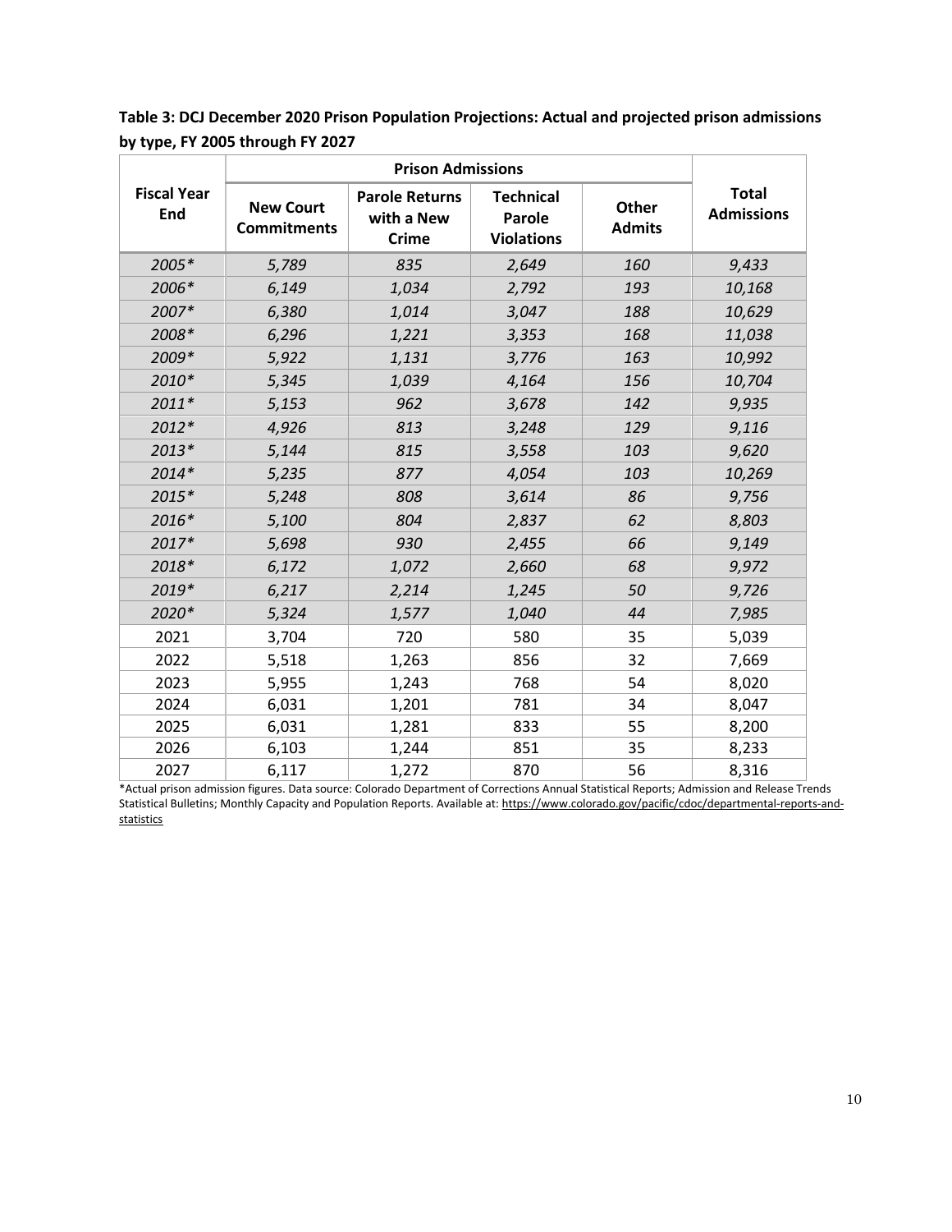**Table 3: DCJ December 2020 Prison Population Projections: Actual and projected prison admissions by type, FY 2005 through FY 2027**

| Fiscal Year End | Prison Admissions | | | | Total Admissions |
|---|---|---|---|---|---|
| | New Court Commitments | Parole Returns with a New Crime | Technical Parole Violations | Other Admits | |
| *2005** | *5,789* | *835* | *2,649* | *160* | *9,433* |
| *2006** | *6,149* | *1,034* | *2,792* | *193* | *10,168* |
| *2007** | *6,380* | *1,014* | *3,047* | *188* | *10,629* |
| *2008** | *6,296* | *1,221* | *3,353* | *168* | *11,038* |
| *2009** | *5,922* | *1,131* | *3,776* | *163* | *10,992* |
| *2010** | *5,345* | *1,039* | *4,164* | *156* | *10,704* |
| *2011** | *5,153* | *962* | *3,678* | *142* | *9,935* |
| *2012** | *4,926* | *813* | *3,248* | *129* | *9,116* |
| *2013** | *5,144* | *815* | *3,558* | *103* | *9,620* |
| *2014** | *5,235* | *877* | *4,054* | *103* | *10,269* |
| *2015** | *5,248* | *808* | *3,614* | *86* | *9,756* |
| *2016** | *5,100* | *804* | *2,837* | *62* | *8,803* |
| *2017** | *5,698* | *930* | *2,455* | *66* | *9,149* |
| *2018** | *6,172* | *1,072* | *2,660* | *68* | *9,972* |
| *2019** | *6,217* | *2,214* | *1,245* | *50* | *9,726* |
| *2020** | *5,324* | *1,577* | *1,040* | *44* | *7,985* |
| 2021 | 3,704 | 720 | 580 | 35 | 5,039 |
| 2022 | 5,518 | 1,263 | 856 | 32 | 7,669 |
| 2023 | 5,955 | 1,243 | 768 | 54 | 8,020 |
| 2024 | 6,031 | 1,201 | 781 | 34 | 8,047 |
| 2025 | 6,031 | 1,281 | 833 | 55 | 8,200 |
| 2026 | 6,103 | 1,244 | 851 | 35 | 8,233 |
| 2027 | 6,117 | 1,272 | 870 | 56 | 8,316 |

*Actual prison admission figures. Data source: Colorado Department of Corrections Annual Statistical Reports; Admission and Release Trends Statistical Bulletins; Monthly Capacity and Population Reports. Available at: https://www.colorado.gov/pacific/cdoc/departmental-reports-and-statistics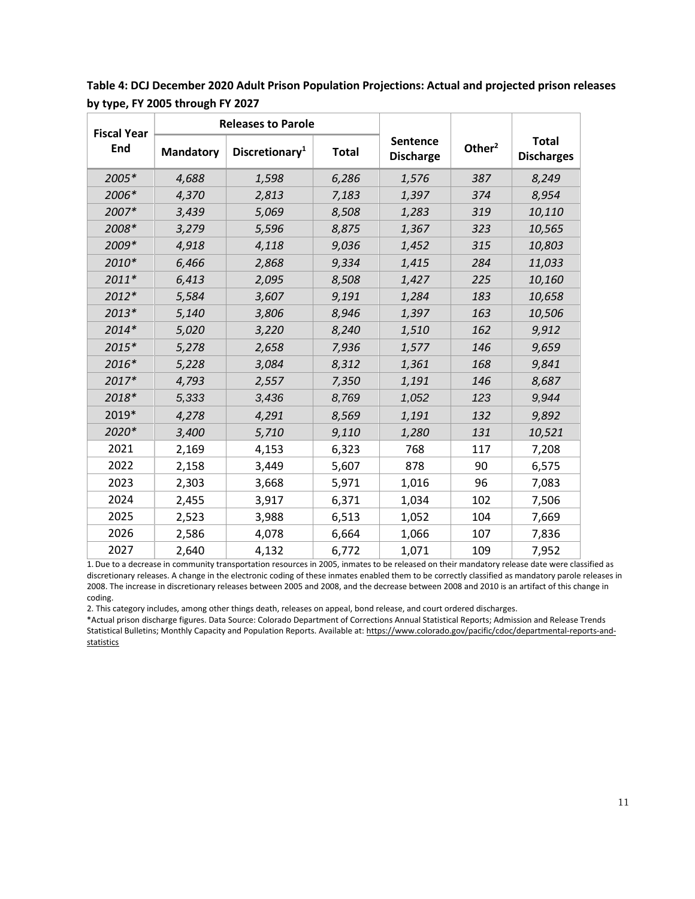**Table 4: DCJ December 2020 Adult Prison Population Projections: Actual and projected prison releases by type, FY 2005 through FY 2027**

| Fiscal Year End | Releases to Parole | | | Sentence Discharge | Other[2] | Total Discharges |
|---|---|---|---|---|---|---|
| | Mandatory | Discretionary[1] | Total | | | |
| *2005** | *4,688* | *1,598* | *6,286* | *1,576* | *387* | *8,249* |
| *2006** | *4,370* | *2,813* | *7,183* | *1,397* | *374* | *8,954* |
| *2007** | *3,439* | *5,069* | *8,508* | *1,283* | *319* | *10,110* |
| *2008** | *3,279* | *5,596* | *8,875* | *1,367* | *323* | *10,565* |
| *2009** | *4,918* | *4,118* | *9,036* | *1,452* | *315* | *10,803* |
| *2010** | *6,466* | *2,868* | *9,334* | *1,415* | *284* | *11,033* |
| *2011** | *6,413* | *2,095* | *8,508* | *1,427* | *225* | *10,160* |
| *2012** | *5,584* | *3,607* | *9,191* | *1,284* | *183* | *10,658* |
| *2013** | *5,140* | *3,806* | *8,946* | *1,397* | *163* | *10,506* |
| *2014** | *5,020* | *3,220* | *8,240* | *1,510* | *162* | *9,912* |
| *2015** | *5,278* | *2,658* | *7,936* | *1,577* | *146* | *9,659* |
| *2016** | *5,228* | *3,084* | *8,312* | *1,361* | *168* | *9,841* |
| *2017** | *4,793* | *2,557* | *7,350* | *1,191* | *146* | *8,687* |
| *2018** | *5,333* | *3,436* | *8,769* | *1,052* | *123* | *9,944* |
| 2019* | *4,278* | *4,291* | *8,569* | *1,191* | *132* | *9,892* |
| *2020** | *3,400* | *5,710* | *9,110* | *1,280* | *131* | *10,521* |
| 2021 | 2,169 | 4,153 | 6,323 | 768 | 117 | 7,208 |
| 2022 | 2,158 | 3,449 | 5,607 | 878 | 90 | 6,575 |
| 2023 | 2,303 | 3,668 | 5,971 | 1,016 | 96 | 7,083 |
| 2024 | 2,455 | 3,917 | 6,371 | 1,034 | 102 | 7,506 |
| 2025 | 2,523 | 3,988 | 6,513 | 1,052 | 104 | 7,669 |
| 2026 | 2,586 | 4,078 | 6,664 | 1,066 | 107 | 7,836 |
| 2027 | 2,640 | 4,132 | 6,772 | 1,071 | 109 | 7,952 |

1. Due to a decrease in community transportation resources in 2005, inmates to be released on their mandatory release date were classified as discretionary releases. A change in the electronic coding of these inmates enabled them to be correctly classified as mandatory parole releases in 2008. The increase in discretionary releases between 2005 and 2008, and the decrease between 2008 and 2010 is an artifact of this change in coding.

2. This category includes, among other things death, releases on appeal, bond release, and court ordered discharges.

*Actual prison discharge figures. Data Source: Colorado Department of Corrections Annual Statistical Reports; Admission and Release Trends Statistical Bulletins; Monthly Capacity and Population Reports. Available at: https://www.colorado.gov/pacific/cdoc/departmental-reports-and-statistics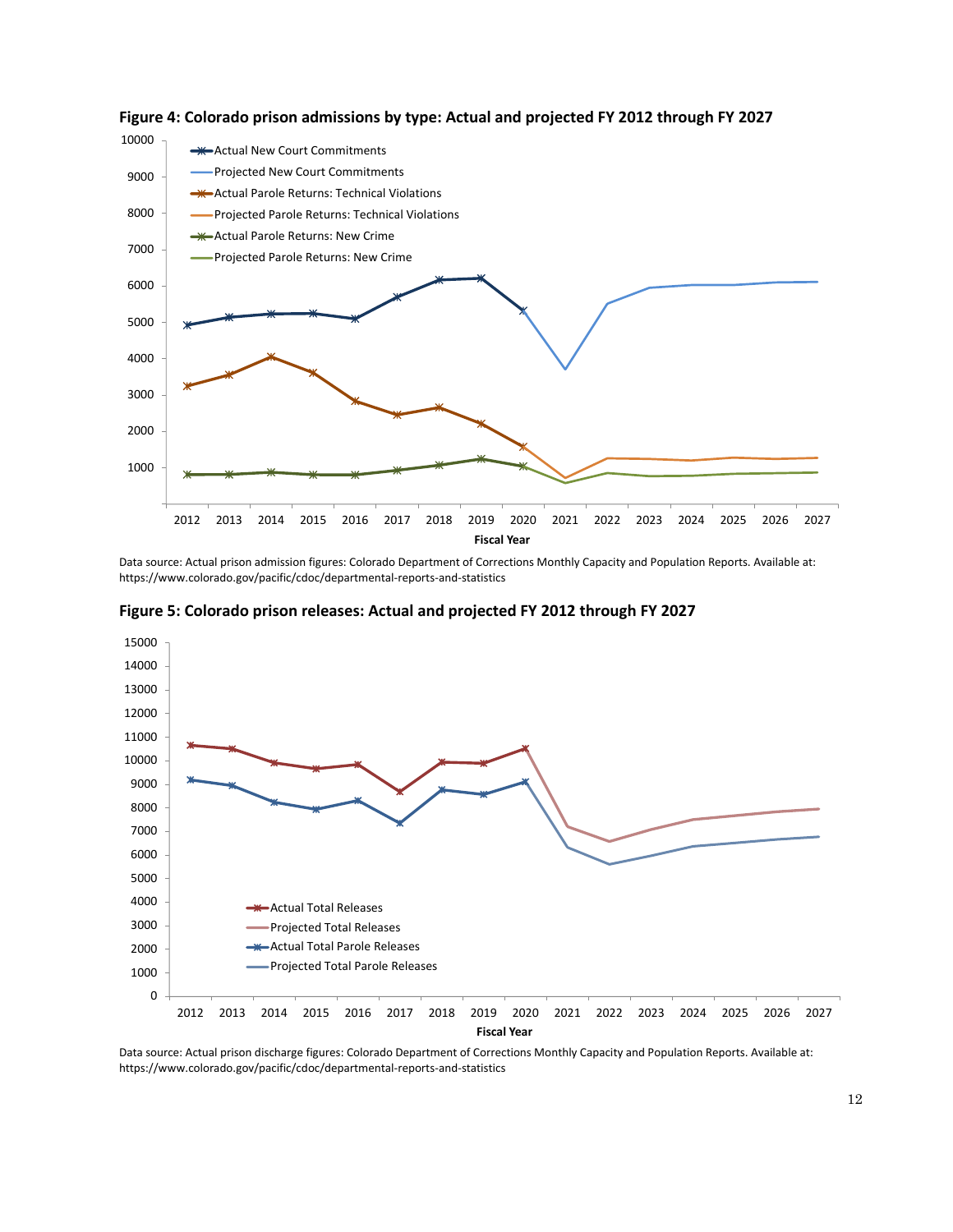**Figure 4: Colorado prison admissions by type: Actual and projected FY 2012 through FY 2027**

Data source: Actual prison admission figures: Colorado Department of Corrections Monthly Capacity and Population Reports. Available at: https://www.colorado.gov/pacific/cdoc/departmental-reports-and-statistics

**Figure 5: Colorado prison releases: Actual and projected FY 2012 through FY 2027**

Data source: Actual prison discharge figures: Colorado Department of Corrections Monthly Capacity and Population Reports. Available at: https://www.colorado.gov/pacific/cdoc/departmental-reports-and-statistics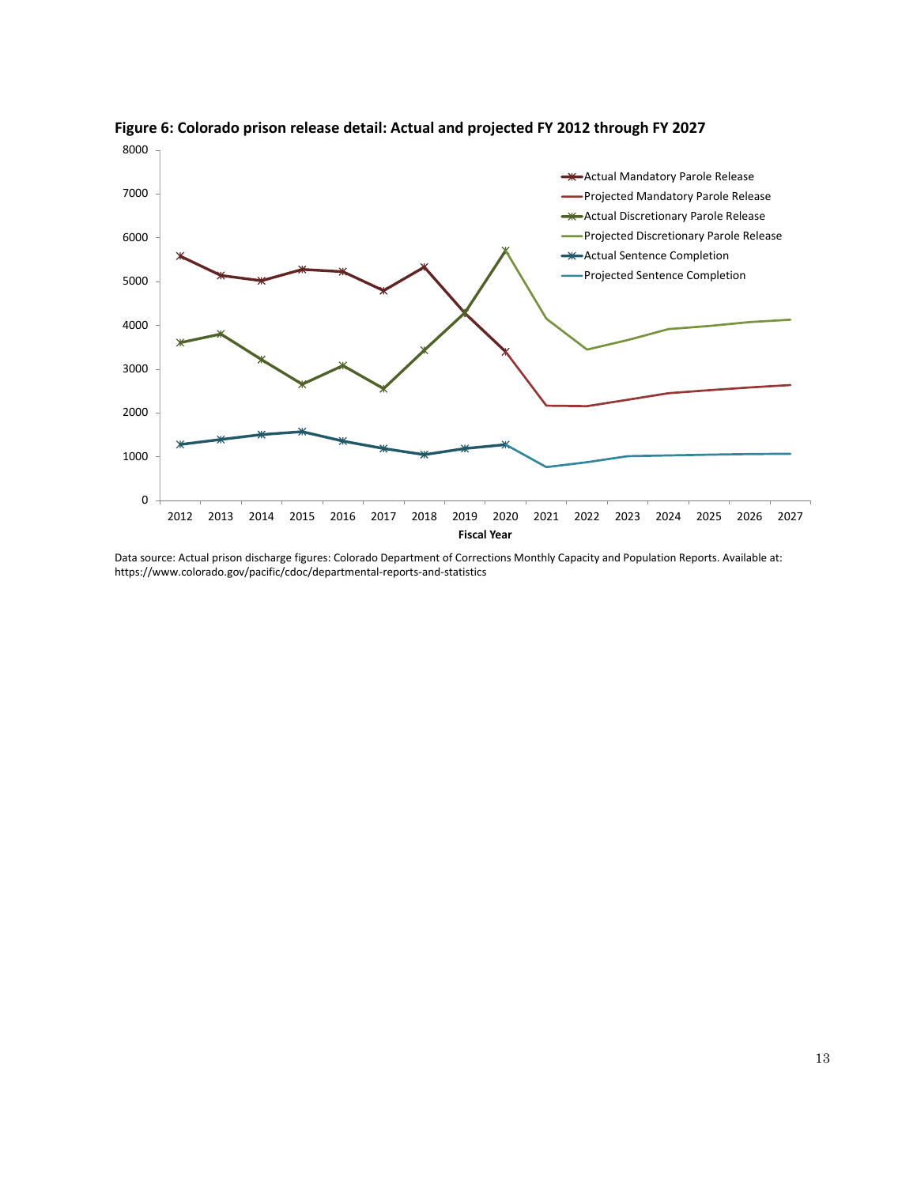**Figure 6: Colorado prison release detail: Actual and projected FY 2012 through FY 2027**

Data source: Actual prison discharge figures: Colorado Department of Corrections Monthly Capacity and Population Reports. Available at: https://www.colorado.gov/pacific/cdoc/departmental-reports-and-statistics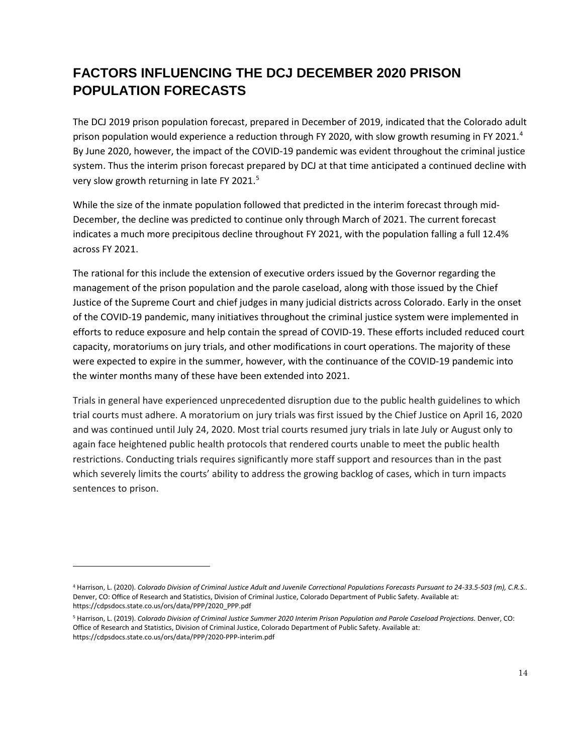## FACTORS INFLUENCING THE DCJ DECEMBER 2020 PRISON POPULATION FORECASTS

The DCJ 2019 prison population forecast, prepared in December of 2019, indicated that the Colorado adult prison population would experience a reduction through FY 2020, with slow growth resuming in FY 2021.[4] By June 2020, however, the impact of the COVID-19 pandemic was evident throughout the criminal justice system. Thus the interim prison forecast prepared by DCJ at that time anticipated a continued decline with very slow growth returning in late FY 2021.[5]

While the size of the inmate population followed that predicted in the interim forecast through mid-December, the decline was predicted to continue only through March of 2021. The current forecast indicates a much more precipitous decline throughout FY 2021, with the population falling a full 12.4% across FY 2021.

The rational for this include the extension of executive orders issued by the Governor regarding the management of the prison population and the parole caseload, along with those issued by the Chief Justice of the Supreme Court and chief judges in many judicial districts across Colorado. Early in the onset of the COVID-19 pandemic, many initiatives throughout the criminal justice system were implemented in efforts to reduce exposure and help contain the spread of COVID-19. These efforts included reduced court capacity, moratoriums on jury trials, and other modifications in court operations. The majority of these were expected to expire in the summer, however, with the continuance of the COVID-19 pandemic into the winter months many of these have been extended into 2021.

Trials in general have experienced unprecedented disruption due to the public health guidelines to which trial courts must adhere. A moratorium on jury trials was first issued by the Chief Justice on April 16, 2020 and was continued until July 24, 2020. Most trial courts resumed jury trials in late July or August only to again face heightened public health protocols that rendered courts unable to meet the public health restrictions. Conducting trials requires significantly more staff support and resources than in the past which severely limits the courts' ability to address the growing backlog of cases, which in turn impacts sentences to prison.

---

[4] Harrison, L. (2020). *Colorado Division of Criminal Justice Adult and Juvenile Correctional Populations Forecasts Pursuant to 24-33.5-503 (m), C.R.S.*. Denver, CO: Office of Research and Statistics, Division of Criminal Justice, Colorado Department of Public Safety. Available at: https://cdpsdocs.state.co.us/ors/data/PPP/2020_PPP.pdf

[5] Harrison, L. (2019). *Colorado Division of Criminal Justice Summer 2020 Interim Prison Population and Parole Caseload Projections.* Denver, CO: Office of Research and Statistics, Division of Criminal Justice, Colorado Department of Public Safety. Available at: https://cdpsdocs.state.co.us/ors/data/PPP/2020-PPP-interim.pdf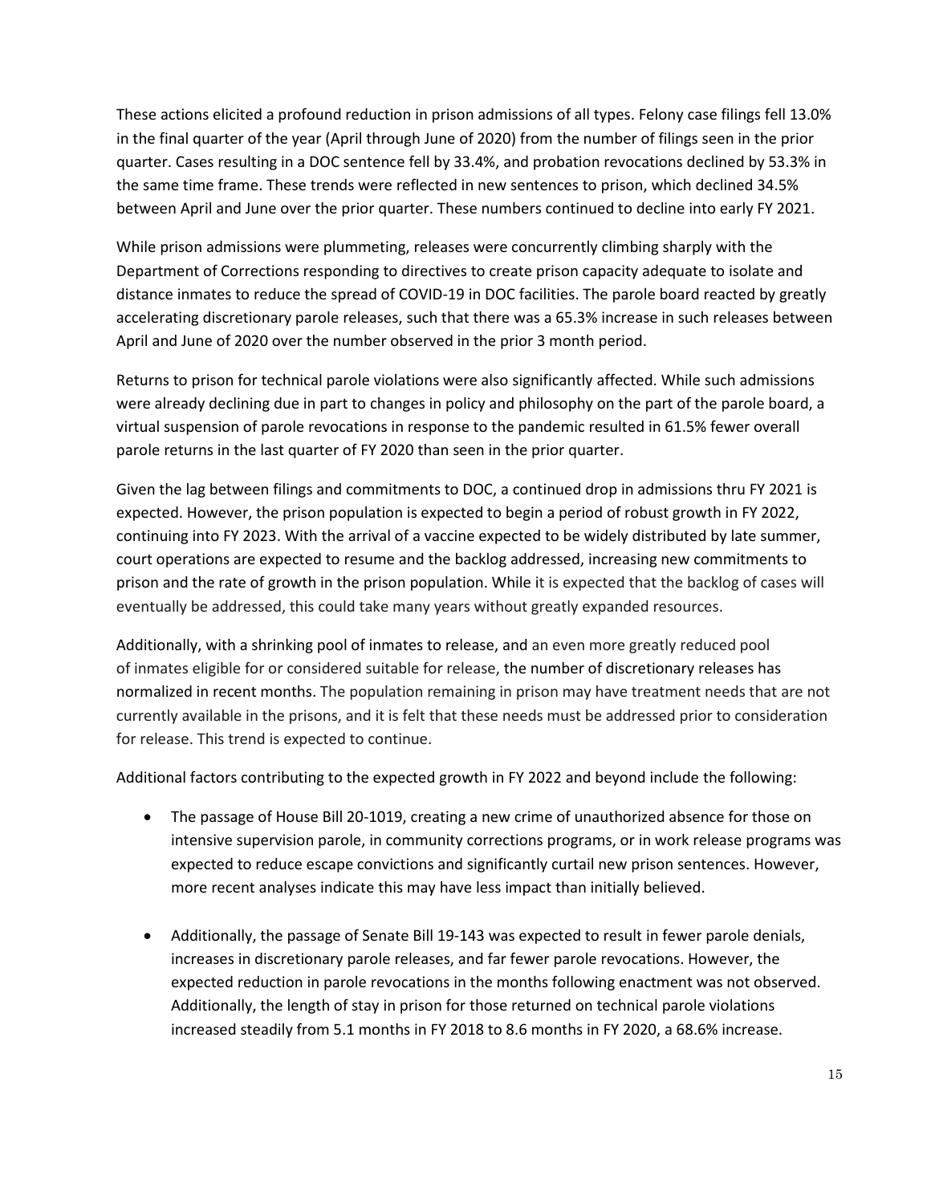These actions elicited a profound reduction in prison admissions of all types. Felony case filings fell 13.0% in the final quarter of the year (April through June of 2020) from the number of filings seen in the prior quarter. Cases resulting in a DOC sentence fell by 33.4%, and probation revocations declined by 53.3% in the same time frame. These trends were reflected in new sentences to prison, which declined 34.5% between April and June over the prior quarter. These numbers continued to decline into early FY 2021.

While prison admissions were plummeting, releases were concurrently climbing sharply with the Department of Corrections responding to directives to create prison capacity adequate to isolate and distance inmates to reduce the spread of COVID-19 in DOC facilities. The parole board reacted by greatly accelerating discretionary parole releases, such that there was a 65.3% increase in such releases between April and June of 2020 over the number observed in the prior 3 month period.

Returns to prison for technical parole violations were also significantly affected. While such admissions were already declining due in part to changes in policy and philosophy on the part of the parole board, a virtual suspension of parole revocations in response to the pandemic resulted in 61.5% fewer overall parole returns in the last quarter of FY 2020 than seen in the prior quarter.

Given the lag between filings and commitments to DOC, a continued drop in admissions thru FY 2021 is expected. However, the prison population is expected to begin a period of robust growth in FY 2022, continuing into FY 2023. With the arrival of a vaccine expected to be widely distributed by late summer, court operations are expected to resume and the backlog addressed, increasing new commitments to prison and the rate of growth in the prison population. While it is expected that the backlog of cases will eventually be addressed, this could take many years without greatly expanded resources.

Additionally, with a shrinking pool of inmates to release, and an even more greatly reduced pool of inmates eligible for or considered suitable for release, the number of discretionary releases has normalized in recent months. The population remaining in prison may have treatment needs that are not currently available in the prisons, and it is felt that these needs must be addressed prior to consideration for release. This trend is expected to continue.

Additional factors contributing to the expected growth in FY 2022 and beyond include the following:

- The passage of House Bill 20-1019, creating a new crime of unauthorized absence for those on intensive supervision parole, in community corrections programs, or in work release programs was expected to reduce escape convictions and significantly curtail new prison sentences. However, more recent analyses indicate this may have less impact than initially believed.

- Additionally, the passage of Senate Bill 19-143 was expected to result in fewer parole denials, increases in discretionary parole releases, and far fewer parole revocations. However, the expected reduction in parole revocations in the months following enactment was not observed. Additionally, the length of stay in prison for those returned on technical parole violations increased steadily from 5.1 months in FY 2018 to 8.6 months in FY 2020, a 68.6% increase.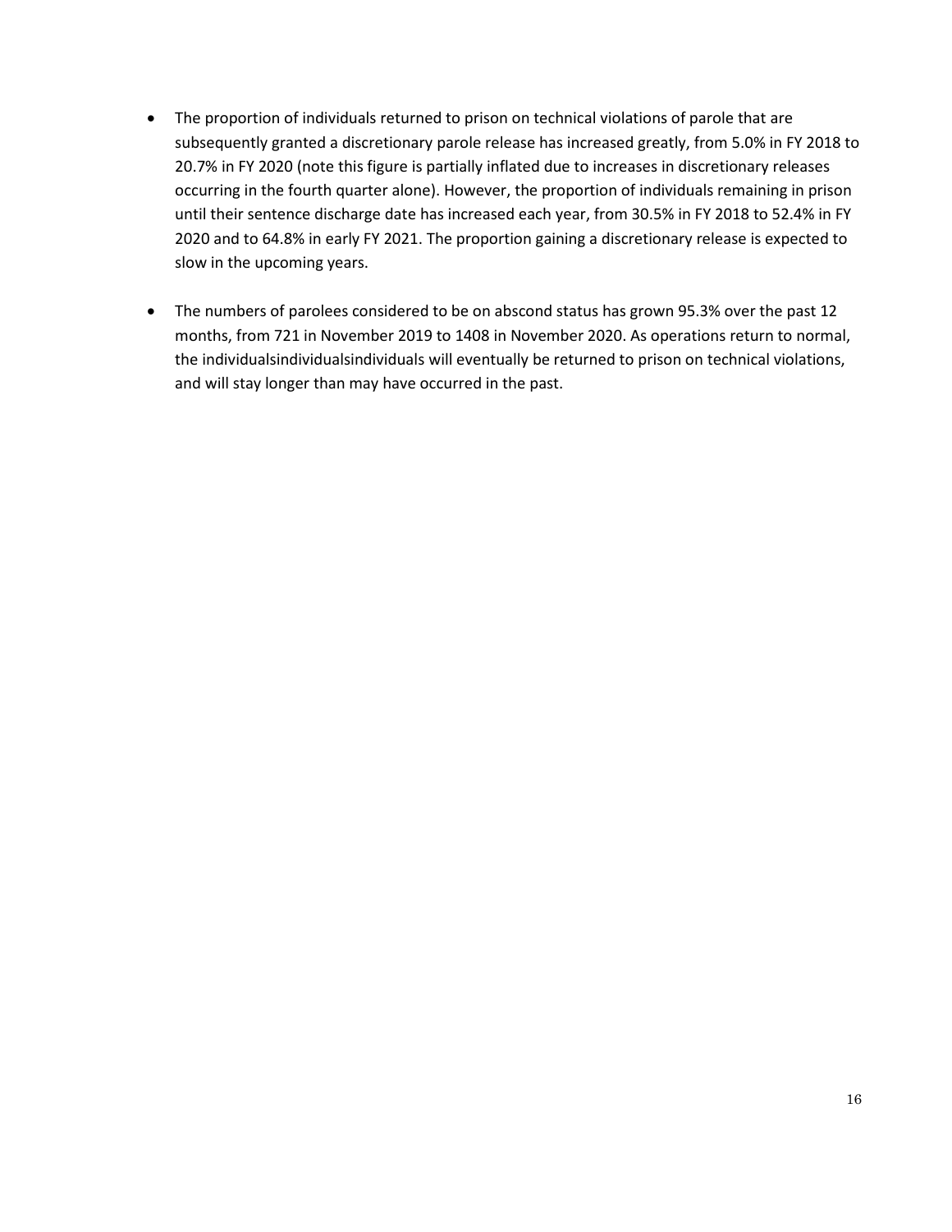- The proportion of individuals returned to prison on technical violations of parole that are subsequently granted a discretionary parole release has increased greatly, from 5.0% in FY 2018 to 20.7% in FY 2020 (note this figure is partially inflated due to increases in discretionary releases occurring in the fourth quarter alone). However, the proportion of individuals remaining in prison until their sentence discharge date has increased each year, from 30.5% in FY 2018 to 52.4% in FY 2020 and to 64.8% in early FY 2021. The proportion gaining a discretionary release is expected to slow in the upcoming years.

- The numbers of parolees considered to be on abscond status has grown 95.3% over the past 12 months, from 721 in November 2019 to 1408 in November 2020. As operations return to normal, the individualsindividualsindividuals will eventually be returned to prison on technical violations, and will stay longer than may have occurred in the past.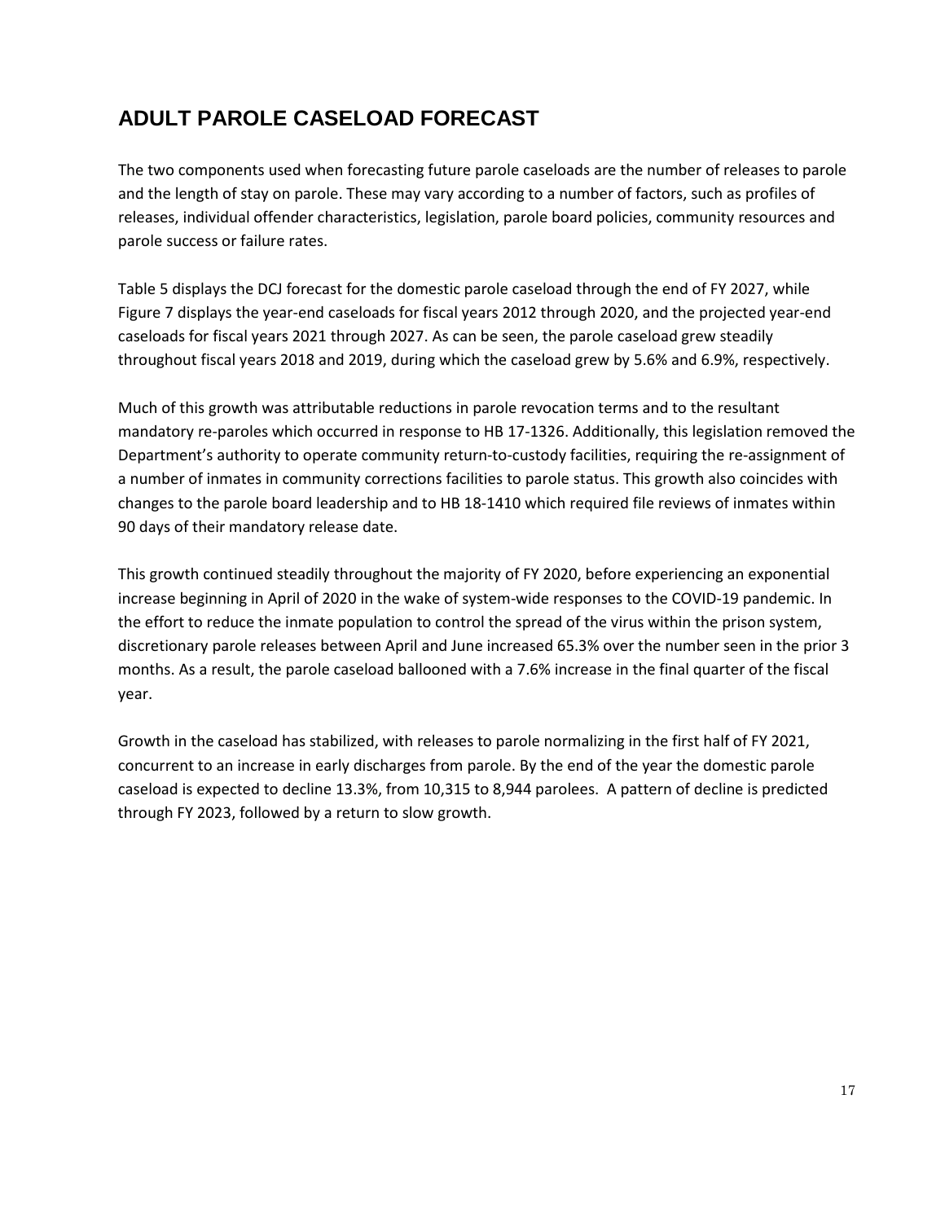## ADULT PAROLE CASELOAD FORECAST

The two components used when forecasting future parole caseloads are the number of releases to parole and the length of stay on parole. These may vary according to a number of factors, such as profiles of releases, individual offender characteristics, legislation, parole board policies, community resources and parole success or failure rates.

Table 5 displays the DCJ forecast for the domestic parole caseload through the end of FY 2027, while Figure 7 displays the year-end caseloads for fiscal years 2012 through 2020, and the projected year-end caseloads for fiscal years 2021 through 2027. As can be seen, the parole caseload grew steadily throughout fiscal years 2018 and 2019, during which the caseload grew by 5.6% and 6.9%, respectively.

Much of this growth was attributable reductions in parole revocation terms and to the resultant mandatory re-paroles which occurred in response to HB 17-1326. Additionally, this legislation removed the Department's authority to operate community return-to-custody facilities, requiring the re-assignment of a number of inmates in community corrections facilities to parole status. This growth also coincides with changes to the parole board leadership and to HB 18-1410 which required file reviews of inmates within 90 days of their mandatory release date.

This growth continued steadily throughout the majority of FY 2020, before experiencing an exponential increase beginning in April of 2020 in the wake of system-wide responses to the COVID-19 pandemic. In the effort to reduce the inmate population to control the spread of the virus within the prison system, discretionary parole releases between April and June increased 65.3% over the number seen in the prior 3 months. As a result, the parole caseload ballooned with a 7.6% increase in the final quarter of the fiscal year.

Growth in the caseload has stabilized, with releases to parole normalizing in the first half of FY 2021, concurrent to an increase in early discharges from parole. By the end of the year the domestic parole caseload is expected to decline 13.3%, from 10,315 to 8,944 parolees. A pattern of decline is predicted through FY 2023, followed by a return to slow growth.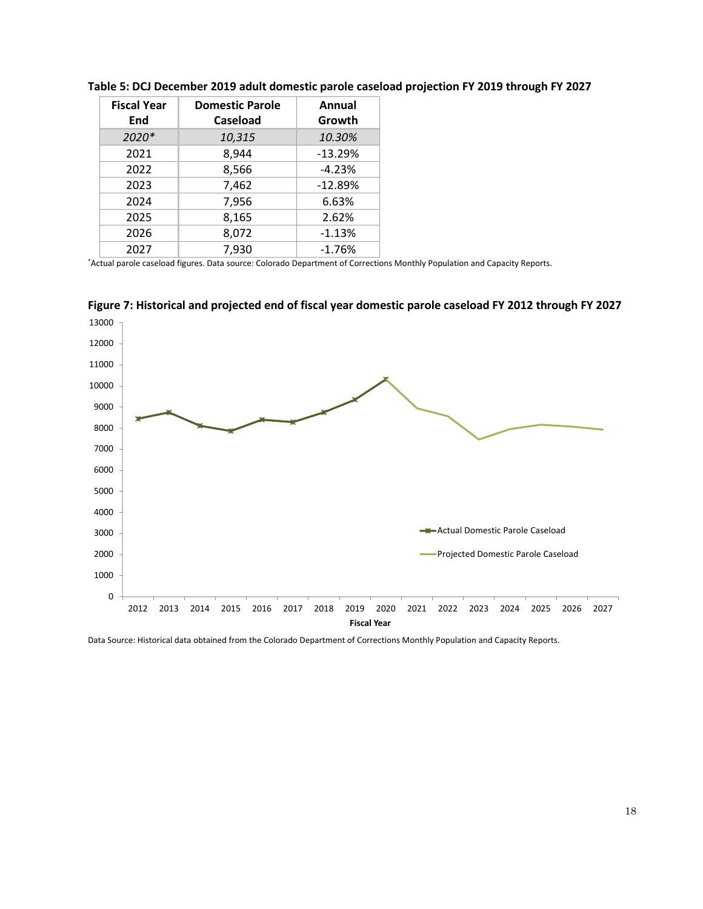**Table 5: DCJ December 2019 adult domestic parole caseload projection FY 2019 through FY 2027**

| Fiscal Year End | Domestic Parole Caseload | Annual Growth |
|---|---|---|
| *2020** | *10,315* | *10.30%* |
| 2021 | 8,944 | -13.29% |
| 2022 | 8,566 | -4.23% |
| 2023 | 7,462 | -12.89% |
| 2024 | 7,956 | 6.63% |
| 2025 | 8,165 | 2.62% |
| 2026 | 8,072 | -1.13% |
| 2027 | 7,930 | -1.76% |

*Actual parole caseload figures. Data source: Colorado Department of Corrections Monthly Population and Capacity Reports.

**Figure 7: Historical and projected end of fiscal year domestic parole caseload FY 2012 through FY 2027**

Data Source: Historical data obtained from the Colorado Department of Corrections Monthly Population and Capacity Reports.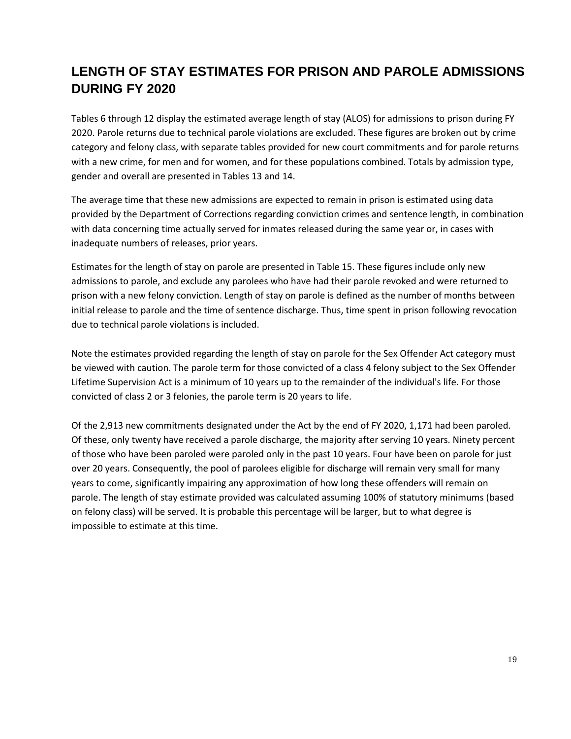# LENGTH OF STAY ESTIMATES FOR PRISON AND PAROLE ADMISSIONS DURING FY 2020

Tables 6 through 12 display the estimated average length of stay (ALOS) for admissions to prison during FY 2020. Parole returns due to technical parole violations are excluded. These figures are broken out by crime category and felony class, with separate tables provided for new court commitments and for parole returns with a new crime, for men and for women, and for these populations combined. Totals by admission type, gender and overall are presented in Tables 13 and 14.

The average time that these new admissions are expected to remain in prison is estimated using data provided by the Department of Corrections regarding conviction crimes and sentence length, in combination with data concerning time actually served for inmates released during the same year or, in cases with inadequate numbers of releases, prior years.

Estimates for the length of stay on parole are presented in Table 15. These figures include only new admissions to parole, and exclude any parolees who have had their parole revoked and were returned to prison with a new felony conviction. Length of stay on parole is defined as the number of months between initial release to parole and the time of sentence discharge. Thus, time spent in prison following revocation due to technical parole violations is included.

Note the estimates provided regarding the length of stay on parole for the Sex Offender Act category must be viewed with caution. The parole term for those convicted of a class 4 felony subject to the Sex Offender Lifetime Supervision Act is a minimum of 10 years up to the remainder of the individual's life. For those convicted of class 2 or 3 felonies, the parole term is 20 years to life.

Of the 2,913 new commitments designated under the Act by the end of FY 2020, 1,171 had been paroled. Of these, only twenty have received a parole discharge, the majority after serving 10 years. Ninety percent of those who have been paroled were paroled only in the past 10 years. Four have been on parole for just over 20 years. Consequently, the pool of parolees eligible for discharge will remain very small for many years to come, significantly impairing any approximation of how long these offenders will remain on parole. The length of stay estimate provided was calculated assuming 100% of statutory minimums (based on felony class) will be served. It is probable this percentage will be larger, but to what degree is impossible to estimate at this time.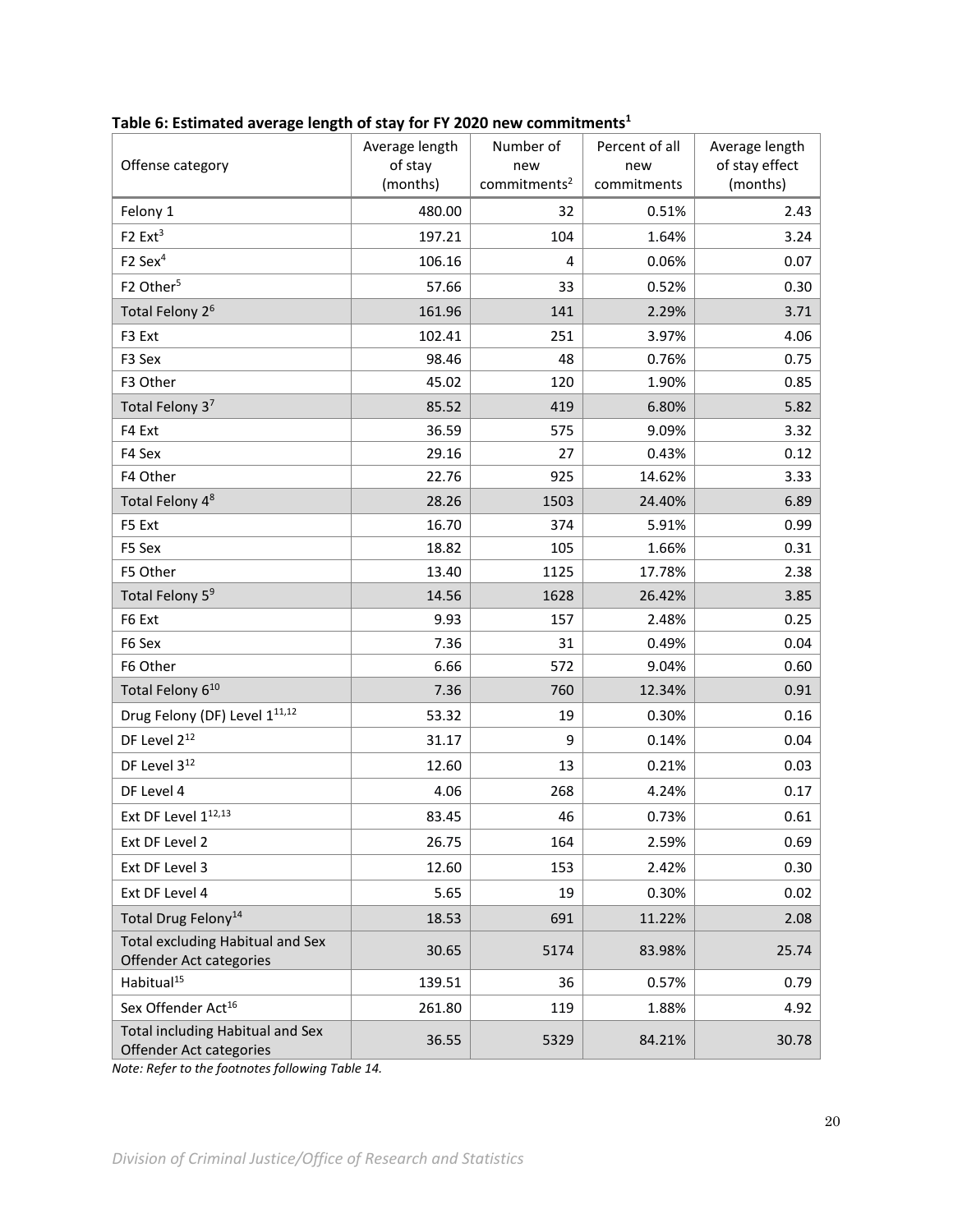**Table 6: Estimated average length of stay for FY 2020 new commitments[1]**

| Offense category | Average length of stay (months) | Number of new commitments[2] | Percent of all new commitments | Average length of stay effect (months) |
|---|---|---|---|---|
| Felony 1 | 480.00 | 32 | 0.51% | 2.43 |
| F2 Ext[3] | 197.21 | 104 | 1.64% | 3.24 |
| F2 Sex[4] | 106.16 | 4 | 0.06% | 0.07 |
| F2 Other[5] | 57.66 | 33 | 0.52% | 0.30 |
| Total Felony 2[6] | 161.96 | 141 | 2.29% | 3.71 |
| F3 Ext | 102.41 | 251 | 3.97% | 4.06 |
| F3 Sex | 98.46 | 48 | 0.76% | 0.75 |
| F3 Other | 45.02 | 120 | 1.90% | 0.85 |
| Total Felony 3[7] | 85.52 | 419 | 6.80% | 5.82 |
| F4 Ext | 36.59 | 575 | 9.09% | 3.32 |
| F4 Sex | 29.16 | 27 | 0.43% | 0.12 |
| F4 Other | 22.76 | 925 | 14.62% | 3.33 |
| Total Felony 4[8] | 28.26 | 1503 | 24.40% | 6.89 |
| F5 Ext | 16.70 | 374 | 5.91% | 0.99 |
| F5 Sex | 18.82 | 105 | 1.66% | 0.31 |
| F5 Other | 13.40 | 1125 | 17.78% | 2.38 |
| Total Felony 5[9] | 14.56 | 1628 | 26.42% | 3.85 |
| F6 Ext | 9.93 | 157 | 2.48% | 0.25 |
| F6 Sex | 7.36 | 31 | 0.49% | 0.04 |
| F6 Other | 6.66 | 572 | 9.04% | 0.60 |
| Total Felony 6[10] | 7.36 | 760 | 12.34% | 0.91 |
| Drug Felony (DF) Level 1[11,12] | 53.32 | 19 | 0.30% | 0.16 |
| DF Level 2[12] | 31.17 | 9 | 0.14% | 0.04 |
| DF Level 3[12] | 12.60 | 13 | 0.21% | 0.03 |
| DF Level 4 | 4.06 | 268 | 4.24% | 0.17 |
| Ext DF Level 1[12,13] | 83.45 | 46 | 0.73% | 0.61 |
| Ext DF Level 2 | 26.75 | 164 | 2.59% | 0.69 |
| Ext DF Level 3 | 12.60 | 153 | 2.42% | 0.30 |
| Ext DF Level 4 | 5.65 | 19 | 0.30% | 0.02 |
| Total Drug Felony[14] | 18.53 | 691 | 11.22% | 2.08 |
| Total excluding Habitual and Sex Offender Act categories | 30.65 | 5174 | 83.98% | 25.74 |
| Habitual[15] | 139.51 | 36 | 0.57% | 0.79 |
| Sex Offender Act[16] | 261.80 | 119 | 1.88% | 4.92 |
| Total including Habitual and Sex Offender Act categories | 36.55 | 5329 | 84.21% | 30.78 |

*Note: Refer to the footnotes following Table 14.*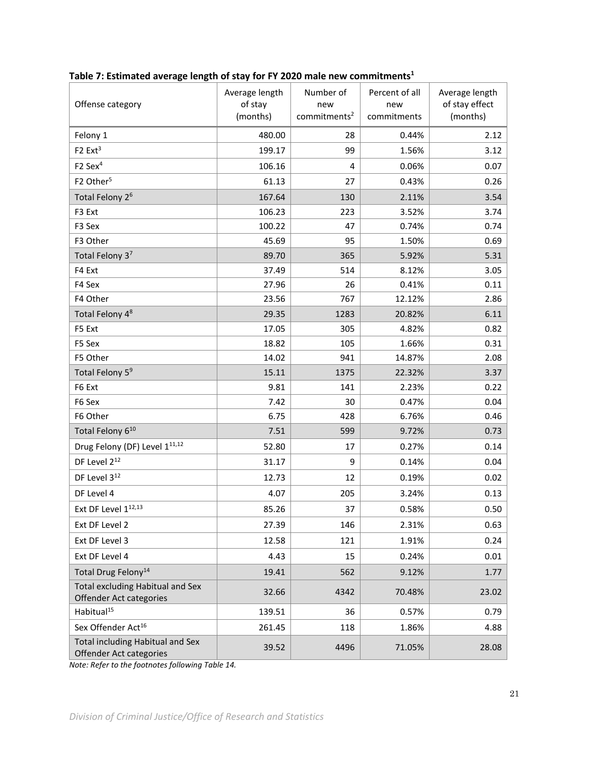**Table 7: Estimated average length of stay for FY 2020 male new commitments[1]**

| Offense category | Average length of stay (months) | Number of new commitments[2] | Percent of all new commitments | Average length of stay effect (months) |
|---|---|---|---|---|
| Felony 1 | 480.00 | 28 | 0.44% | 2.12 |
| F2 Ext[3] | 199.17 | 99 | 1.56% | 3.12 |
| F2 Sex[4] | 106.16 | 4 | 0.06% | 0.07 |
| F2 Other[5] | 61.13 | 27 | 0.43% | 0.26 |
| Total Felony 2[6] | 167.64 | 130 | 2.11% | 3.54 |
| F3 Ext | 106.23 | 223 | 3.52% | 3.74 |
| F3 Sex | 100.22 | 47 | 0.74% | 0.74 |
| F3 Other | 45.69 | 95 | 1.50% | 0.69 |
| Total Felony 3[7] | 89.70 | 365 | 5.92% | 5.31 |
| F4 Ext | 37.49 | 514 | 8.12% | 3.05 |
| F4 Sex | 27.96 | 26 | 0.41% | 0.11 |
| F4 Other | 23.56 | 767 | 12.12% | 2.86 |
| Total Felony 4[8] | 29.35 | 1283 | 20.82% | 6.11 |
| F5 Ext | 17.05 | 305 | 4.82% | 0.82 |
| F5 Sex | 18.82 | 105 | 1.66% | 0.31 |
| F5 Other | 14.02 | 941 | 14.87% | 2.08 |
| Total Felony 5[9] | 15.11 | 1375 | 22.32% | 3.37 |
| F6 Ext | 9.81 | 141 | 2.23% | 0.22 |
| F6 Sex | 7.42 | 30 | 0.47% | 0.04 |
| F6 Other | 6.75 | 428 | 6.76% | 0.46 |
| Total Felony 6[10] | 7.51 | 599 | 9.72% | 0.73 |
| Drug Felony (DF) Level 1[11,12] | 52.80 | 17 | 0.27% | 0.14 |
| DF Level 2[12] | 31.17 | 9 | 0.14% | 0.04 |
| DF Level 3[12] | 12.73 | 12 | 0.19% | 0.02 |
| DF Level 4 | 4.07 | 205 | 3.24% | 0.13 |
| Ext DF Level 1[12,13] | 85.26 | 37 | 0.58% | 0.50 |
| Ext DF Level 2 | 27.39 | 146 | 2.31% | 0.63 |
| Ext DF Level 3 | 12.58 | 121 | 1.91% | 0.24 |
| Ext DF Level 4 | 4.43 | 15 | 0.24% | 0.01 |
| Total Drug Felony[14] | 19.41 | 562 | 9.12% | 1.77 |
| Total excluding Habitual and Sex Offender Act categories | 32.66 | 4342 | 70.48% | 23.02 |
| Habitual[15] | 139.51 | 36 | 0.57% | 0.79 |
| Sex Offender Act[16] | 261.45 | 118 | 1.86% | 4.88 |
| Total including Habitual and Sex Offender Act categories | 39.52 | 4496 | 71.05% | 28.08 |

*Note: Refer to the footnotes following Table 14.*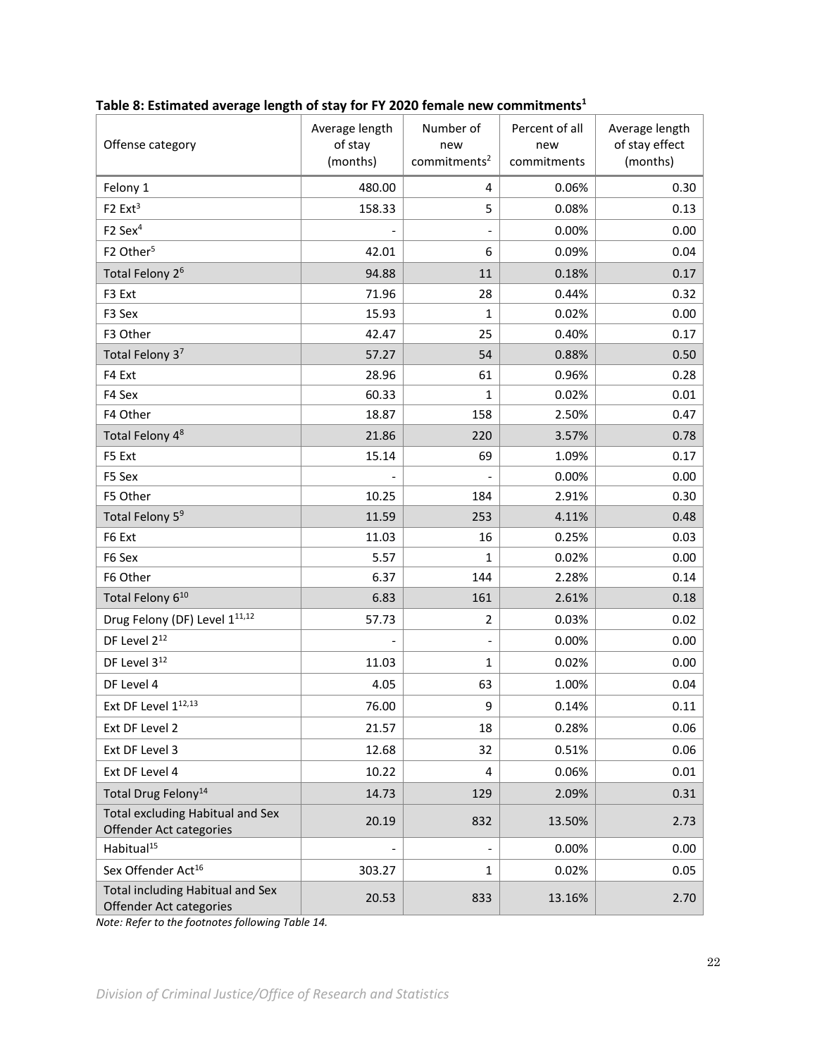**Table 8: Estimated average length of stay for FY 2020 female new commitments[1]**

| Offense category | Average length of stay (months) | Number of new commitments[2] | Percent of all new commitments | Average length of stay effect (months) |
|---|---|---|---|---|
| Felony 1 | 480.00 | 4 | 0.06% | 0.30 |
| F2 Ext[3] | 158.33 | 5 | 0.08% | 0.13 |
| F2 Sex[4] | - | - | 0.00% | 0.00 |
| F2 Other[5] | 42.01 | 6 | 0.09% | 0.04 |
| Total Felony 2[6] | 94.88 | 11 | 0.18% | 0.17 |
| F3 Ext | 71.96 | 28 | 0.44% | 0.32 |
| F3 Sex | 15.93 | 1 | 0.02% | 0.00 |
| F3 Other | 42.47 | 25 | 0.40% | 0.17 |
| Total Felony 3[7] | 57.27 | 54 | 0.88% | 0.50 |
| F4 Ext | 28.96 | 61 | 0.96% | 0.28 |
| F4 Sex | 60.33 | 1 | 0.02% | 0.01 |
| F4 Other | 18.87 | 158 | 2.50% | 0.47 |
| Total Felony 4[8] | 21.86 | 220 | 3.57% | 0.78 |
| F5 Ext | 15.14 | 69 | 1.09% | 0.17 |
| F5 Sex | - | - | 0.00% | 0.00 |
| F5 Other | 10.25 | 184 | 2.91% | 0.30 |
| Total Felony 5[9] | 11.59 | 253 | 4.11% | 0.48 |
| F6 Ext | 11.03 | 16 | 0.25% | 0.03 |
| F6 Sex | 5.57 | 1 | 0.02% | 0.00 |
| F6 Other | 6.37 | 144 | 2.28% | 0.14 |
| Total Felony 6[10] | 6.83 | 161 | 2.61% | 0.18 |
| Drug Felony (DF) Level 1[11,12] | 57.73 | 2 | 0.03% | 0.02 |
| DF Level 2[12] | - | - | 0.00% | 0.00 |
| DF Level 3[12] | 11.03 | 1 | 0.02% | 0.00 |
| DF Level 4 | 4.05 | 63 | 1.00% | 0.04 |
| Ext DF Level 1[12,13] | 76.00 | 9 | 0.14% | 0.11 |
| Ext DF Level 2 | 21.57 | 18 | 0.28% | 0.06 |
| Ext DF Level 3 | 12.68 | 32 | 0.51% | 0.06 |
| Ext DF Level 4 | 10.22 | 4 | 0.06% | 0.01 |
| Total Drug Felony[14] | 14.73 | 129 | 2.09% | 0.31 |
| Total excluding Habitual and Sex Offender Act categories | 20.19 | 832 | 13.50% | 2.73 |
| Habitual[15] | - | - | 0.00% | 0.00 |
| Sex Offender Act[16] | 303.27 | 1 | 0.02% | 0.05 |
| Total including Habitual and Sex Offender Act categories | 20.53 | 833 | 13.16% | 2.70 |

*Note: Refer to the footnotes following Table 14.*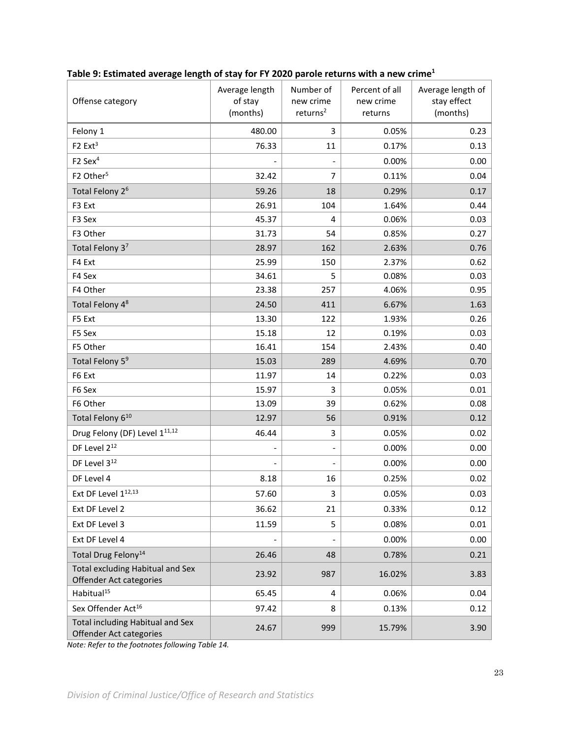**Table 9: Estimated average length of stay for FY 2020 parole returns with a new crime[1]**

| Offense category | Average length of stay (months) | Number of new crime returns[2] | Percent of all new crime returns | Average length of stay effect (months) |
|---|---|---|---|---|
| Felony 1 | 480.00 | 3 | 0.05% | 0.23 |
| F2 Ext[3] | 76.33 | 11 | 0.17% | 0.13 |
| F2 Sex[4] | - | - | 0.00% | 0.00 |
| F2 Other[5] | 32.42 | 7 | 0.11% | 0.04 |
| Total Felony 2[6] | 59.26 | 18 | 0.29% | 0.17 |
| F3 Ext | 26.91 | 104 | 1.64% | 0.44 |
| F3 Sex | 45.37 | 4 | 0.06% | 0.03 |
| F3 Other | 31.73 | 54 | 0.85% | 0.27 |
| Total Felony 3[7] | 28.97 | 162 | 2.63% | 0.76 |
| F4 Ext | 25.99 | 150 | 2.37% | 0.62 |
| F4 Sex | 34.61 | 5 | 0.08% | 0.03 |
| F4 Other | 23.38 | 257 | 4.06% | 0.95 |
| Total Felony 4[8] | 24.50 | 411 | 6.67% | 1.63 |
| F5 Ext | 13.30 | 122 | 1.93% | 0.26 |
| F5 Sex | 15.18 | 12 | 0.19% | 0.03 |
| F5 Other | 16.41 | 154 | 2.43% | 0.40 |
| Total Felony 5[9] | 15.03 | 289 | 4.69% | 0.70 |
| F6 Ext | 11.97 | 14 | 0.22% | 0.03 |
| F6 Sex | 15.97 | 3 | 0.05% | 0.01 |
| F6 Other | 13.09 | 39 | 0.62% | 0.08 |
| Total Felony 6[10] | 12.97 | 56 | 0.91% | 0.12 |
| Drug Felony (DF) Level 1[11,12] | 46.44 | 3 | 0.05% | 0.02 |
| DF Level 2[12] | - | - | 0.00% | 0.00 |
| DF Level 3[12] | - | - | 0.00% | 0.00 |
| DF Level 4 | 8.18 | 16 | 0.25% | 0.02 |
| Ext DF Level 1[12,13] | 57.60 | 3 | 0.05% | 0.03 |
| Ext DF Level 2 | 36.62 | 21 | 0.33% | 0.12 |
| Ext DF Level 3 | 11.59 | 5 | 0.08% | 0.01 |
| Ext DF Level 4 | - | - | 0.00% | 0.00 |
| Total Drug Felony[14] | 26.46 | 48 | 0.78% | 0.21 |
| Total excluding Habitual and Sex Offender Act categories | 23.92 | 987 | 16.02% | 3.83 |
| Habitual[15] | 65.45 | 4 | 0.06% | 0.04 |
| Sex Offender Act[16] | 97.42 | 8 | 0.13% | 0.12 |
| Total including Habitual and Sex Offender Act categories | 24.67 | 999 | 15.79% | 3.90 |

*Note: Refer to the footnotes following Table 14.*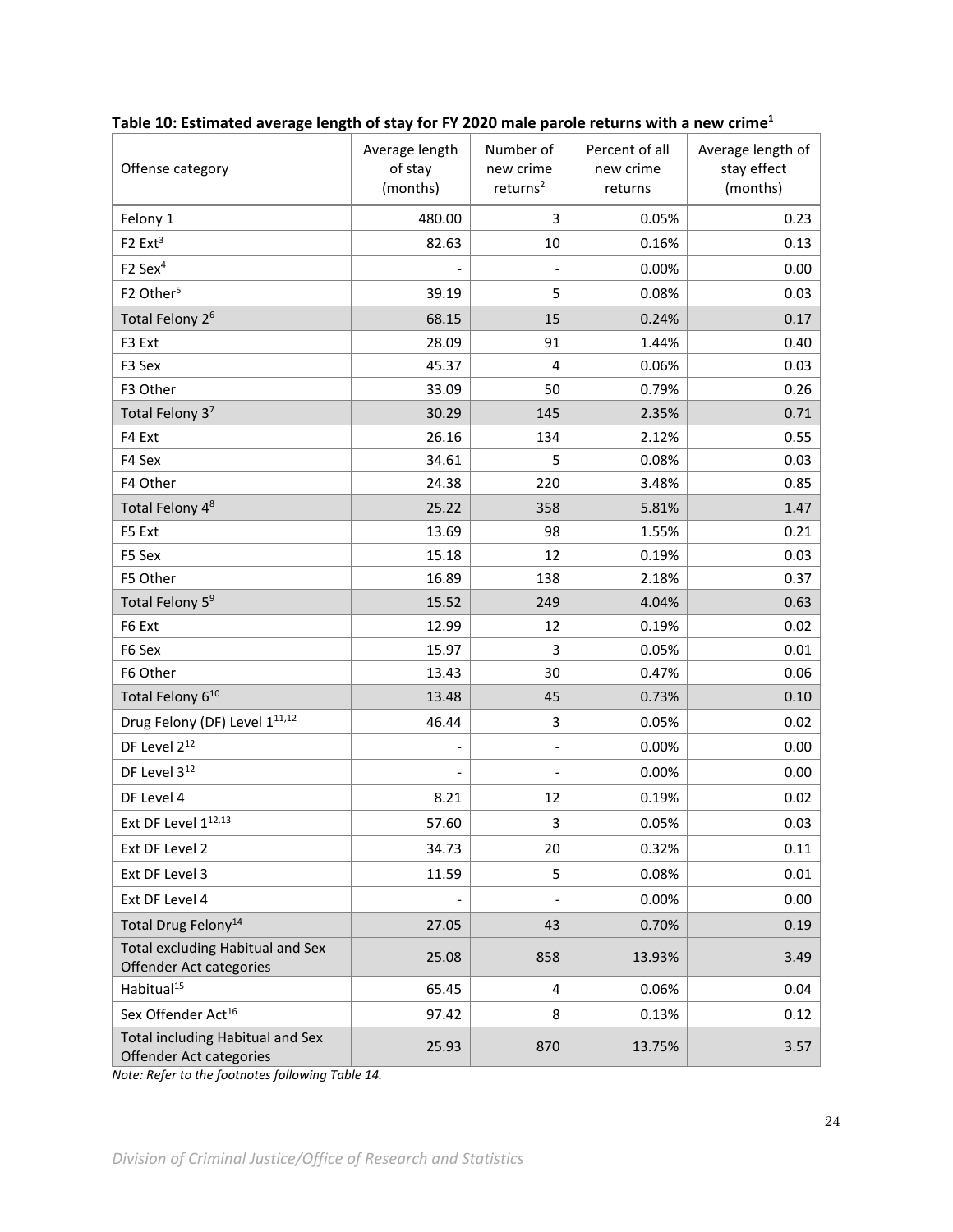**Table 10: Estimated average length of stay for FY 2020 male parole returns with a new crime[1]**

| Offense category | Average length of stay (months) | Number of new crime returns[2] | Percent of all new crime returns | Average length of stay effect (months) |
|---|---|---|---|---|
| Felony 1 | 480.00 | 3 | 0.05% | 0.23 |
| F2 Ext[3] | 82.63 | 10 | 0.16% | 0.13 |
| F2 Sex[4] | - | - | 0.00% | 0.00 |
| F2 Other[5] | 39.19 | 5 | 0.08% | 0.03 |
| Total Felony 2[6] | 68.15 | 15 | 0.24% | 0.17 |
| F3 Ext | 28.09 | 91 | 1.44% | 0.40 |
| F3 Sex | 45.37 | 4 | 0.06% | 0.03 |
| F3 Other | 33.09 | 50 | 0.79% | 0.26 |
| Total Felony 3[7] | 30.29 | 145 | 2.35% | 0.71 |
| F4 Ext | 26.16 | 134 | 2.12% | 0.55 |
| F4 Sex | 34.61 | 5 | 0.08% | 0.03 |
| F4 Other | 24.38 | 220 | 3.48% | 0.85 |
| Total Felony 4[8] | 25.22 | 358 | 5.81% | 1.47 |
| F5 Ext | 13.69 | 98 | 1.55% | 0.21 |
| F5 Sex | 15.18 | 12 | 0.19% | 0.03 |
| F5 Other | 16.89 | 138 | 2.18% | 0.37 |
| Total Felony 5[9] | 15.52 | 249 | 4.04% | 0.63 |
| F6 Ext | 12.99 | 12 | 0.19% | 0.02 |
| F6 Sex | 15.97 | 3 | 0.05% | 0.01 |
| F6 Other | 13.43 | 30 | 0.47% | 0.06 |
| Total Felony 6[10] | 13.48 | 45 | 0.73% | 0.10 |
| Drug Felony (DF) Level 1[11,12] | 46.44 | 3 | 0.05% | 0.02 |
| DF Level 2[12] | - | - | 0.00% | 0.00 |
| DF Level 3[12] | - | - | 0.00% | 0.00 |
| DF Level 4 | 8.21 | 12 | 0.19% | 0.02 |
| Ext DF Level 1[12,13] | 57.60 | 3 | 0.05% | 0.03 |
| Ext DF Level 2 | 34.73 | 20 | 0.32% | 0.11 |
| Ext DF Level 3 | 11.59 | 5 | 0.08% | 0.01 |
| Ext DF Level 4 | - | - | 0.00% | 0.00 |
| Total Drug Felony[14] | 27.05 | 43 | 0.70% | 0.19 |
| Total excluding Habitual and Sex Offender Act categories | 25.08 | 858 | 13.93% | 3.49 |
| Habitual[15] | 65.45 | 4 | 0.06% | 0.04 |
| Sex Offender Act[16] | 97.42 | 8 | 0.13% | 0.12 |
| Total including Habitual and Sex Offender Act categories | 25.93 | 870 | 13.75% | 3.57 |

*Note: Refer to the footnotes following Table 14.*

*Division of Criminal Justice/Office of Research and Statistics*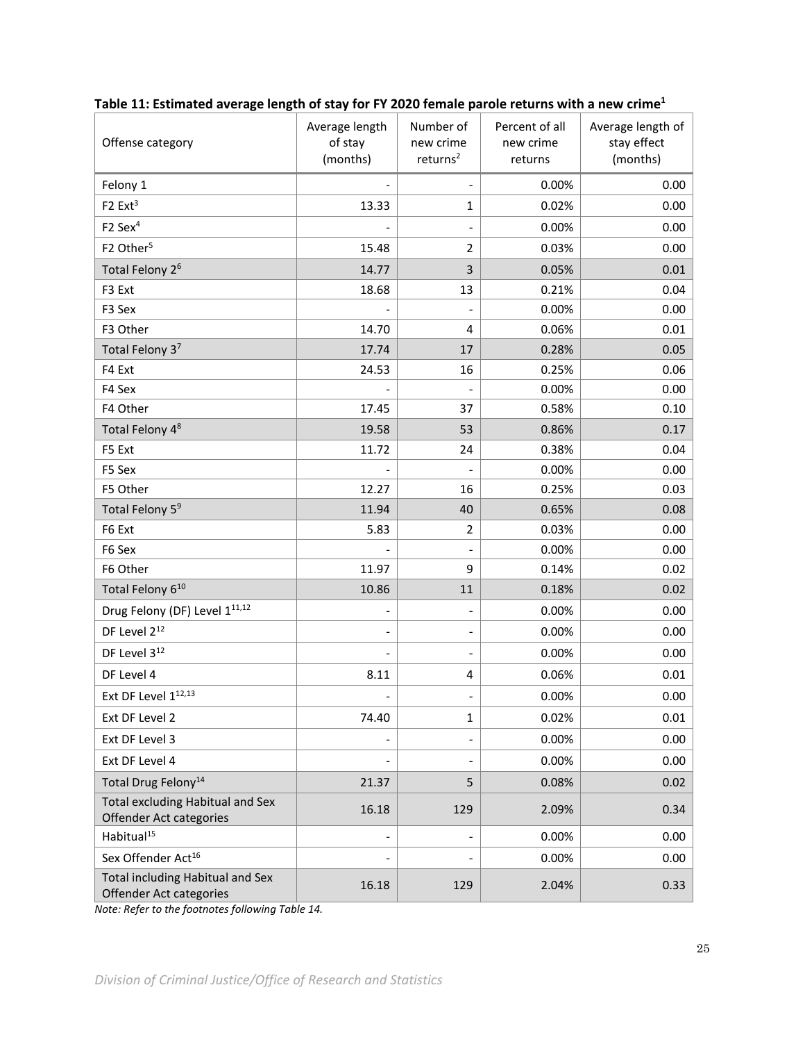**Table 11: Estimated average length of stay for FY 2020 female parole returns with a new crime[1]**

| Offense category | Average length of stay (months) | Number of new crime returns[2] | Percent of all new crime returns | Average length of stay effect (months) |
|---|---|---|---|---|
| Felony 1 | - | - | 0.00% | 0.00 |
| F2 Ext[3] | 13.33 | 1 | 0.02% | 0.00 |
| F2 Sex[4] | - | - | 0.00% | 0.00 |
| F2 Other[5] | 15.48 | 2 | 0.03% | 0.00 |
| Total Felony 2[6] | 14.77 | 3 | 0.05% | 0.01 |
| F3 Ext | 18.68 | 13 | 0.21% | 0.04 |
| F3 Sex | - | - | 0.00% | 0.00 |
| F3 Other | 14.70 | 4 | 0.06% | 0.01 |
| Total Felony 3[7] | 17.74 | 17 | 0.28% | 0.05 |
| F4 Ext | 24.53 | 16 | 0.25% | 0.06 |
| F4 Sex | - | - | 0.00% | 0.00 |
| F4 Other | 17.45 | 37 | 0.58% | 0.10 |
| Total Felony 4[8] | 19.58 | 53 | 0.86% | 0.17 |
| F5 Ext | 11.72 | 24 | 0.38% | 0.04 |
| F5 Sex | - | - | 0.00% | 0.00 |
| F5 Other | 12.27 | 16 | 0.25% | 0.03 |
| Total Felony 5[9] | 11.94 | 40 | 0.65% | 0.08 |
| F6 Ext | 5.83 | 2 | 0.03% | 0.00 |
| F6 Sex | - | - | 0.00% | 0.00 |
| F6 Other | 11.97 | 9 | 0.14% | 0.02 |
| Total Felony 6[10] | 10.86 | 11 | 0.18% | 0.02 |
| Drug Felony (DF) Level 1[11,12] | - | - | 0.00% | 0.00 |
| DF Level 2[12] | - | - | 0.00% | 0.00 |
| DF Level 3[12] | - | - | 0.00% | 0.00 |
| DF Level 4 | 8.11 | 4 | 0.06% | 0.01 |
| Ext DF Level 1[12,13] | - | - | 0.00% | 0.00 |
| Ext DF Level 2 | 74.40 | 1 | 0.02% | 0.01 |
| Ext DF Level 3 | - | - | 0.00% | 0.00 |
| Ext DF Level 4 | - | - | 0.00% | 0.00 |
| Total Drug Felony[14] | 21.37 | 5 | 0.08% | 0.02 |
| Total excluding Habitual and Sex Offender Act categories | 16.18 | 129 | 2.09% | 0.34 |
| Habitual[15] | - | - | 0.00% | 0.00 |
| Sex Offender Act[16] | - | - | 0.00% | 0.00 |
| Total including Habitual and Sex Offender Act categories | 16.18 | 129 | 2.04% | 0.33 |

*Note: Refer to the footnotes following Table 14.*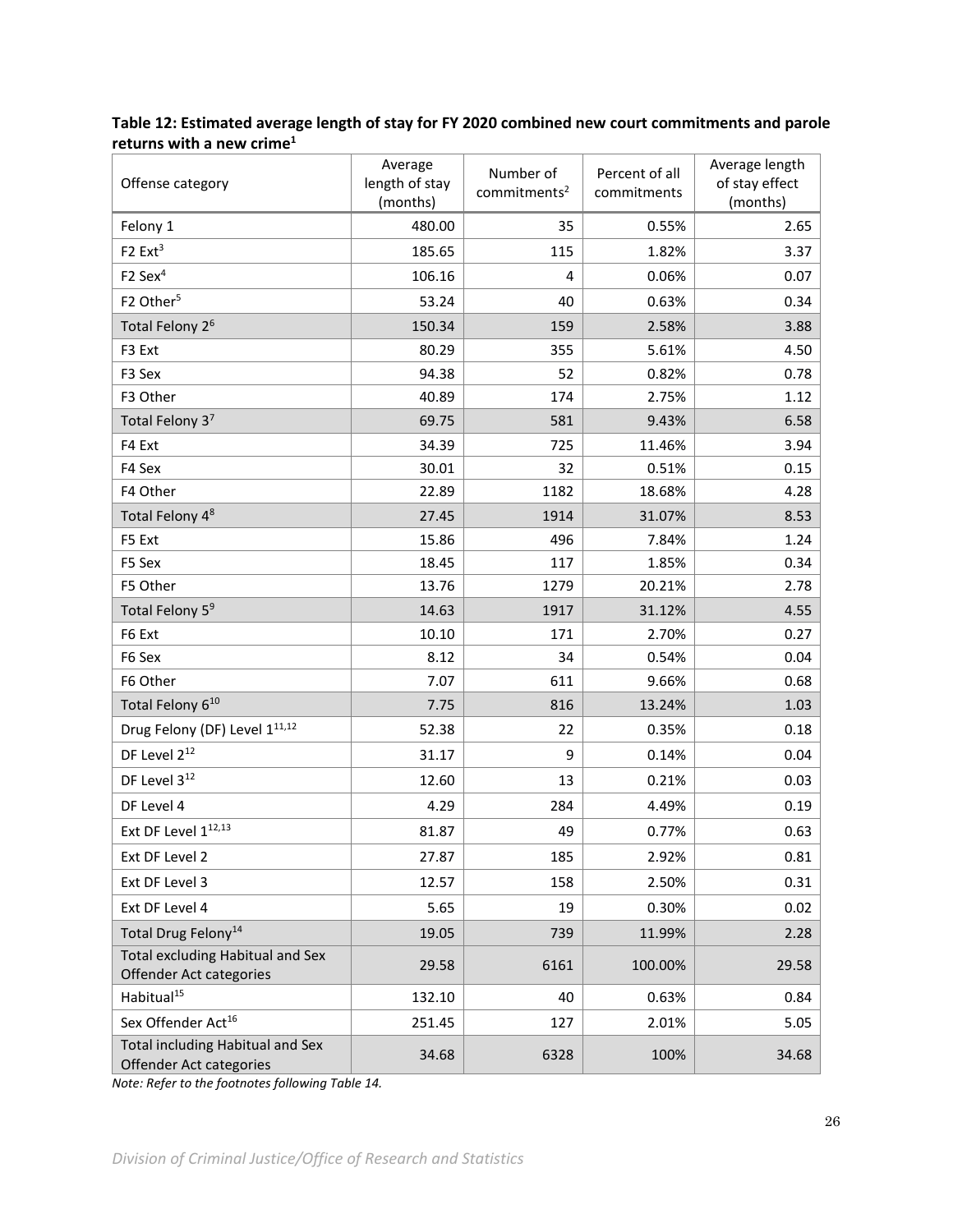**Table 12: Estimated average length of stay for FY 2020 combined new court commitments and parole returns with a new crime[1]**

| Offense category | Average length of stay (months) | Number of commitments[2] | Percent of all commitments | Average length of stay effect (months) |
|---|---|---|---|---|
| Felony 1 | 480.00 | 35 | 0.55% | 2.65 |
| F2 Ext[3] | 185.65 | 115 | 1.82% | 3.37 |
| F2 Sex[4] | 106.16 | 4 | 0.06% | 0.07 |
| F2 Other[5] | 53.24 | 40 | 0.63% | 0.34 |
| Total Felony 2[6] | 150.34 | 159 | 2.58% | 3.88 |
| F3 Ext | 80.29 | 355 | 5.61% | 4.50 |
| F3 Sex | 94.38 | 52 | 0.82% | 0.78 |
| F3 Other | 40.89 | 174 | 2.75% | 1.12 |
| Total Felony 3[7] | 69.75 | 581 | 9.43% | 6.58 |
| F4 Ext | 34.39 | 725 | 11.46% | 3.94 |
| F4 Sex | 30.01 | 32 | 0.51% | 0.15 |
| F4 Other | 22.89 | 1182 | 18.68% | 4.28 |
| Total Felony 4[8] | 27.45 | 1914 | 31.07% | 8.53 |
| F5 Ext | 15.86 | 496 | 7.84% | 1.24 |
| F5 Sex | 18.45 | 117 | 1.85% | 0.34 |
| F5 Other | 13.76 | 1279 | 20.21% | 2.78 |
| Total Felony 5[9] | 14.63 | 1917 | 31.12% | 4.55 |
| F6 Ext | 10.10 | 171 | 2.70% | 0.27 |
| F6 Sex | 8.12 | 34 | 0.54% | 0.04 |
| F6 Other | 7.07 | 611 | 9.66% | 0.68 |
| Total Felony 6[10] | 7.75 | 816 | 13.24% | 1.03 |
| Drug Felony (DF) Level 1[11,12] | 52.38 | 22 | 0.35% | 0.18 |
| DF Level 2[12] | 31.17 | 9 | 0.14% | 0.04 |
| DF Level 3[12] | 12.60 | 13 | 0.21% | 0.03 |
| DF Level 4 | 4.29 | 284 | 4.49% | 0.19 |
| Ext DF Level 1[12,13] | 81.87 | 49 | 0.77% | 0.63 |
| Ext DF Level 2 | 27.87 | 185 | 2.92% | 0.81 |
| Ext DF Level 3 | 12.57 | 158 | 2.50% | 0.31 |
| Ext DF Level 4 | 5.65 | 19 | 0.30% | 0.02 |
| Total Drug Felony[14] | 19.05 | 739 | 11.99% | 2.28 |
| Total excluding Habitual and Sex Offender Act categories | 29.58 | 6161 | 100.00% | 29.58 |
| Habitual[15] | 132.10 | 40 | 0.63% | 0.84 |
| Sex Offender Act[16] | 251.45 | 127 | 2.01% | 5.05 |
| Total including Habitual and Sex Offender Act categories | 34.68 | 6328 | 100% | 34.68 |

*Note: Refer to the footnotes following Table 14.*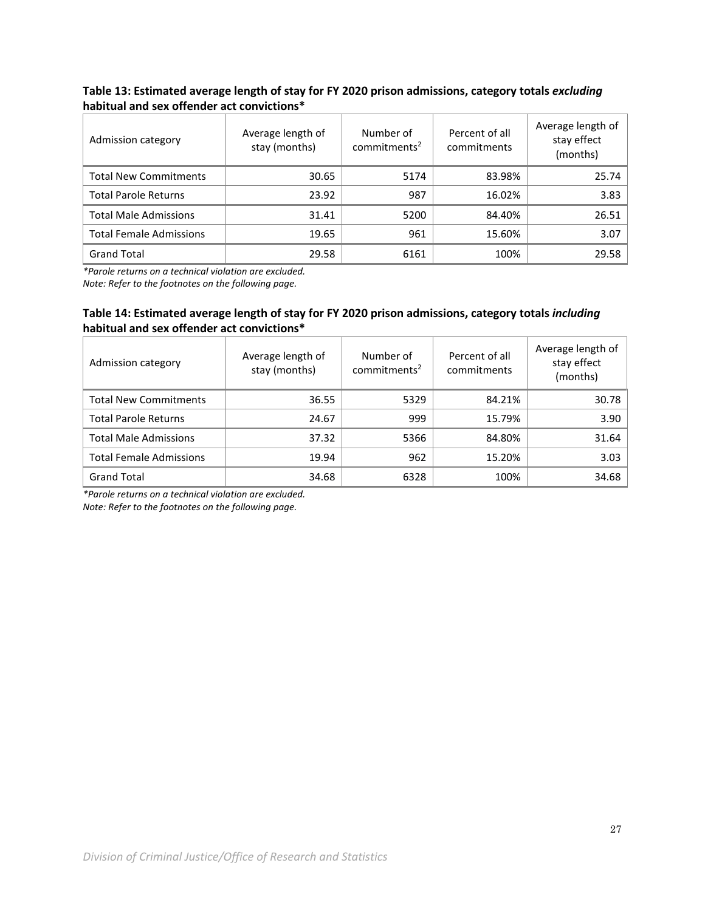**Table 13: Estimated average length of stay for FY 2020 prison admissions, category totals *excluding* habitual and sex offender act convictions***

| Admission category | Average length of stay (months) | Number of commitments[2] | Percent of all commitments | Average length of stay effect (months) |
|---|---|---|---|---|
| Total New Commitments | 30.65 | 5174 | 83.98% | 25.74 |
| Total Parole Returns | 23.92 | 987 | 16.02% | 3.83 |
| Total Male Admissions | 31.41 | 5200 | 84.40% | 26.51 |
| Total Female Admissions | 19.65 | 961 | 15.60% | 3.07 |
| Grand Total | 29.58 | 6161 | 100% | 29.58 |

*\*Parole returns on a technical violation are excluded.*
*Note: Refer to the footnotes on the following page.*

**Table 14: Estimated average length of stay for FY 2020 prison admissions, category totals *including* habitual and sex offender act convictions***

| Admission category | Average length of stay (months) | Number of commitments[2] | Percent of all commitments | Average length of stay effect (months) |
|---|---|---|---|---|
| Total New Commitments | 36.55 | 5329 | 84.21% | 30.78 |
| Total Parole Returns | 24.67 | 999 | 15.79% | 3.90 |
| Total Male Admissions | 37.32 | 5366 | 84.80% | 31.64 |
| Total Female Admissions | 19.94 | 962 | 15.20% | 3.03 |
| Grand Total | 34.68 | 6328 | 100% | 34.68 |

*\*Parole returns on a technical violation are excluded.*
*Note: Refer to the footnotes on the following page.*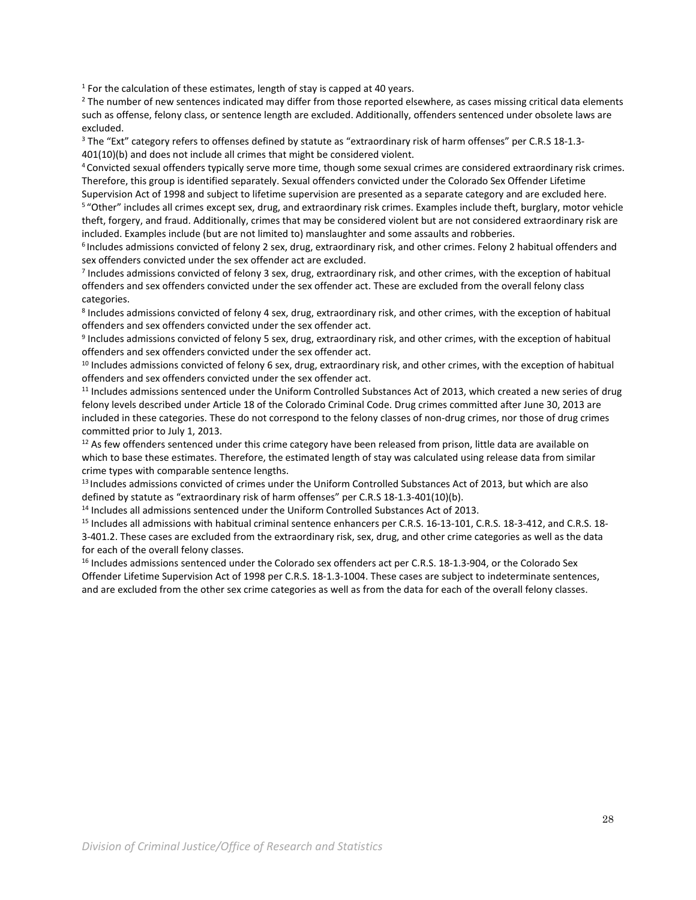[1] For the calculation of these estimates, length of stay is capped at 40 years.

[2] The number of new sentences indicated may differ from those reported elsewhere, as cases missing critical data elements such as offense, felony class, or sentence length are excluded. Additionally, offenders sentenced under obsolete laws are excluded.

[3] The "Ext" category refers to offenses defined by statute as "extraordinary risk of harm offenses" per C.R.S 18-1.3-401(10)(b) and does not include all crimes that might be considered violent.

[4] Convicted sexual offenders typically serve more time, though some sexual crimes are considered extraordinary risk crimes. Therefore, this group is identified separately. Sexual offenders convicted under the Colorado Sex Offender Lifetime Supervision Act of 1998 and subject to lifetime supervision are presented as a separate category and are excluded here.

[5] "Other" includes all crimes except sex, drug, and extraordinary risk crimes. Examples include theft, burglary, motor vehicle theft, forgery, and fraud. Additionally, crimes that may be considered violent but are not considered extraordinary risk are included. Examples include (but are not limited to) manslaughter and some assaults and robberies.

[6] Includes admissions convicted of felony 2 sex, drug, extraordinary risk, and other crimes. Felony 2 habitual offenders and sex offenders convicted under the sex offender act are excluded.

[7] Includes admissions convicted of felony 3 sex, drug, extraordinary risk, and other crimes, with the exception of habitual offenders and sex offenders convicted under the sex offender act. These are excluded from the overall felony class categories.

[8] Includes admissions convicted of felony 4 sex, drug, extraordinary risk, and other crimes, with the exception of habitual offenders and sex offenders convicted under the sex offender act.

[9] Includes admissions convicted of felony 5 sex, drug, extraordinary risk, and other crimes, with the exception of habitual offenders and sex offenders convicted under the sex offender act.

[10] Includes admissions convicted of felony 6 sex, drug, extraordinary risk, and other crimes, with the exception of habitual offenders and sex offenders convicted under the sex offender act.

[11] Includes admissions sentenced under the Uniform Controlled Substances Act of 2013, which created a new series of drug felony levels described under Article 18 of the Colorado Criminal Code. Drug crimes committed after June 30, 2013 are included in these categories. These do not correspond to the felony classes of non-drug crimes, nor those of drug crimes committed prior to July 1, 2013.

[12] As few offenders sentenced under this crime category have been released from prison, little data are available on which to base these estimates. Therefore, the estimated length of stay was calculated using release data from similar crime types with comparable sentence lengths.

[13] Includes admissions convicted of crimes under the Uniform Controlled Substances Act of 2013, but which are also defined by statute as "extraordinary risk of harm offenses" per C.R.S 18-1.3-401(10)(b).

[14] Includes all admissions sentenced under the Uniform Controlled Substances Act of 2013.

[15] Includes all admissions with habitual criminal sentence enhancers per C.R.S. 16-13-101, C.R.S. 18-3-412, and C.R.S. 18-3-401.2. These cases are excluded from the extraordinary risk, sex, drug, and other crime categories as well as the data for each of the overall felony classes.

[16] Includes admissions sentenced under the Colorado sex offenders act per C.R.S. 18-1.3-904, or the Colorado Sex Offender Lifetime Supervision Act of 1998 per C.R.S. 18-1.3-1004. These cases are subject to indeterminate sentences, and are excluded from the other sex crime categories as well as from the data for each of the overall felony classes.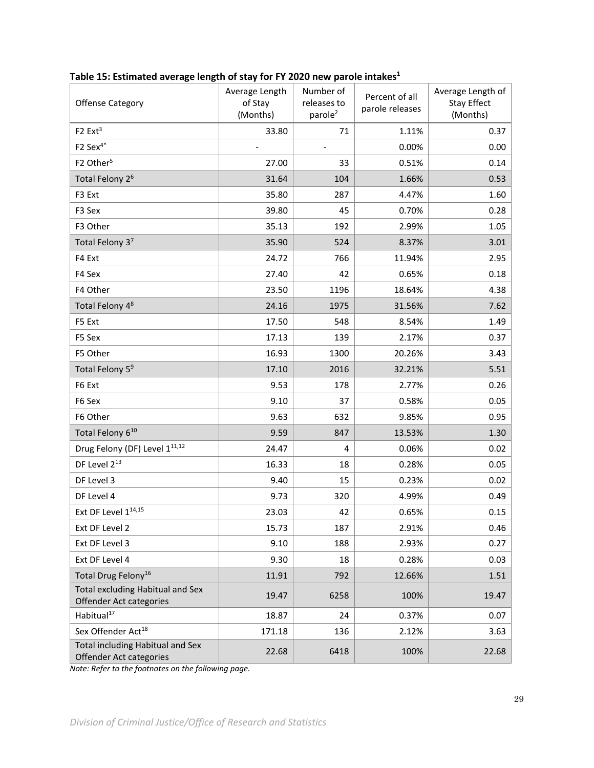**Table 15: Estimated average length of stay for FY 2020 new parole intakes[1]**

| Offense Category | Average Length of Stay (Months) | Number of releases to parole[2] | Percent of all parole releases | Average Length of Stay Effect (Months) |
|---|---|---|---|---|
| F2 Ext[3] | 33.80 | 71 | 1.11% | 0.37 |
| F2 Sex[4*] | - | - | 0.00% | 0.00 |
| F2 Other[5] | 27.00 | 33 | 0.51% | 0.14 |
| Total Felony 2[6] | 31.64 | 104 | 1.66% | 0.53 |
| F3 Ext | 35.80 | 287 | 4.47% | 1.60 |
| F3 Sex | 39.80 | 45 | 0.70% | 0.28 |
| F3 Other | 35.13 | 192 | 2.99% | 1.05 |
| Total Felony 3[7] | 35.90 | 524 | 8.37% | 3.01 |
| F4 Ext | 24.72 | 766 | 11.94% | 2.95 |
| F4 Sex | 27.40 | 42 | 0.65% | 0.18 |
| F4 Other | 23.50 | 1196 | 18.64% | 4.38 |
| Total Felony 4[8] | 24.16 | 1975 | 31.56% | 7.62 |
| F5 Ext | 17.50 | 548 | 8.54% | 1.49 |
| F5 Sex | 17.13 | 139 | 2.17% | 0.37 |
| F5 Other | 16.93 | 1300 | 20.26% | 3.43 |
| Total Felony 5[9] | 17.10 | 2016 | 32.21% | 5.51 |
| F6 Ext | 9.53 | 178 | 2.77% | 0.26 |
| F6 Sex | 9.10 | 37 | 0.58% | 0.05 |
| F6 Other | 9.63 | 632 | 9.85% | 0.95 |
| Total Felony 6[10] | 9.59 | 847 | 13.53% | 1.30 |
| Drug Felony (DF) Level 1[11,12] | 24.47 | 4 | 0.06% | 0.02 |
| DF Level 2[13] | 16.33 | 18 | 0.28% | 0.05 |
| DF Level 3 | 9.40 | 15 | 0.23% | 0.02 |
| DF Level 4 | 9.73 | 320 | 4.99% | 0.49 |
| Ext DF Level 1[14,15] | 23.03 | 42 | 0.65% | 0.15 |
| Ext DF Level 2 | 15.73 | 187 | 2.91% | 0.46 |
| Ext DF Level 3 | 9.10 | 188 | 2.93% | 0.27 |
| Ext DF Level 4 | 9.30 | 18 | 0.28% | 0.03 |
| Total Drug Felony[16] | 11.91 | 792 | 12.66% | 1.51 |
| Total excluding Habitual and Sex Offender Act categories | 19.47 | 6258 | 100% | 19.47 |
| Habitual[17] | 18.87 | 24 | 0.37% | 0.07 |
| Sex Offender Act[18] | 171.18 | 136 | 2.12% | 3.63 |
| Total including Habitual and Sex Offender Act categories | 22.68 | 6418 | 100% | 22.68 |

*Note: Refer to the footnotes on the following page.*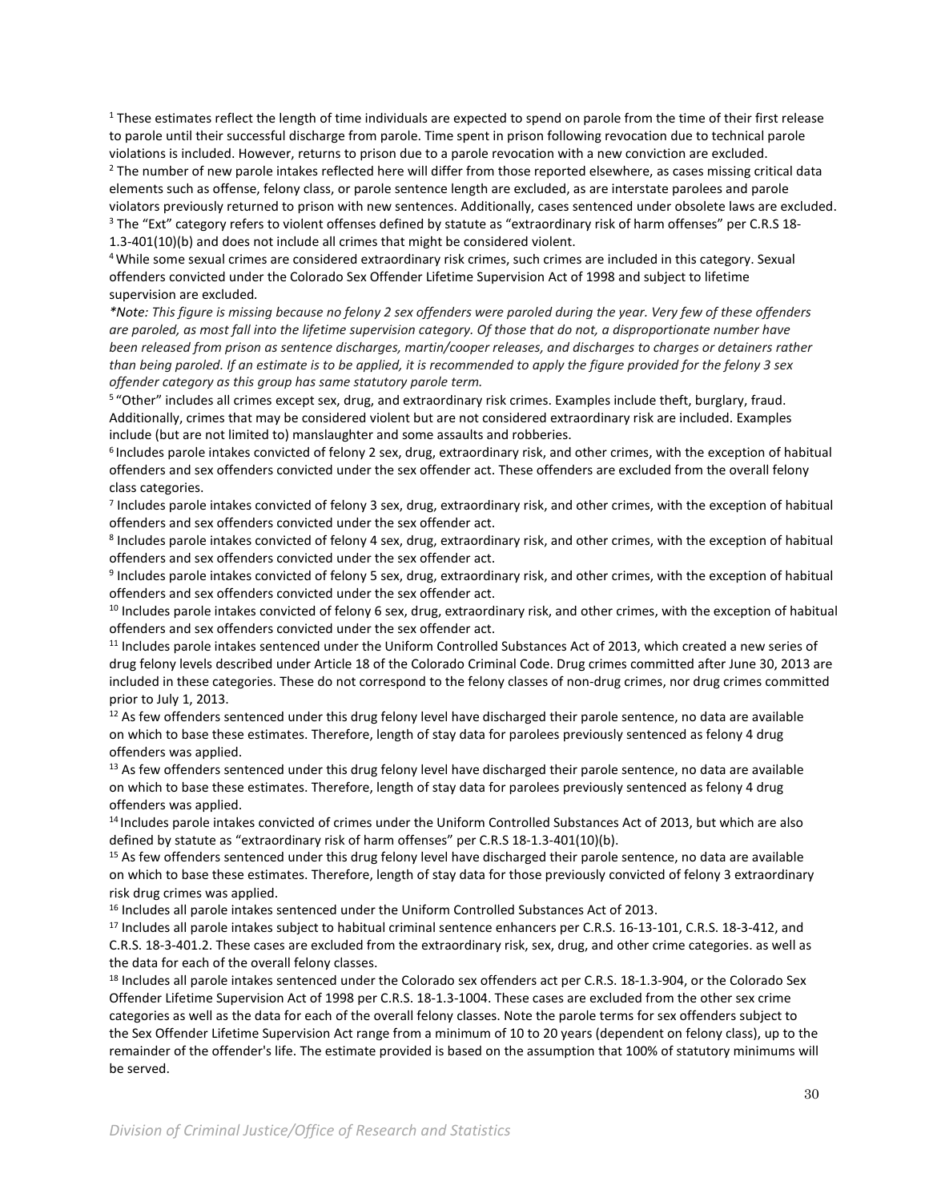[1] These estimates reflect the length of time individuals are expected to spend on parole from the time of their first release to parole until their successful discharge from parole. Time spent in prison following revocation due to technical parole violations is included. However, returns to prison due to a parole revocation with a new conviction are excluded.

[2] The number of new parole intakes reflected here will differ from those reported elsewhere, as cases missing critical data elements such as offense, felony class, or parole sentence length are excluded, as are interstate parolees and parole violators previously returned to prison with new sentences. Additionally, cases sentenced under obsolete laws are excluded.

[3] The "Ext" category refers to violent offenses defined by statute as "extraordinary risk of harm offenses" per C.R.S 18-1.3-401(10)(b) and does not include all crimes that might be considered violent.

[4] While some sexual crimes are considered extraordinary risk crimes, such crimes are included in this category. Sexual offenders convicted under the Colorado Sex Offender Lifetime Supervision Act of 1998 and subject to lifetime supervision are excluded.

*\*Note: This figure is missing because no felony 2 sex offenders were paroled during the year. Very few of these offenders are paroled, as most fall into the lifetime supervision category. Of those that do not, a disproportionate number have been released from prison as sentence discharges, martin/cooper releases, and discharges to charges or detainers rather than being paroled. If an estimate is to be applied, it is recommended to apply the figure provided for the felony 3 sex offender category as this group has same statutory parole term.*

[5] "Other" includes all crimes except sex, drug, and extraordinary risk crimes. Examples include theft, burglary, fraud. Additionally, crimes that may be considered violent but are not considered extraordinary risk are included. Examples include (but are not limited to) manslaughter and some assaults and robberies.

[6] Includes parole intakes convicted of felony 2 sex, drug, extraordinary risk, and other crimes, with the exception of habitual offenders and sex offenders convicted under the sex offender act. These offenders are excluded from the overall felony class categories.

[7] Includes parole intakes convicted of felony 3 sex, drug, extraordinary risk, and other crimes, with the exception of habitual offenders and sex offenders convicted under the sex offender act.

[8] Includes parole intakes convicted of felony 4 sex, drug, extraordinary risk, and other crimes, with the exception of habitual offenders and sex offenders convicted under the sex offender act.

[9] Includes parole intakes convicted of felony 5 sex, drug, extraordinary risk, and other crimes, with the exception of habitual offenders and sex offenders convicted under the sex offender act.

[10] Includes parole intakes convicted of felony 6 sex, drug, extraordinary risk, and other crimes, with the exception of habitual offenders and sex offenders convicted under the sex offender act.

[11] Includes parole intakes sentenced under the Uniform Controlled Substances Act of 2013, which created a new series of drug felony levels described under Article 18 of the Colorado Criminal Code. Drug crimes committed after June 30, 2013 are included in these categories. These do not correspond to the felony classes of non-drug crimes, nor drug crimes committed prior to July 1, 2013.

[12] As few offenders sentenced under this drug felony level have discharged their parole sentence, no data are available on which to base these estimates. Therefore, length of stay data for parolees previously sentenced as felony 4 drug offenders was applied.

[13] As few offenders sentenced under this drug felony level have discharged their parole sentence, no data are available on which to base these estimates. Therefore, length of stay data for parolees previously sentenced as felony 4 drug offenders was applied.

[14] Includes parole intakes convicted of crimes under the Uniform Controlled Substances Act of 2013, but which are also defined by statute as "extraordinary risk of harm offenses" per C.R.S 18-1.3-401(10)(b).

[15] As few offenders sentenced under this drug felony level have discharged their parole sentence, no data are available on which to base these estimates. Therefore, length of stay data for those previously convicted of felony 3 extraordinary risk drug crimes was applied.

[16] Includes all parole intakes sentenced under the Uniform Controlled Substances Act of 2013.

[17] Includes all parole intakes subject to habitual criminal sentence enhancers per C.R.S. 16-13-101, C.R.S. 18-3-412, and C.R.S. 18-3-401.2. These cases are excluded from the extraordinary risk, sex, drug, and other crime categories. as well as the data for each of the overall felony classes.

[18] Includes all parole intakes sentenced under the Colorado sex offenders act per C.R.S. 18-1.3-904, or the Colorado Sex Offender Lifetime Supervision Act of 1998 per C.R.S. 18-1.3-1004. These cases are excluded from the other sex crime categories as well as the data for each of the overall felony classes. Note the parole terms for sex offenders subject to the Sex Offender Lifetime Supervision Act range from a minimum of 10 to 20 years (dependent on felony class), up to the remainder of the offender's life. The estimate provided is based on the assumption that 100% of statutory minimums will be served.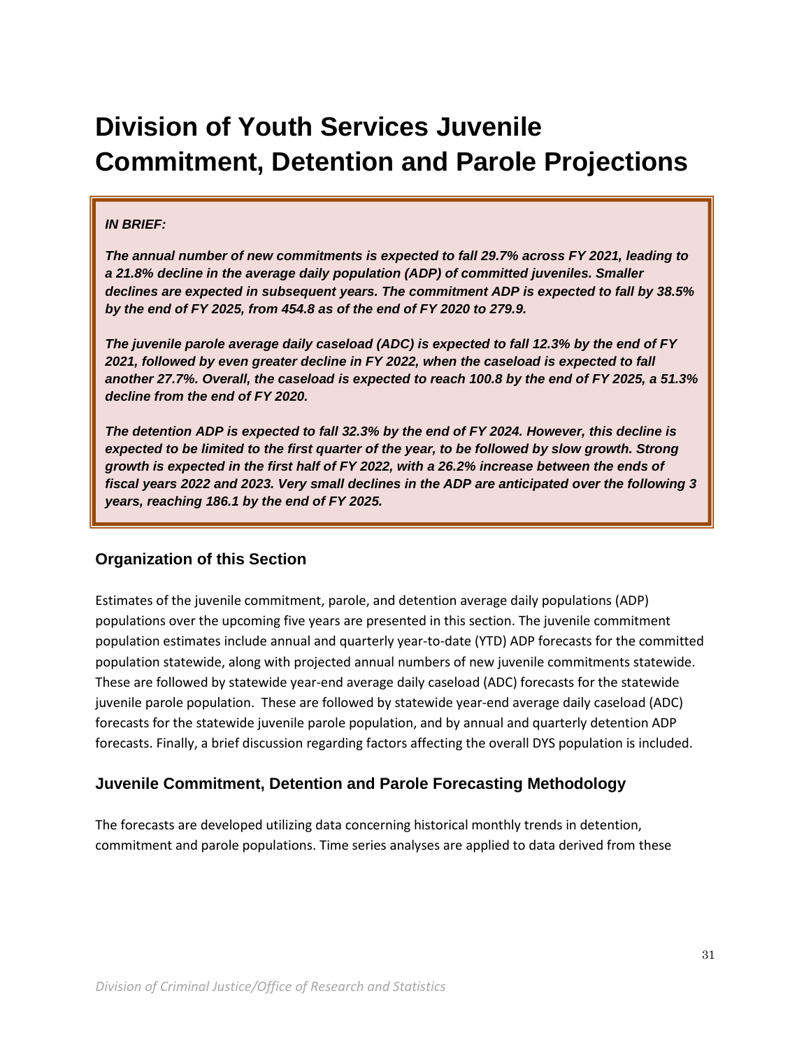# Division of Youth Services Juvenile Commitment, Detention and Parole Projections

***IN BRIEF:***

***The annual number of new commitments is expected to fall 29.7% across FY 2021, leading to a 21.8% decline in the average daily population (ADP) of committed juveniles. Smaller declines are expected in subsequent years. The commitment ADP is expected to fall by 38.5% by the end of FY 2025, from 454.8 as of the end of FY 2020 to 279.9.***

***The juvenile parole average daily caseload (ADC) is expected to fall 12.3% by the end of FY 2021, followed by even greater decline in FY 2022, when the caseload is expected to fall another 27.7%. Overall, the caseload is expected to reach 100.8 by the end of FY 2025, a 51.3% decline from the end of FY 2020.***

***The detention ADP is expected to fall 32.3% by the end of FY 2024. However, this decline is expected to be limited to the first quarter of the year, to be followed by slow growth. Strong growth is expected in the first half of FY 2022, with a 26.2% increase between the ends of fiscal years 2022 and 2023. Very small declines in the ADP are anticipated over the following 3 years, reaching 186.1 by the end of FY 2025.***

## Organization of this Section

Estimates of the juvenile commitment, parole, and detention average daily populations (ADP) populations over the upcoming five years are presented in this section. The juvenile commitment population estimates include annual and quarterly year-to-date (YTD) ADP forecasts for the committed population statewide, along with projected annual numbers of new juvenile commitments statewide. These are followed by statewide year-end average daily caseload (ADC) forecasts for the statewide juvenile parole population. These are followed by statewide year-end average daily caseload (ADC) forecasts for the statewide juvenile parole population, and by annual and quarterly detention ADP forecasts. Finally, a brief discussion regarding factors affecting the overall DYS population is included.

## Juvenile Commitment, Detention and Parole Forecasting Methodology

The forecasts are developed utilizing data concerning historical monthly trends in detention, commitment and parole populations. Time series analyses are applied to data derived from these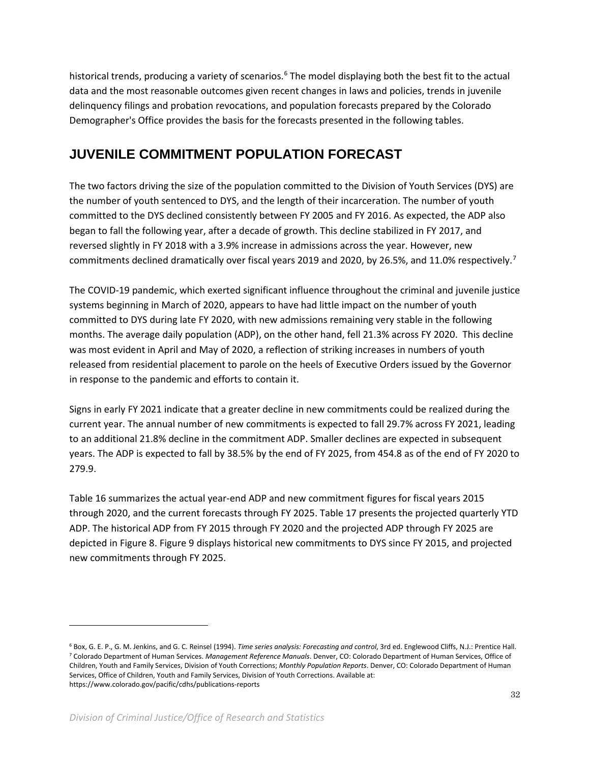historical trends, producing a variety of scenarios.[6] The model displaying both the best fit to the actual data and the most reasonable outcomes given recent changes in laws and policies, trends in juvenile delinquency filings and probation revocations, and population forecasts prepared by the Colorado Demographer's Office provides the basis for the forecasts presented in the following tables.

## JUVENILE COMMITMENT POPULATION FORECAST

The two factors driving the size of the population committed to the Division of Youth Services (DYS) are the number of youth sentenced to DYS, and the length of their incarceration. The number of youth committed to the DYS declined consistently between FY 2005 and FY 2016. As expected, the ADP also began to fall the following year, after a decade of growth. This decline stabilized in FY 2017, and reversed slightly in FY 2018 with a 3.9% increase in admissions across the year. However, new commitments declined dramatically over fiscal years 2019 and 2020, by 26.5%, and 11.0% respectively.[7]

The COVID-19 pandemic, which exerted significant influence throughout the criminal and juvenile justice systems beginning in March of 2020, appears to have had little impact on the number of youth committed to DYS during late FY 2020, with new admissions remaining very stable in the following months. The average daily population (ADP), on the other hand, fell 21.3% across FY 2020. This decline was most evident in April and May of 2020, a reflection of striking increases in numbers of youth released from residential placement to parole on the heels of Executive Orders issued by the Governor in response to the pandemic and efforts to contain it.

Signs in early FY 2021 indicate that a greater decline in new commitments could be realized during the current year. The annual number of new commitments is expected to fall 29.7% across FY 2021, leading to an additional 21.8% decline in the commitment ADP. Smaller declines are expected in subsequent years. The ADP is expected to fall by 38.5% by the end of FY 2025, from 454.8 as of the end of FY 2020 to 279.9.

Table 16 summarizes the actual year-end ADP and new commitment figures for fiscal years 2015 through 2020, and the current forecasts through FY 2025. Table 17 presents the projected quarterly YTD ADP. The historical ADP from FY 2015 through FY 2020 and the projected ADP through FY 2025 are depicted in Figure 8. Figure 9 displays historical new commitments to DYS since FY 2015, and projected new commitments through FY 2025.

---

[6] Box, G. E. P., G. M. Jenkins, and G. C. Reinsel (1994). *Time series analysis: Forecasting and control*, 3rd ed. Englewood Cliffs, N.J.: Prentice Hall.

[7] Colorado Department of Human Services. *Management Reference Manuals*. Denver, CO: Colorado Department of Human Services, Office of Children, Youth and Family Services, Division of Youth Corrections; *Monthly Population Reports*. Denver, CO: Colorado Department of Human Services, Office of Children, Youth and Family Services, Division of Youth Corrections. Available at: https://www.colorado.gov/pacific/cdhs/publications-reports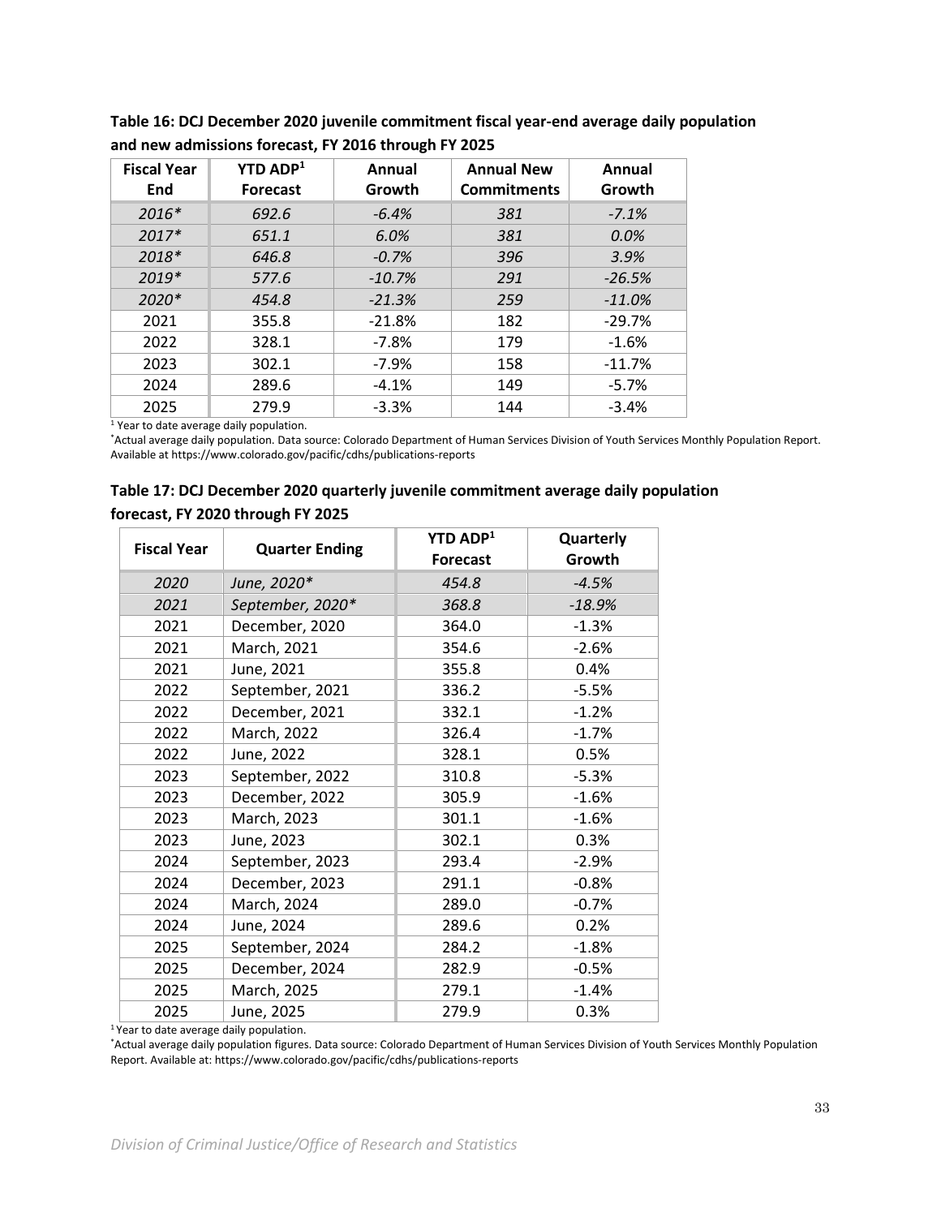**Table 16: DCJ December 2020 juvenile commitment fiscal year-end average daily population and new admissions forecast, FY 2016 through FY 2025**

| Fiscal Year End | YTD ADP[1] Forecast | Annual Growth | Annual New Commitments | Annual Growth |
|---|---|---|---|---|
| *2016** | *692.6* | *-6.4%* | *381* | *-7.1%* |
| *2017** | *651.1* | *6.0%* | *381* | *0.0%* |
| *2018** | *646.8* | *-0.7%* | *396* | *3.9%* |
| *2019** | *577.6* | *-10.7%* | *291* | *-26.5%* |
| *2020** | *454.8* | *-21.3%* | *259* | *-11.0%* |
| 2021 | 355.8 | -21.8% | 182 | -29.7% |
| 2022 | 328.1 | -7.8% | 179 | -1.6% |
| 2023 | 302.1 | -7.9% | 158 | -11.7% |
| 2024 | 289.6 | -4.1% | 149 | -5.7% |
| 2025 | 279.9 | -3.3% | 144 | -3.4% |

[1] Year to date average daily population.

*Actual average daily population. Data source: Colorado Department of Human Services Division of Youth Services Monthly Population Report. Available at https://www.colorado.gov/pacific/cdhs/publications-reports

**Table 17: DCJ December 2020 quarterly juvenile commitment average daily population forecast, FY 2020 through FY 2025**

| Fiscal Year | Quarter Ending | YTD ADP[1] Forecast | Quarterly Growth |
|---|---|---|---|
| *2020* | *June, 2020** | *454.8* | *-4.5%* |
| *2021* | *September, 2020** | *368.8* | *-18.9%* |
| 2021 | December, 2020 | 364.0 | -1.3% |
| 2021 | March, 2021 | 354.6 | -2.6% |
| 2021 | June, 2021 | 355.8 | 0.4% |
| 2022 | September, 2021 | 336.2 | -5.5% |
| 2022 | December, 2021 | 332.1 | -1.2% |
| 2022 | March, 2022 | 326.4 | -1.7% |
| 2022 | June, 2022 | 328.1 | 0.5% |
| 2023 | September, 2022 | 310.8 | -5.3% |
| 2023 | December, 2022 | 305.9 | -1.6% |
| 2023 | March, 2023 | 301.1 | -1.6% |
| 2023 | June, 2023 | 302.1 | 0.3% |
| 2024 | September, 2023 | 293.4 | -2.9% |
| 2024 | December, 2023 | 291.1 | -0.8% |
| 2024 | March, 2024 | 289.0 | -0.7% |
| 2024 | June, 2024 | 289.6 | 0.2% |
| 2025 | September, 2024 | 284.2 | -1.8% |
| 2025 | December, 2024 | 282.9 | -0.5% |
| 2025 | March, 2025 | 279.1 | -1.4% |
| 2025 | June, 2025 | 279.9 | 0.3% |

[1] Year to date average daily population.

*Actual average daily population figures. Data source: Colorado Department of Human Services Division of Youth Services Monthly Population Report. Available at: https://www.colorado.gov/pacific/cdhs/publications-reports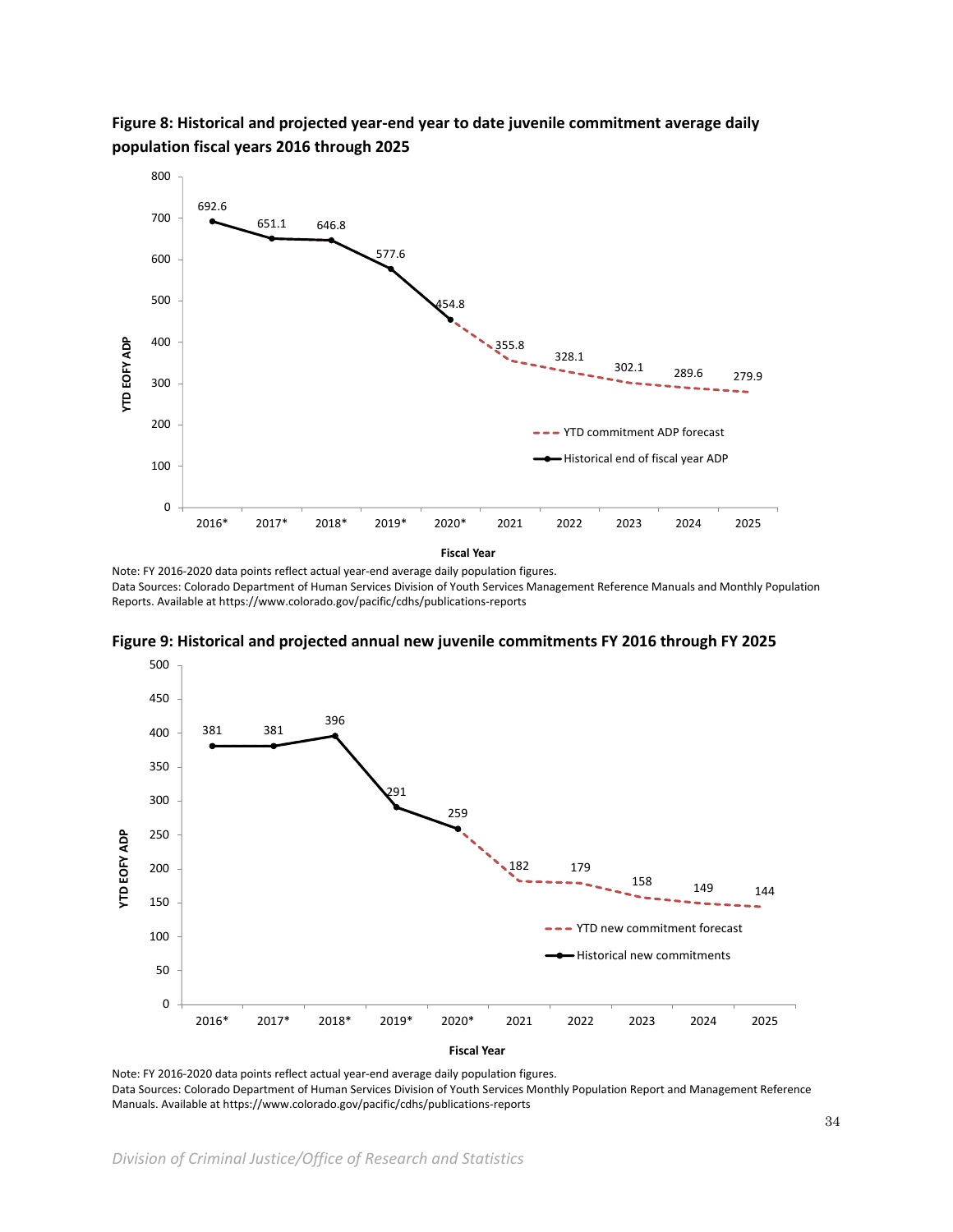**Figure 8: Historical and projected year-end year to date juvenile commitment average daily population fiscal years 2016 through 2025**

| Fiscal Year | YTD EOFY ADP |
|---|---|
| 2016* | 692.6 |
| 2017* | 651.1 |
| 2018* | 646.8 |
| 2019* | 577.6 |
| 2020* | 454.8 |
| 2021 | 355.8 |
| 2022 | 328.1 |
| 2023 | 302.1 |
| 2024 | 289.6 |
| 2025 | 279.9 |

Legend: YTD commitment ADP forecast; Historical end of fiscal year ADP

Note: FY 2016-2020 data points reflect actual year-end average daily population figures.
Data Sources: Colorado Department of Human Services Division of Youth Services Management Reference Manuals and Monthly Population Reports. Available at https://www.colorado.gov/pacific/cdhs/publications-reports

**Figure 9: Historical and projected annual new juvenile commitments FY 2016 through FY 2025**

| Fiscal Year | YTD EOFY ADP |
|---|---|
| 2016* | 381 |
| 2017* | 381 |
| 2018* | 396 |
| 2019* | 291 |
| 2020* | 259 |
| 2021 | 182 |
| 2022 | 179 |
| 2023 | 158 |
| 2024 | 149 |
| 2025 | 144 |

Legend: YTD new commitment forecast; Historical new commitments

Note: FY 2016-2020 data points reflect actual year-end average daily population figures.
Data Sources: Colorado Department of Human Services Division of Youth Services Monthly Population Report and Management Reference Manuals. Available at https://www.colorado.gov/pacific/cdhs/publications-reports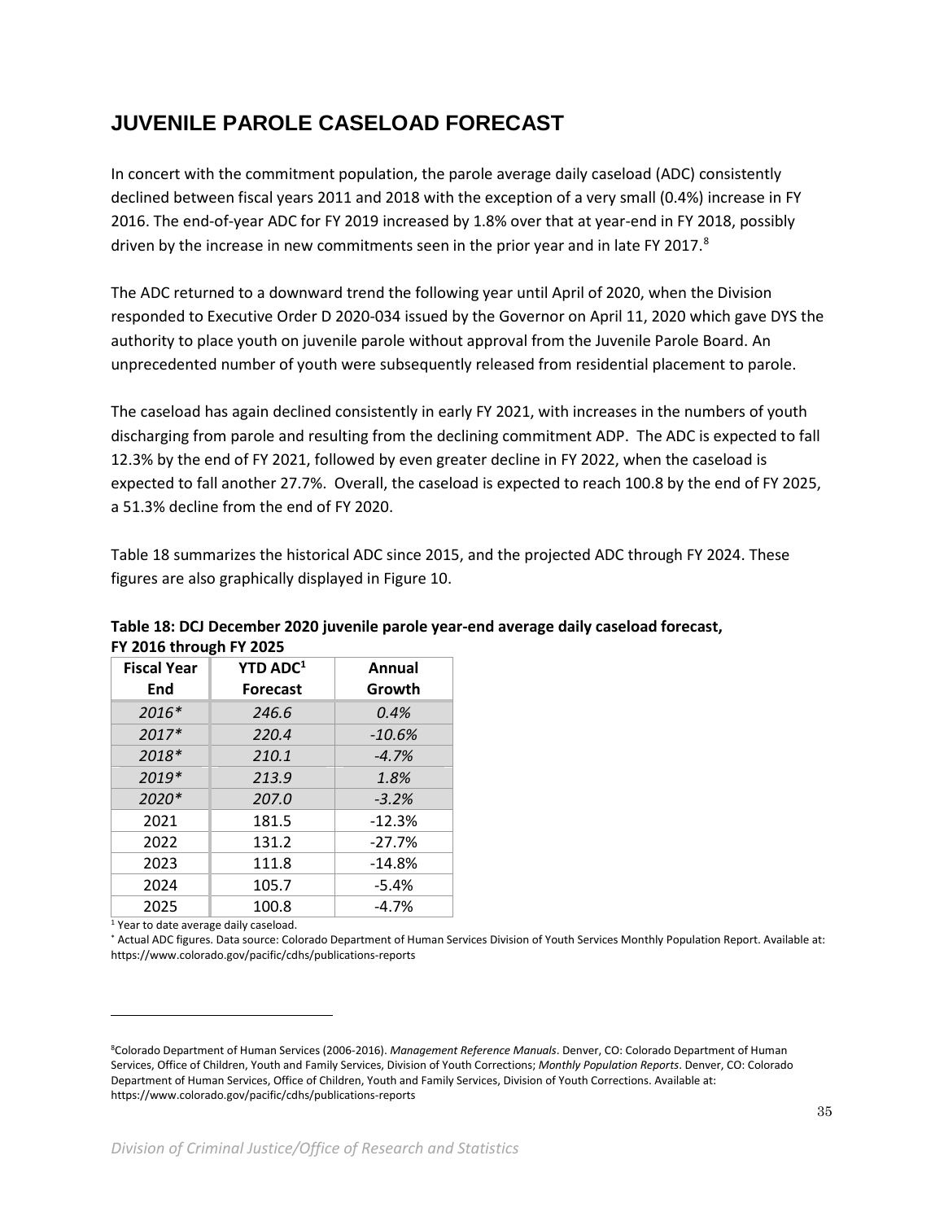# JUVENILE PAROLE CASELOAD FORECAST

In concert with the commitment population, the parole average daily caseload (ADC) consistently declined between fiscal years 2011 and 2018 with the exception of a very small (0.4%) increase in FY 2016. The end-of-year ADC for FY 2019 increased by 1.8% over that at year-end in FY 2018, possibly driven by the increase in new commitments seen in the prior year and in late FY 2017.[8]

The ADC returned to a downward trend the following year until April of 2020, when the Division responded to Executive Order D 2020-034 issued by the Governor on April 11, 2020 which gave DYS the authority to place youth on juvenile parole without approval from the Juvenile Parole Board. An unprecedented number of youth were subsequently released from residential placement to parole.

The caseload has again declined consistently in early FY 2021, with increases in the numbers of youth discharging from parole and resulting from the declining commitment ADP. The ADC is expected to fall 12.3% by the end of FY 2021, followed by even greater decline in FY 2022, when the caseload is expected to fall another 27.7%. Overall, the caseload is expected to reach 100.8 by the end of FY 2025, a 51.3% decline from the end of FY 2020.

Table 18 summarizes the historical ADC since 2015, and the projected ADC through FY 2024. These figures are also graphically displayed in Figure 10.

**Table 18: DCJ December 2020 juvenile parole year-end average daily caseload forecast, FY 2016 through FY 2025**

| Fiscal Year End | YTD ADC[1] Forecast | Annual Growth |
|---|---|---|
| *2016** | *246.6* | *0.4%* |
| *2017** | *220.4* | *-10.6%* |
| *2018** | *210.1* | *-4.7%* |
| *2019** | *213.9* | *1.8%* |
| *2020** | *207.0* | *-3.2%* |
| 2021 | 181.5 | -12.3% |
| 2022 | 131.2 | -27.7% |
| 2023 | 111.8 | -14.8% |
| 2024 | 105.7 | -5.4% |
| 2025 | 100.8 | -4.7% |

[1] Year to date average daily caseload.

* Actual ADC figures. Data source: Colorado Department of Human Services Division of Youth Services Monthly Population Report. Available at: https://www.colorado.gov/pacific/cdhs/publications-reports

[8] Colorado Department of Human Services (2006-2016). *Management Reference Manuals*. Denver, CO: Colorado Department of Human Services, Office of Children, Youth and Family Services, Division of Youth Corrections; *Monthly Population Reports*. Denver, CO: Colorado Department of Human Services, Office of Children, Youth and Family Services, Division of Youth Corrections. Available at: https://www.colorado.gov/pacific/cdhs/publications-reports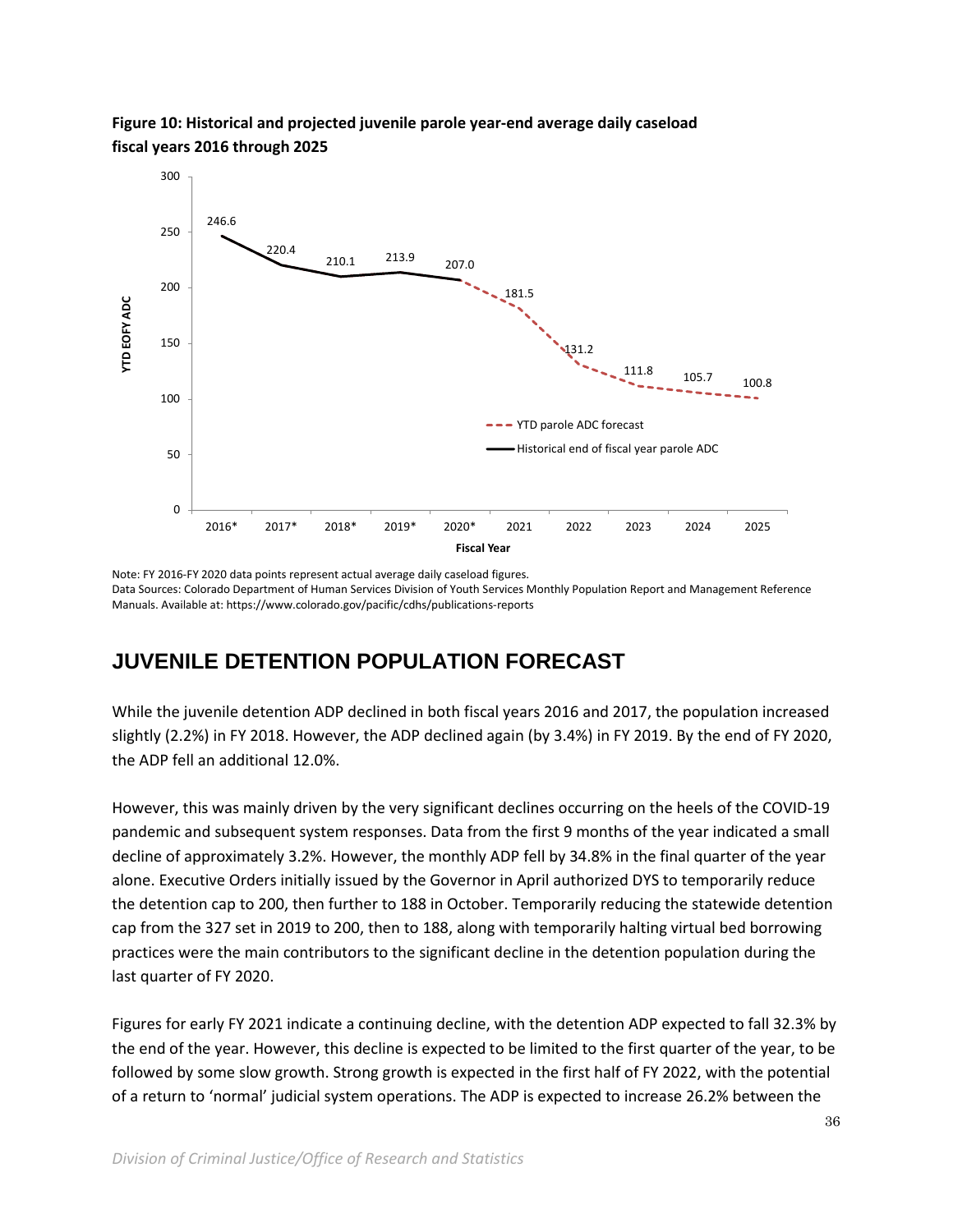**Figure 10: Historical and projected juvenile parole year-end average daily caseload fiscal years 2016 through 2025**

| Fiscal Year | YTD EOFY ADC |
|---|---|
| 2016* | 246.6 |
| 2017* | 220.4 |
| 2018* | 210.1 |
| 2019* | 213.9 |
| 2020* | 207.0 |
| 2021 | 181.5 |
| 2022 | 131.2 |
| 2023 | 111.8 |
| 2024 | 105.7 |
| 2025 | 100.8 |

Legend: YTD parole ADC forecast; Historical end of fiscal year parole ADC

Note: FY 2016-FY 2020 data points represent actual average daily caseload figures.
Data Sources: Colorado Department of Human Services Division of Youth Services Monthly Population Report and Management Reference Manuals. Available at: https://www.colorado.gov/pacific/cdhs/publications-reports

## JUVENILE DETENTION POPULATION FORECAST

While the juvenile detention ADP declined in both fiscal years 2016 and 2017, the population increased slightly (2.2%) in FY 2018. However, the ADP declined again (by 3.4%) in FY 2019. By the end of FY 2020, the ADP fell an additional 12.0%.

However, this was mainly driven by the very significant declines occurring on the heels of the COVID-19 pandemic and subsequent system responses. Data from the first 9 months of the year indicated a small decline of approximately 3.2%. However, the monthly ADP fell by 34.8% in the final quarter of the year alone. Executive Orders initially issued by the Governor in April authorized DYS to temporarily reduce the detention cap to 200, then further to 188 in October. Temporarily reducing the statewide detention cap from the 327 set in 2019 to 200, then to 188, along with temporarily halting virtual bed borrowing practices were the main contributors to the significant decline in the detention population during the last quarter of FY 2020.

Figures for early FY 2021 indicate a continuing decline, with the detention ADP expected to fall 32.3% by the end of the year. However, this decline is expected to be limited to the first quarter of the year, to be followed by some slow growth. Strong growth is expected in the first half of FY 2022, with the potential of a return to 'normal' judicial system operations. The ADP is expected to increase 26.2% between the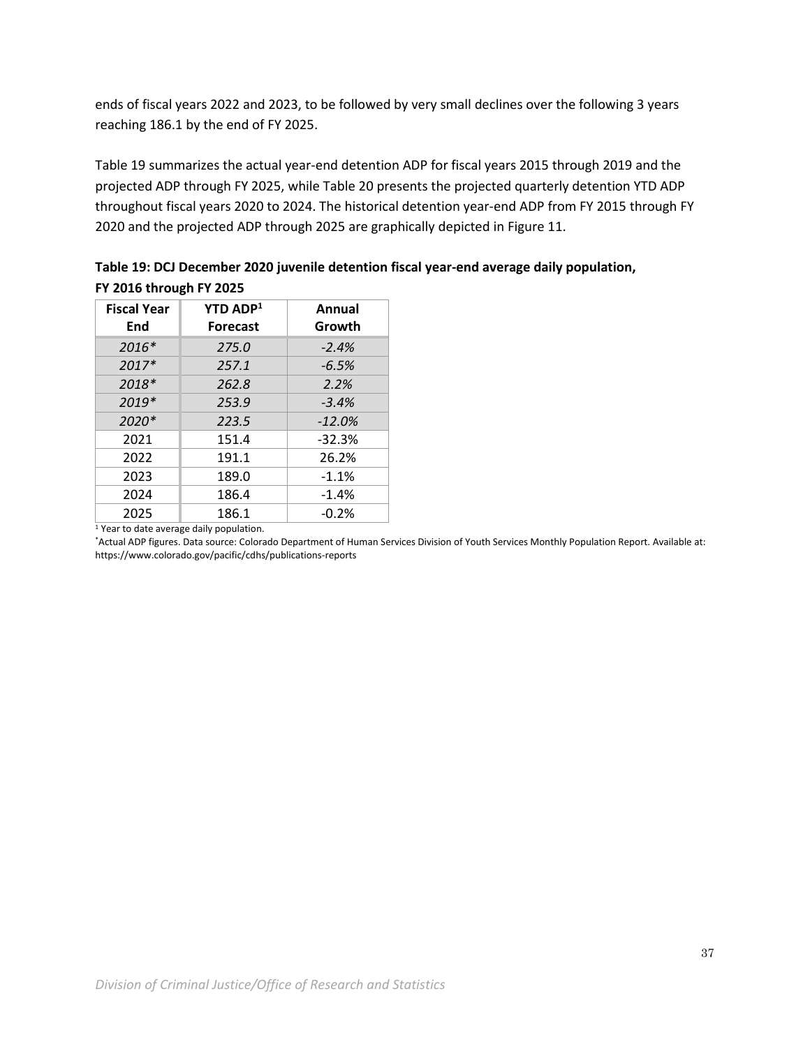ends of fiscal years 2022 and 2023, to be followed by very small declines over the following 3 years reaching 186.1 by the end of FY 2025.

Table 19 summarizes the actual year-end detention ADP for fiscal years 2015 through 2019 and the projected ADP through FY 2025, while Table 20 presents the projected quarterly detention YTD ADP throughout fiscal years 2020 to 2024. The historical detention year-end ADP from FY 2015 through FY 2020 and the projected ADP through 2025 are graphically depicted in Figure 11.

**Table 19: DCJ December 2020 juvenile detention fiscal year-end average daily population, FY 2016 through FY 2025**

| Fiscal Year End | YTD ADP[1] Forecast | Annual Growth |
|---|---|---|
| *2016** | *275.0* | *-2.4%* |
| *2017** | *257.1* | *-6.5%* |
| *2018** | *262.8* | *2.2%* |
| *2019** | *253.9* | *-3.4%* |
| *2020** | *223.5* | *-12.0%* |
| 2021 | 151.4 | -32.3% |
| 2022 | 191.1 | 26.2% |
| 2023 | 189.0 | -1.1% |
| 2024 | 186.4 | -1.4% |
| 2025 | 186.1 | -0.2% |

[1] Year to date average daily population.

*Actual ADP figures. Data source: Colorado Department of Human Services Division of Youth Services Monthly Population Report. Available at: https://www.colorado.gov/pacific/cdhs/publications-reports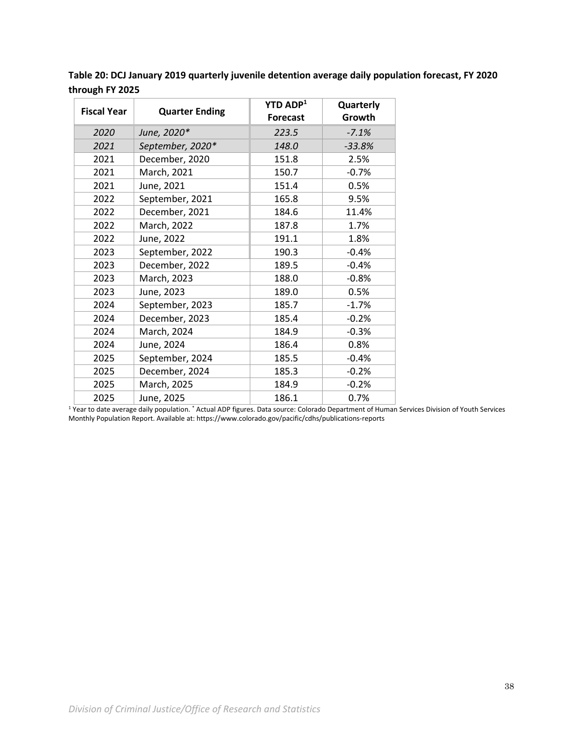**Table 20: DCJ January 2019 quarterly juvenile detention average daily population forecast, FY 2020 through FY 2025**

| Fiscal Year | Quarter Ending | YTD ADP[1] Forecast | Quarterly Growth |
|---|---|---|---|
| *2020* | *June, 2020** | *223.5* | *-7.1%* |
| *2021* | *September, 2020** | *148.0* | *-33.8%* |
| 2021 | December, 2020 | 151.8 | 2.5% |
| 2021 | March, 2021 | 150.7 | -0.7% |
| 2021 | June, 2021 | 151.4 | 0.5% |
| 2022 | September, 2021 | 165.8 | 9.5% |
| 2022 | December, 2021 | 184.6 | 11.4% |
| 2022 | March, 2022 | 187.8 | 1.7% |
| 2022 | June, 2022 | 191.1 | 1.8% |
| 2023 | September, 2022 | 190.3 | -0.4% |
| 2023 | December, 2022 | 189.5 | -0.4% |
| 2023 | March, 2023 | 188.0 | -0.8% |
| 2023 | June, 2023 | 189.0 | 0.5% |
| 2024 | September, 2023 | 185.7 | -1.7% |
| 2024 | December, 2023 | 185.4 | -0.2% |
| 2024 | March, 2024 | 184.9 | -0.3% |
| 2024 | June, 2024 | 186.4 | 0.8% |
| 2025 | September, 2024 | 185.5 | -0.4% |
| 2025 | December, 2024 | 185.3 | -0.2% |
| 2025 | March, 2025 | 184.9 | -0.2% |
| 2025 | June, 2025 | 186.1 | 0.7% |

[1] Year to date average daily population. * Actual ADP figures. Data source: Colorado Department of Human Services Division of Youth Services Monthly Population Report. Available at: https://www.colorado.gov/pacific/cdhs/publications-reports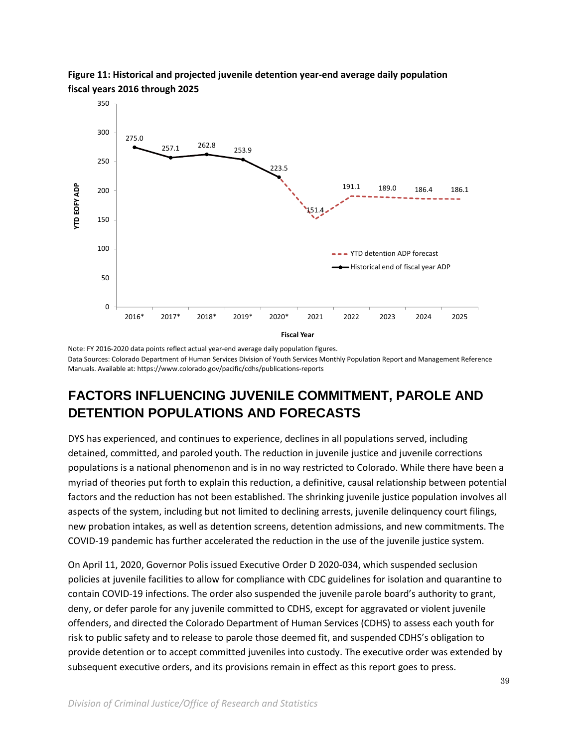**Figure 11: Historical and projected juvenile detention year-end average daily population fiscal years 2016 through 2025**

| Fiscal Year | Historical end of fiscal year ADP | YTD detention ADP forecast |
|---|---|---|
| 2016* | 275.0 | |
| 2017* | 257.1 | |
| 2018* | 262.8 | |
| 2019* | 253.9 | |
| 2020* | 223.5 | |
| 2021 | | 151.4 |
| 2022 | | 191.1 |
| 2023 | | 189.0 |
| 2024 | | 186.4 |
| 2025 | | 186.1 |

Note: FY 2016-2020 data points reflect actual year-end average daily population figures.
Data Sources: Colorado Department of Human Services Division of Youth Services Monthly Population Report and Management Reference Manuals. Available at: https://www.colorado.gov/pacific/cdhs/publications-reports

## FACTORS INFLUENCING JUVENILE COMMITMENT, PAROLE AND DETENTION POPULATIONS AND FORECASTS

DYS has experienced, and continues to experience, declines in all populations served, including detained, committed, and paroled youth. The reduction in juvenile justice and juvenile corrections populations is a national phenomenon and is in no way restricted to Colorado. While there have been a myriad of theories put forth to explain this reduction, a definitive, causal relationship between potential factors and the reduction has not been established. The shrinking juvenile justice population involves all aspects of the system, including but not limited to declining arrests, juvenile delinquency court filings, new probation intakes, as well as detention screens, detention admissions, and new commitments. The COVID-19 pandemic has further accelerated the reduction in the use of the juvenile justice system.

On April 11, 2020, Governor Polis issued Executive Order D 2020-034, which suspended seclusion policies at juvenile facilities to allow for compliance with CDC guidelines for isolation and quarantine to contain COVID-19 infections. The order also suspended the juvenile parole board's authority to grant, deny, or defer parole for any juvenile committed to CDHS, except for aggravated or violent juvenile offenders, and directed the Colorado Department of Human Services (CDHS) to assess each youth for risk to public safety and to release to parole those deemed fit, and suspended CDHS's obligation to provide detention or to accept committed juveniles into custody. The executive order was extended by subsequent executive orders, and its provisions remain in effect as this report goes to press.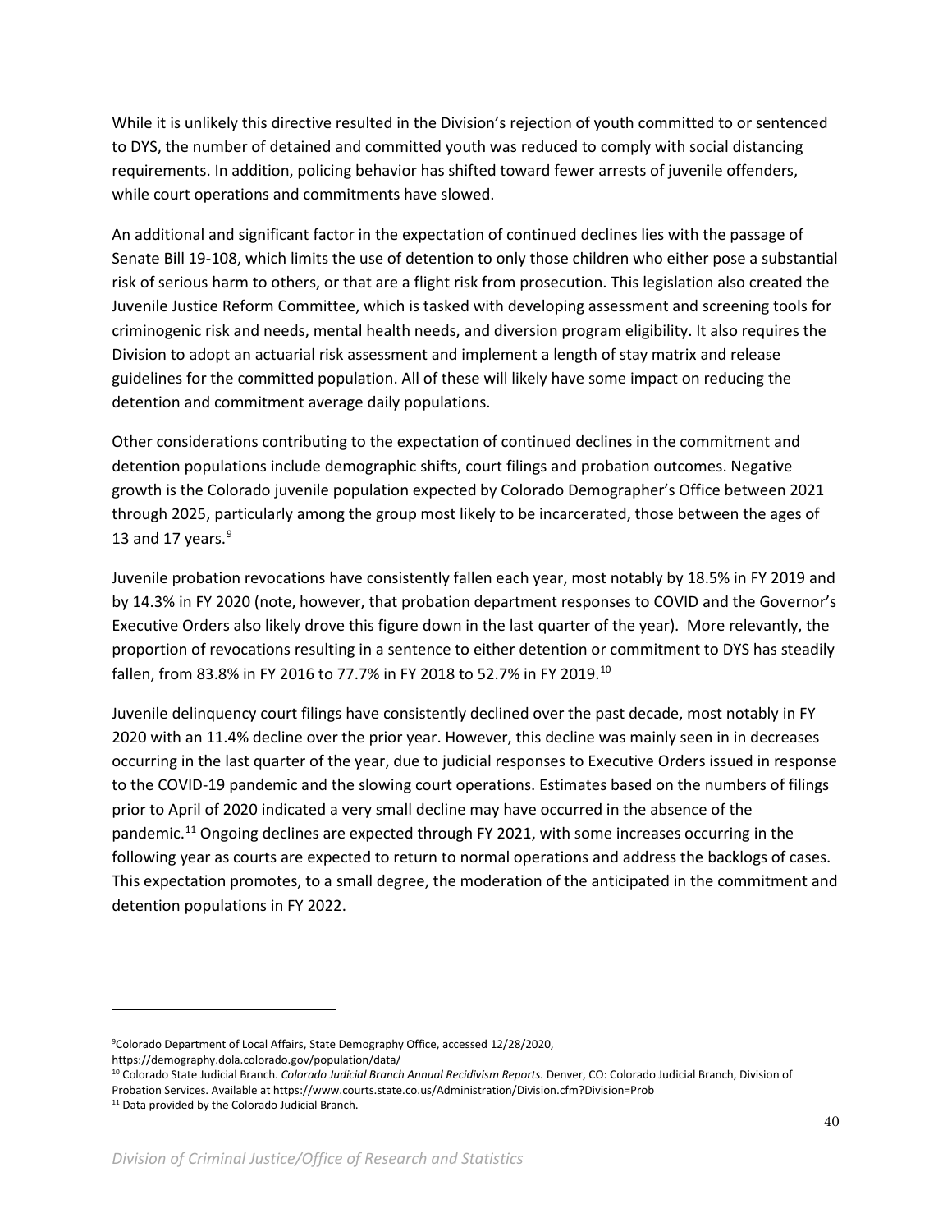While it is unlikely this directive resulted in the Division's rejection of youth committed to or sentenced to DYS, the number of detained and committed youth was reduced to comply with social distancing requirements. In addition, policing behavior has shifted toward fewer arrests of juvenile offenders, while court operations and commitments have slowed.

An additional and significant factor in the expectation of continued declines lies with the passage of Senate Bill 19-108, which limits the use of detention to only those children who either pose a substantial risk of serious harm to others, or that are a flight risk from prosecution. This legislation also created the Juvenile Justice Reform Committee, which is tasked with developing assessment and screening tools for criminogenic risk and needs, mental health needs, and diversion program eligibility. It also requires the Division to adopt an actuarial risk assessment and implement a length of stay matrix and release guidelines for the committed population. All of these will likely have some impact on reducing the detention and commitment average daily populations.

Other considerations contributing to the expectation of continued declines in the commitment and detention populations include demographic shifts, court filings and probation outcomes. Negative growth is the Colorado juvenile population expected by Colorado Demographer's Office between 2021 through 2025, particularly among the group most likely to be incarcerated, those between the ages of 13 and 17 years.[9]

Juvenile probation revocations have consistently fallen each year, most notably by 18.5% in FY 2019 and by 14.3% in FY 2020 (note, however, that probation department responses to COVID and the Governor's Executive Orders also likely drove this figure down in the last quarter of the year). More relevantly, the proportion of revocations resulting in a sentence to either detention or commitment to DYS has steadily fallen, from 83.8% in FY 2016 to 77.7% in FY 2018 to 52.7% in FY 2019.[10]

Juvenile delinquency court filings have consistently declined over the past decade, most notably in FY 2020 with an 11.4% decline over the prior year. However, this decline was mainly seen in in decreases occurring in the last quarter of the year, due to judicial responses to Executive Orders issued in response to the COVID-19 pandemic and the slowing court operations. Estimates based on the numbers of filings prior to April of 2020 indicated a very small decline may have occurred in the absence of the pandemic.[11] Ongoing declines are expected through FY 2021, with some increases occurring in the following year as courts are expected to return to normal operations and address the backlogs of cases. This expectation promotes, to a small degree, the moderation of the anticipated in the commitment and detention populations in FY 2022.

---

[9] Colorado Department of Local Affairs, State Demography Office, accessed 12/28/2020, https://demography.dola.colorado.gov/population/data/

[10] Colorado State Judicial Branch. *Colorado Judicial Branch Annual Recidivism Reports.* Denver, CO: Colorado Judicial Branch, Division of Probation Services. Available at https://www.courts.state.co.us/Administration/Division.cfm?Division=Prob

[11] Data provided by the Colorado Judicial Branch.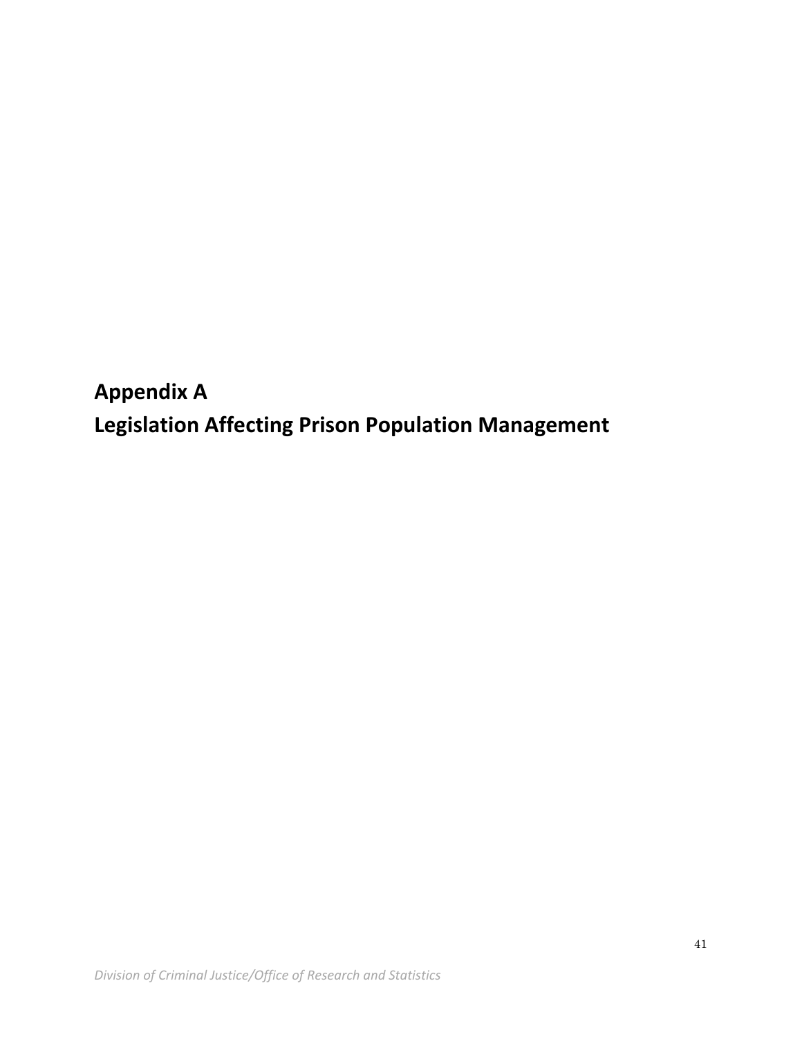# Appendix A
# Legislation Affecting Prison Population Management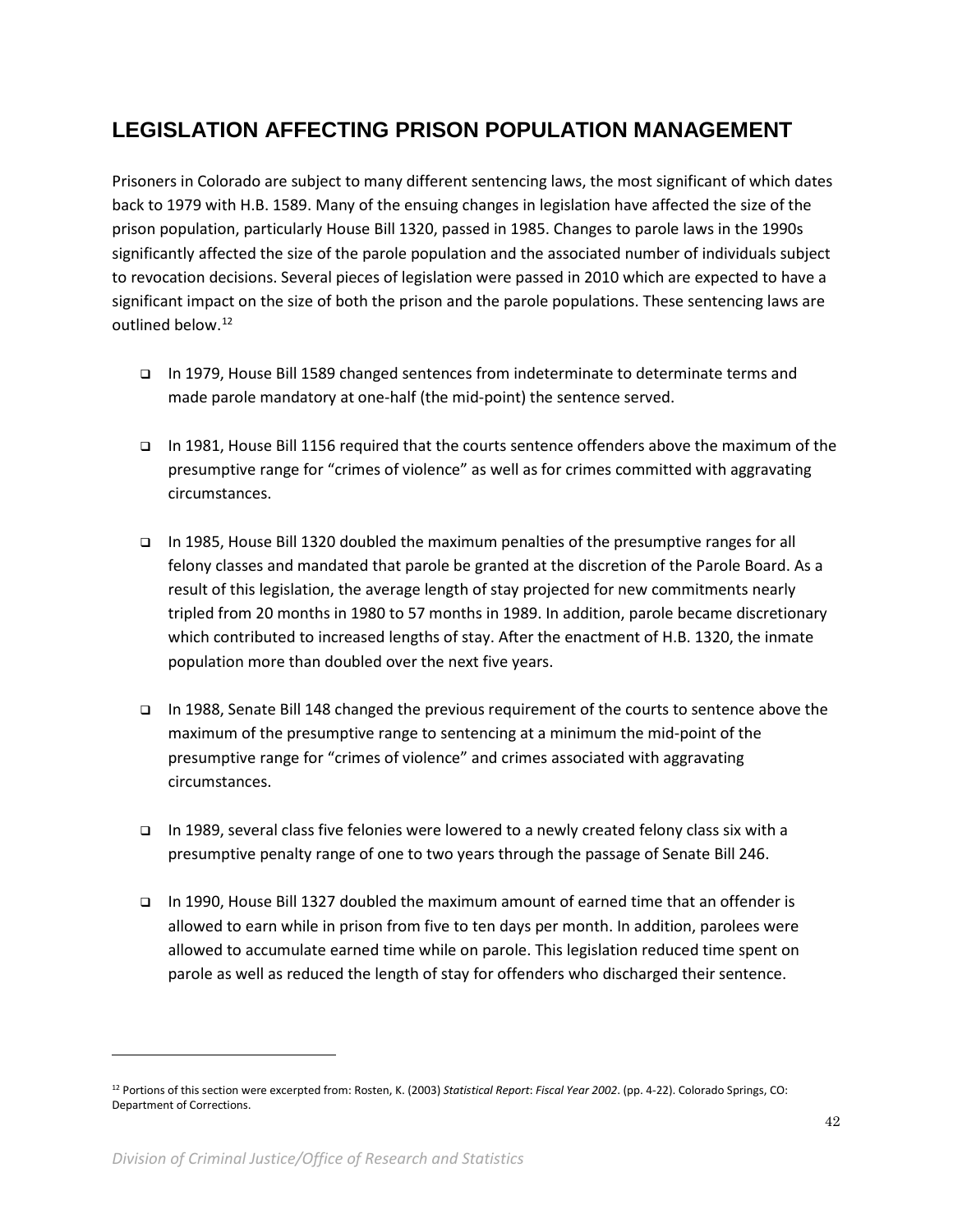## LEGISLATION AFFECTING PRISON POPULATION MANAGEMENT

Prisoners in Colorado are subject to many different sentencing laws, the most significant of which dates back to 1979 with H.B. 1589. Many of the ensuing changes in legislation have affected the size of the prison population, particularly House Bill 1320, passed in 1985. Changes to parole laws in the 1990s significantly affected the size of the parole population and the associated number of individuals subject to revocation decisions. Several pieces of legislation were passed in 2010 which are expected to have a significant impact on the size of both the prison and the parole populations. These sentencing laws are outlined below.[12]

- In 1979, House Bill 1589 changed sentences from indeterminate to determinate terms and made parole mandatory at one-half (the mid-point) the sentence served.

- In 1981, House Bill 1156 required that the courts sentence offenders above the maximum of the presumptive range for "crimes of violence" as well as for crimes committed with aggravating circumstances.

- In 1985, House Bill 1320 doubled the maximum penalties of the presumptive ranges for all felony classes and mandated that parole be granted at the discretion of the Parole Board. As a result of this legislation, the average length of stay projected for new commitments nearly tripled from 20 months in 1980 to 57 months in 1989. In addition, parole became discretionary which contributed to increased lengths of stay. After the enactment of H.B. 1320, the inmate population more than doubled over the next five years.

- In 1988, Senate Bill 148 changed the previous requirement of the courts to sentence above the maximum of the presumptive range to sentencing at a minimum the mid-point of the presumptive range for "crimes of violence" and crimes associated with aggravating circumstances.

- In 1989, several class five felonies were lowered to a newly created felony class six with a presumptive penalty range of one to two years through the passage of Senate Bill 246.

- In 1990, House Bill 1327 doubled the maximum amount of earned time that an offender is allowed to earn while in prison from five to ten days per month. In addition, parolees were allowed to accumulate earned time while on parole. This legislation reduced time spent on parole as well as reduced the length of stay for offenders who discharged their sentence.

[12] Portions of this section were excerpted from: Rosten, K. (2003) *Statistical Report*: *Fiscal Year 2002*. (pp. 4-22). Colorado Springs, CO: Department of Corrections.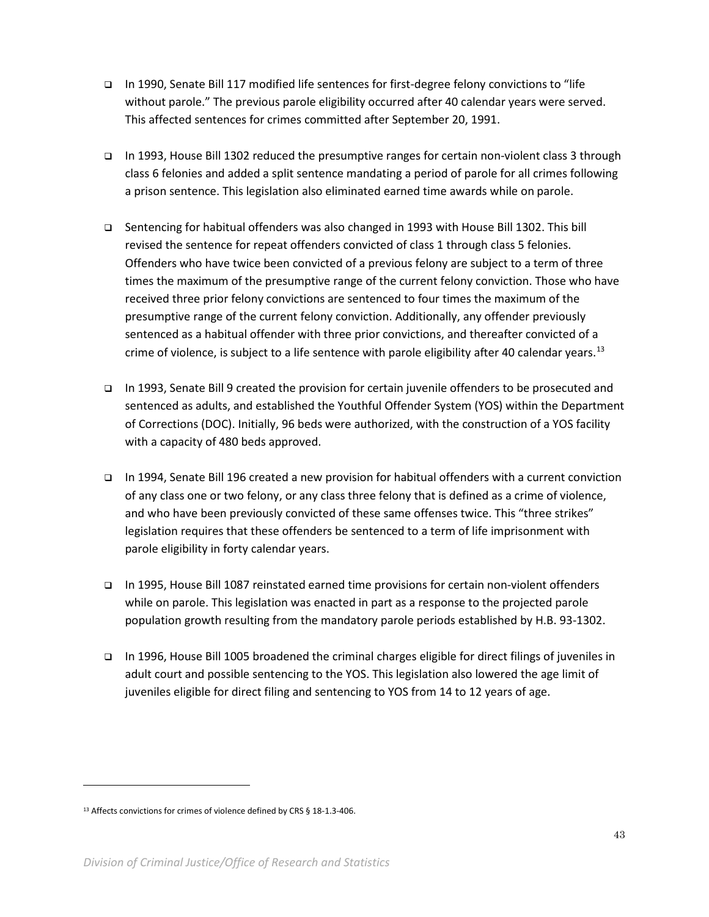- In 1990, Senate Bill 117 modified life sentences for first-degree felony convictions to "life without parole." The previous parole eligibility occurred after 40 calendar years were served. This affected sentences for crimes committed after September 20, 1991.

- In 1993, House Bill 1302 reduced the presumptive ranges for certain non-violent class 3 through class 6 felonies and added a split sentence mandating a period of parole for all crimes following a prison sentence. This legislation also eliminated earned time awards while on parole.

- Sentencing for habitual offenders was also changed in 1993 with House Bill 1302. This bill revised the sentence for repeat offenders convicted of class 1 through class 5 felonies. Offenders who have twice been convicted of a previous felony are subject to a term of three times the maximum of the presumptive range of the current felony conviction. Those who have received three prior felony convictions are sentenced to four times the maximum of the presumptive range of the current felony conviction. Additionally, any offender previously sentenced as a habitual offender with three prior convictions, and thereafter convicted of a crime of violence, is subject to a life sentence with parole eligibility after 40 calendar years.[13]

- In 1993, Senate Bill 9 created the provision for certain juvenile offenders to be prosecuted and sentenced as adults, and established the Youthful Offender System (YOS) within the Department of Corrections (DOC). Initially, 96 beds were authorized, with the construction of a YOS facility with a capacity of 480 beds approved.

- In 1994, Senate Bill 196 created a new provision for habitual offenders with a current conviction of any class one or two felony, or any class three felony that is defined as a crime of violence, and who have been previously convicted of these same offenses twice. This "three strikes" legislation requires that these offenders be sentenced to a term of life imprisonment with parole eligibility in forty calendar years.

- In 1995, House Bill 1087 reinstated earned time provisions for certain non-violent offenders while on parole. This legislation was enacted in part as a response to the projected parole population growth resulting from the mandatory parole periods established by H.B. 93-1302.

- In 1996, House Bill 1005 broadened the criminal charges eligible for direct filings of juveniles in adult court and possible sentencing to the YOS. This legislation also lowered the age limit of juveniles eligible for direct filing and sentencing to YOS from 14 to 12 years of age.

---

[13] Affects convictions for crimes of violence defined by CRS § 18-1.3-406.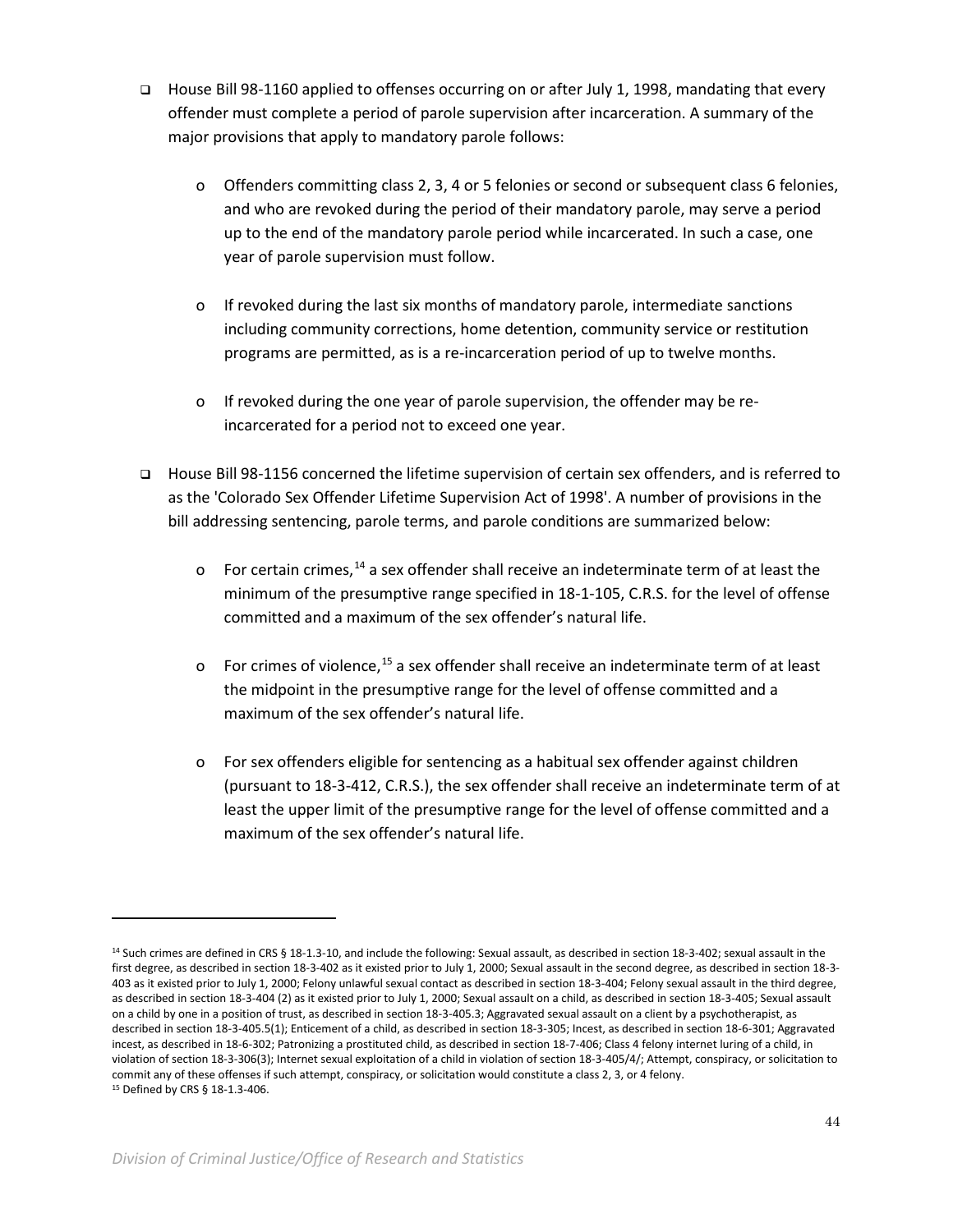- House Bill 98-1160 applied to offenses occurring on or after July 1, 1998, mandating that every offender must complete a period of parole supervision after incarceration. A summary of the major provisions that apply to mandatory parole follows:

  - Offenders committing class 2, 3, 4 or 5 felonies or second or subsequent class 6 felonies, and who are revoked during the period of their mandatory parole, may serve a period up to the end of the mandatory parole period while incarcerated. In such a case, one year of parole supervision must follow.

  - If revoked during the last six months of mandatory parole, intermediate sanctions including community corrections, home detention, community service or restitution programs are permitted, as is a re-incarceration period of up to twelve months.

  - If revoked during the one year of parole supervision, the offender may be re-incarcerated for a period not to exceed one year.

- House Bill 98-1156 concerned the lifetime supervision of certain sex offenders, and is referred to as the 'Colorado Sex Offender Lifetime Supervision Act of 1998'. A number of provisions in the bill addressing sentencing, parole terms, and parole conditions are summarized below:

  - For certain crimes,[14] a sex offender shall receive an indeterminate term of at least the minimum of the presumptive range specified in 18-1-105, C.R.S. for the level of offense committed and a maximum of the sex offender's natural life.

  - For crimes of violence,[15] a sex offender shall receive an indeterminate term of at least the midpoint in the presumptive range for the level of offense committed and a maximum of the sex offender's natural life.

  - For sex offenders eligible for sentencing as a habitual sex offender against children (pursuant to 18-3-412, C.R.S.), the sex offender shall receive an indeterminate term of at least the upper limit of the presumptive range for the level of offense committed and a maximum of the sex offender's natural life.

---

[14] Such crimes are defined in CRS § 18-1.3-10, and include the following: Sexual assault, as described in section 18-3-402; sexual assault in the first degree, as described in section 18-3-402 as it existed prior to July 1, 2000; Sexual assault in the second degree, as described in section 18-3-403 as it existed prior to July 1, 2000; Felony unlawful sexual contact as described in section 18-3-404; Felony sexual assault in the third degree, as described in section 18-3-404 (2) as it existed prior to July 1, 2000; Sexual assault on a child, as described in section 18-3-405; Sexual assault on a child by one in a position of trust, as described in section 18-3-405.3; Aggravated sexual assault on a client by a psychotherapist, as described in section 18-3-405.5(1); Enticement of a child, as described in section 18-3-305; Incest, as described in section 18-6-301; Aggravated incest, as described in 18-6-302; Patronizing a prostituted child, as described in section 18-7-406; Class 4 felony internet luring of a child, in violation of section 18-3-306(3); Internet sexual exploitation of a child in violation of section 18-3-405/4/; Attempt, conspiracy, or solicitation to commit any of these offenses if such attempt, conspiracy, or solicitation would constitute a class 2, 3, or 4 felony.

[15] Defined by CRS § 18-1.3-406.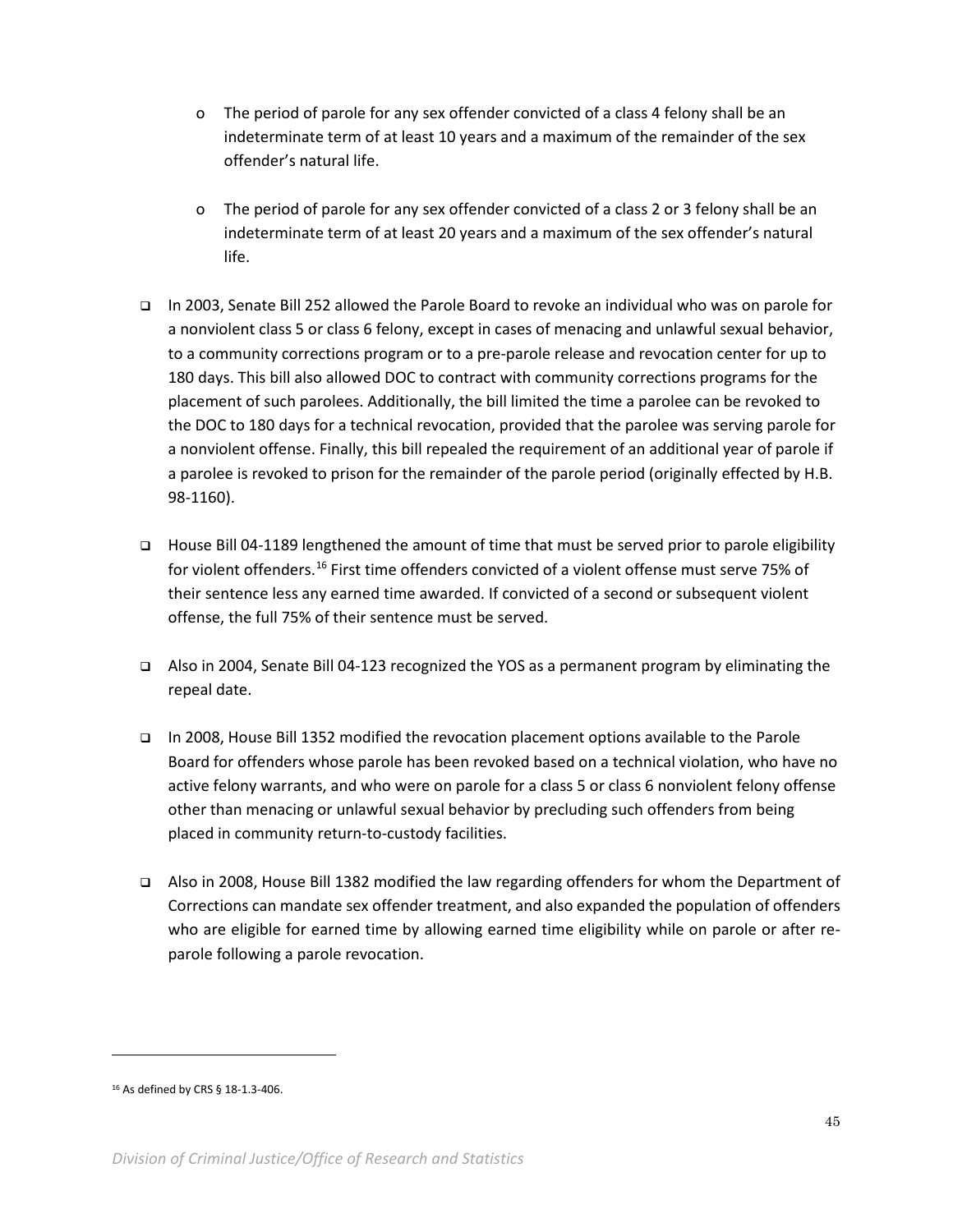- The period of parole for any sex offender convicted of a class 4 felony shall be an indeterminate term of at least 10 years and a maximum of the remainder of the sex offender's natural life.

    - The period of parole for any sex offender convicted of a class 2 or 3 felony shall be an indeterminate term of at least 20 years and a maximum of the sex offender's natural life.

- In 2003, Senate Bill 252 allowed the Parole Board to revoke an individual who was on parole for a nonviolent class 5 or class 6 felony, except in cases of menacing and unlawful sexual behavior, to a community corrections program or to a pre-parole release and revocation center for up to 180 days. This bill also allowed DOC to contract with community corrections programs for the placement of such parolees. Additionally, the bill limited the time a parolee can be revoked to the DOC to 180 days for a technical revocation, provided that the parolee was serving parole for a nonviolent offense. Finally, this bill repealed the requirement of an additional year of parole if a parolee is revoked to prison for the remainder of the parole period (originally effected by H.B. 98-1160).

- House Bill 04-1189 lengthened the amount of time that must be served prior to parole eligibility for violent offenders.[16] First time offenders convicted of a violent offense must serve 75% of their sentence less any earned time awarded. If convicted of a second or subsequent violent offense, the full 75% of their sentence must be served.

- Also in 2004, Senate Bill 04-123 recognized the YOS as a permanent program by eliminating the repeal date.

- In 2008, House Bill 1352 modified the revocation placement options available to the Parole Board for offenders whose parole has been revoked based on a technical violation, who have no active felony warrants, and who were on parole for a class 5 or class 6 nonviolent felony offense other than menacing or unlawful sexual behavior by precluding such offenders from being placed in community return-to-custody facilities.

- Also in 2008, House Bill 1382 modified the law regarding offenders for whom the Department of Corrections can mandate sex offender treatment, and also expanded the population of offenders who are eligible for earned time by allowing earned time eligibility while on parole or after re-parole following a parole revocation.

---

[16] As defined by CRS § 18-1.3-406.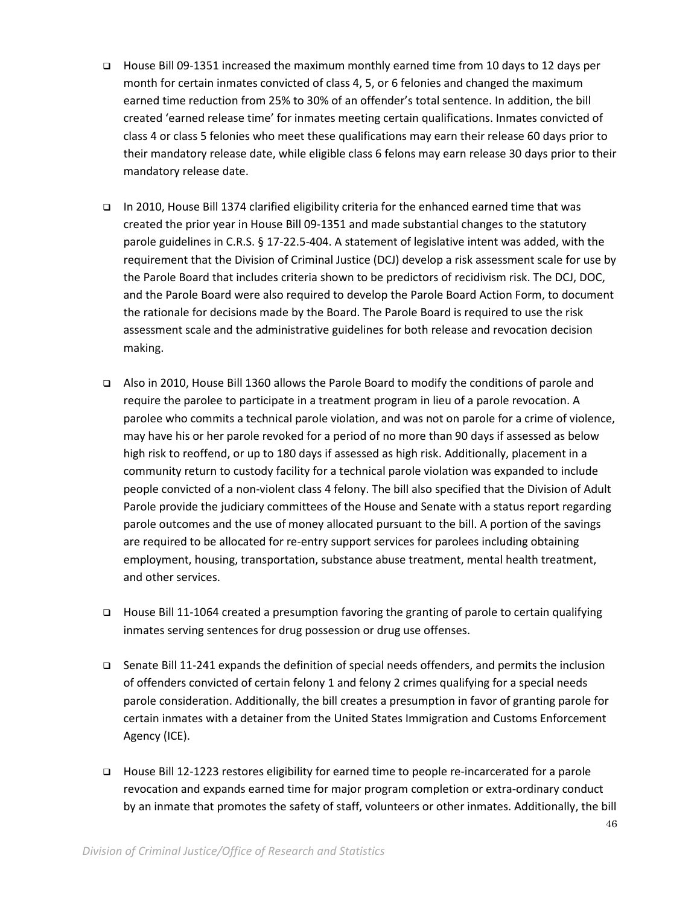- House Bill 09-1351 increased the maximum monthly earned time from 10 days to 12 days per month for certain inmates convicted of class 4, 5, or 6 felonies and changed the maximum earned time reduction from 25% to 30% of an offender's total sentence. In addition, the bill created 'earned release time' for inmates meeting certain qualifications. Inmates convicted of class 4 or class 5 felonies who meet these qualifications may earn their release 60 days prior to their mandatory release date, while eligible class 6 felons may earn release 30 days prior to their mandatory release date.

- In 2010, House Bill 1374 clarified eligibility criteria for the enhanced earned time that was created the prior year in House Bill 09-1351 and made substantial changes to the statutory parole guidelines in C.R.S. § 17-22.5-404. A statement of legislative intent was added, with the requirement that the Division of Criminal Justice (DCJ) develop a risk assessment scale for use by the Parole Board that includes criteria shown to be predictors of recidivism risk. The DCJ, DOC, and the Parole Board were also required to develop the Parole Board Action Form, to document the rationale for decisions made by the Board. The Parole Board is required to use the risk assessment scale and the administrative guidelines for both release and revocation decision making.

- Also in 2010, House Bill 1360 allows the Parole Board to modify the conditions of parole and require the parolee to participate in a treatment program in lieu of a parole revocation. A parolee who commits a technical parole violation, and was not on parole for a crime of violence, may have his or her parole revoked for a period of no more than 90 days if assessed as below high risk to reoffend, or up to 180 days if assessed as high risk. Additionally, placement in a community return to custody facility for a technical parole violation was expanded to include people convicted of a non-violent class 4 felony. The bill also specified that the Division of Adult Parole provide the judiciary committees of the House and Senate with a status report regarding parole outcomes and the use of money allocated pursuant to the bill. A portion of the savings are required to be allocated for re-entry support services for parolees including obtaining employment, housing, transportation, substance abuse treatment, mental health treatment, and other services.

- House Bill 11-1064 created a presumption favoring the granting of parole to certain qualifying inmates serving sentences for drug possession or drug use offenses.

- Senate Bill 11-241 expands the definition of special needs offenders, and permits the inclusion of offenders convicted of certain felony 1 and felony 2 crimes qualifying for a special needs parole consideration. Additionally, the bill creates a presumption in favor of granting parole for certain inmates with a detainer from the United States Immigration and Customs Enforcement Agency (ICE).

- House Bill 12-1223 restores eligibility for earned time to people re-incarcerated for a parole revocation and expands earned time for major program completion or extra-ordinary conduct by an inmate that promotes the safety of staff, volunteers or other inmates. Additionally, the bill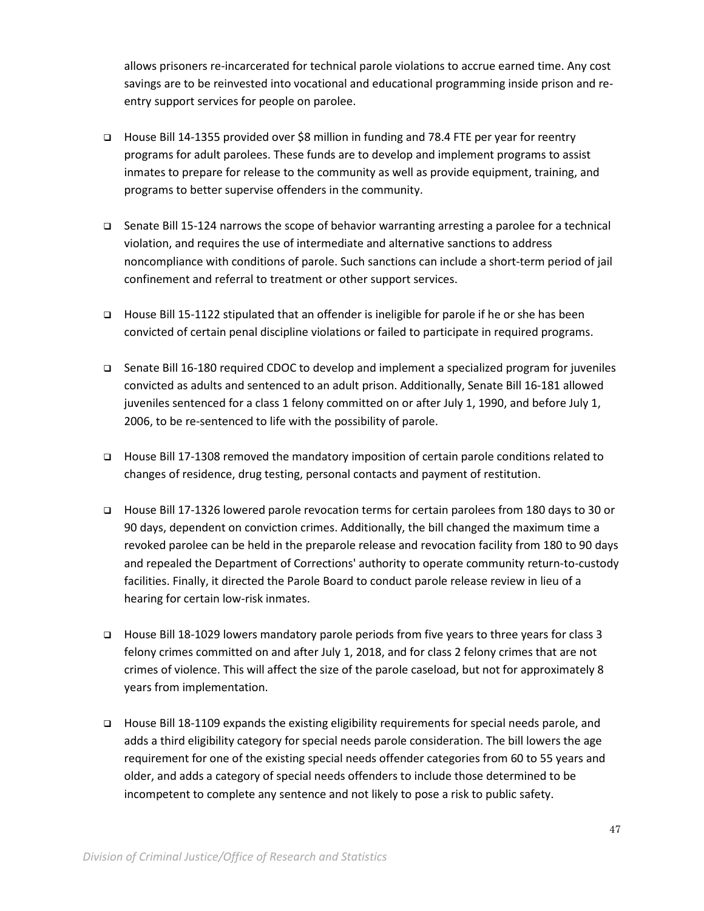allows prisoners re-incarcerated for technical parole violations to accrue earned time. Any cost savings are to be reinvested into vocational and educational programming inside prison and re-entry support services for people on parolee.

- House Bill 14-1355 provided over $8 million in funding and 78.4 FTE per year for reentry programs for adult parolees. These funds are to develop and implement programs to assist inmates to prepare for release to the community as well as provide equipment, training, and programs to better supervise offenders in the community.

- Senate Bill 15-124 narrows the scope of behavior warranting arresting a parolee for a technical violation, and requires the use of intermediate and alternative sanctions to address noncompliance with conditions of parole. Such sanctions can include a short-term period of jail confinement and referral to treatment or other support services.

- House Bill 15-1122 stipulated that an offender is ineligible for parole if he or she has been convicted of certain penal discipline violations or failed to participate in required programs.

- Senate Bill 16-180 required CDOC to develop and implement a specialized program for juveniles convicted as adults and sentenced to an adult prison. Additionally, Senate Bill 16-181 allowed juveniles sentenced for a class 1 felony committed on or after July 1, 1990, and before July 1, 2006, to be re-sentenced to life with the possibility of parole.

- House Bill 17-1308 removed the mandatory imposition of certain parole conditions related to changes of residence, drug testing, personal contacts and payment of restitution.

- House Bill 17-1326 lowered parole revocation terms for certain parolees from 180 days to 30 or 90 days, dependent on conviction crimes. Additionally, the bill changed the maximum time a revoked parolee can be held in the preparole release and revocation facility from 180 to 90 days and repealed the Department of Corrections' authority to operate community return-to-custody facilities. Finally, it directed the Parole Board to conduct parole release review in lieu of a hearing for certain low-risk inmates.

- House Bill 18-1029 lowers mandatory parole periods from five years to three years for class 3 felony crimes committed on and after July 1, 2018, and for class 2 felony crimes that are not crimes of violence. This will affect the size of the parole caseload, but not for approximately 8 years from implementation.

- House Bill 18-1109 expands the existing eligibility requirements for special needs parole, and adds a third eligibility category for special needs parole consideration. The bill lowers the age requirement for one of the existing special needs offender categories from 60 to 55 years and older, and adds a category of special needs offenders to include those determined to be incompetent to complete any sentence and not likely to pose a risk to public safety.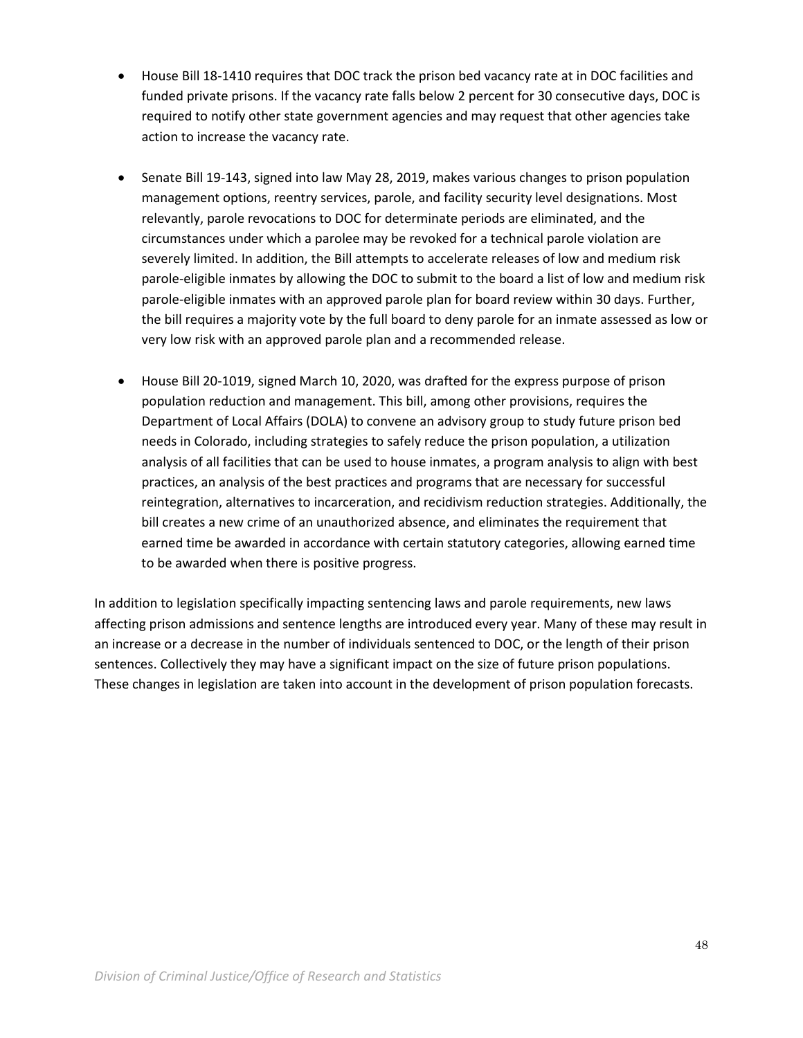- House Bill 18-1410 requires that DOC track the prison bed vacancy rate at in DOC facilities and funded private prisons. If the vacancy rate falls below 2 percent for 30 consecutive days, DOC is required to notify other state government agencies and may request that other agencies take action to increase the vacancy rate.

- Senate Bill 19-143, signed into law May 28, 2019, makes various changes to prison population management options, reentry services, parole, and facility security level designations. Most relevantly, parole revocations to DOC for determinate periods are eliminated, and the circumstances under which a parolee may be revoked for a technical parole violation are severely limited. In addition, the Bill attempts to accelerate releases of low and medium risk parole-eligible inmates by allowing the DOC to submit to the board a list of low and medium risk parole-eligible inmates with an approved parole plan for board review within 30 days. Further, the bill requires a majority vote by the full board to deny parole for an inmate assessed as low or very low risk with an approved parole plan and a recommended release.

- House Bill 20-1019, signed March 10, 2020, was drafted for the express purpose of prison population reduction and management. This bill, among other provisions, requires the Department of Local Affairs (DOLA) to convene an advisory group to study future prison bed needs in Colorado, including strategies to safely reduce the prison population, a utilization analysis of all facilities that can be used to house inmates, a program analysis to align with best practices, an analysis of the best practices and programs that are necessary for successful reintegration, alternatives to incarceration, and recidivism reduction strategies. Additionally, the bill creates a new crime of an unauthorized absence, and eliminates the requirement that earned time be awarded in accordance with certain statutory categories, allowing earned time to be awarded when there is positive progress.

In addition to legislation specifically impacting sentencing laws and parole requirements, new laws affecting prison admissions and sentence lengths are introduced every year. Many of these may result in an increase or a decrease in the number of individuals sentenced to DOC, or the length of their prison sentences. Collectively they may have a significant impact on the size of future prison populations. These changes in legislation are taken into account in the development of prison population forecasts.